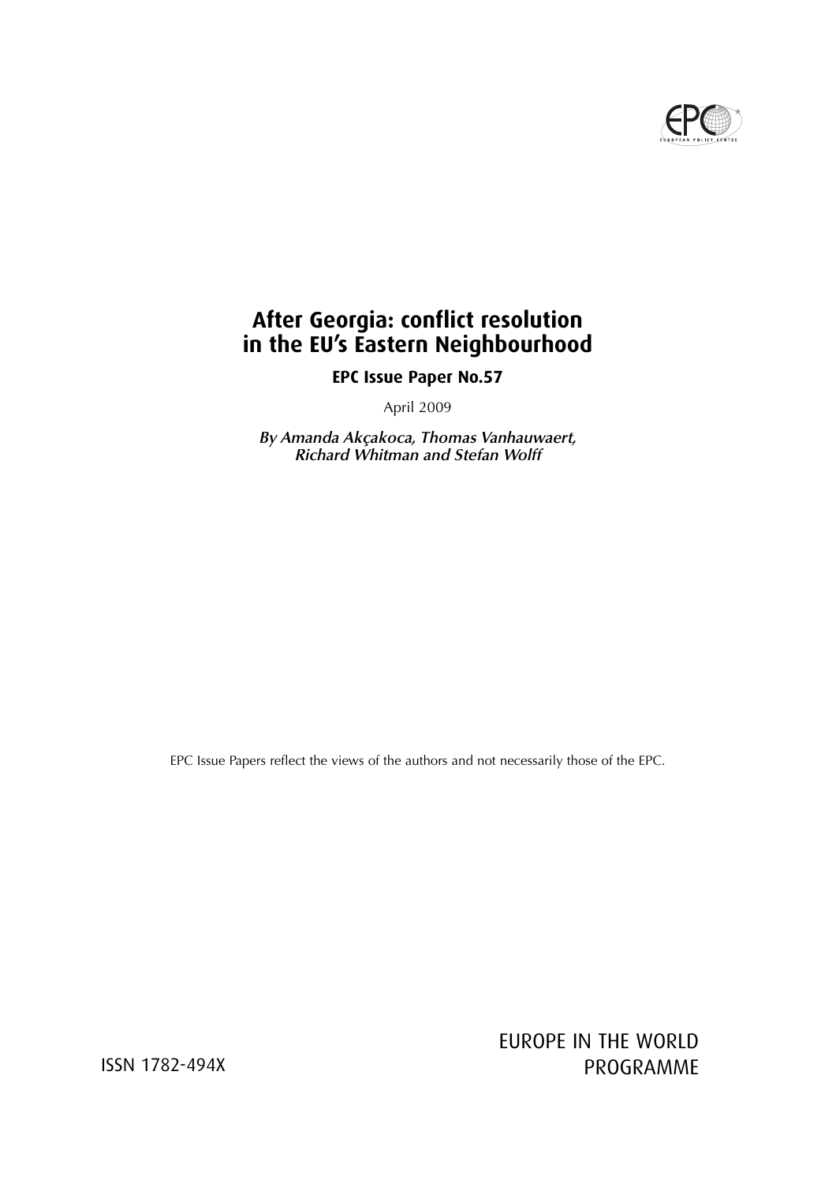# After Georgia: conflict resolution in the EU's Eastern Neighbourhood

**EPC Issue Paper No.57**

April 2009

***By Amanda Akçakoca, Thomas Vanhauwaert, Richard Whitman and Stefan Wolff***

EPC Issue Papers reflect the views of the authors and not necessarily those of the EPC.

ISSN 1782-494X

EUROPE IN THE WORLD PROGRAMME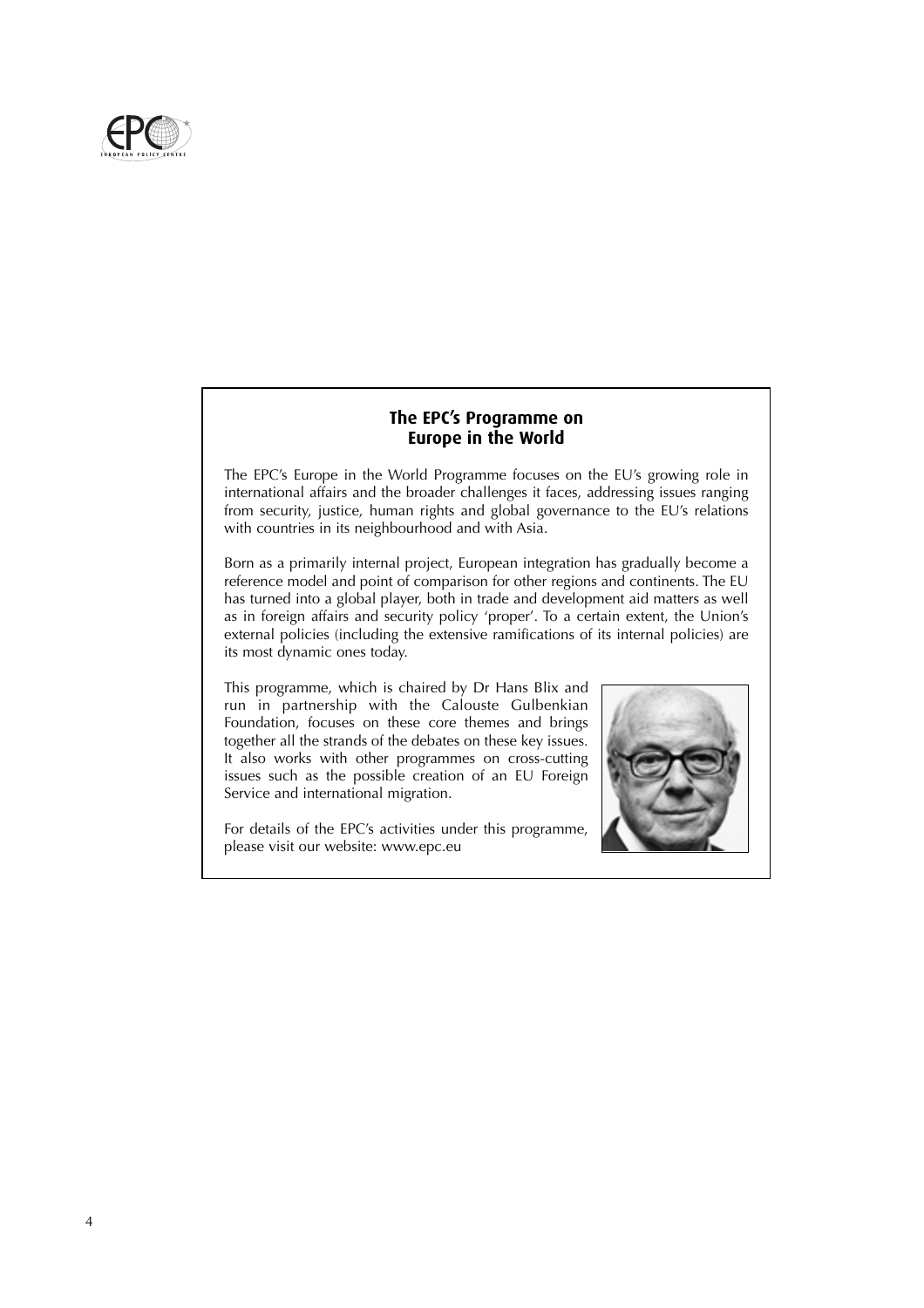## The EPC's Programme on Europe in the World

The EPC's Europe in the World Programme focuses on the EU's growing role in international affairs and the broader challenges it faces, addressing issues ranging from security, justice, human rights and global governance to the EU's relations with countries in its neighbourhood and with Asia.

Born as a primarily internal project, European integration has gradually become a reference model and point of comparison for other regions and continents. The EU has turned into a global player, both in trade and development aid matters as well as in foreign affairs and security policy 'proper'. To a certain extent, the Union's external policies (including the extensive ramifications of its internal policies) are its most dynamic ones today.

This programme, which is chaired by Dr Hans Blix and run in partnership with the Calouste Gulbenkian Foundation, focuses on these core themes and brings together all the strands of the debates on these key issues. It also works with other programmes on cross-cutting issues such as the possible creation of an EU Foreign Service and international migration.

For details of the EPC's activities under this programme, please visit our website: www.epc.eu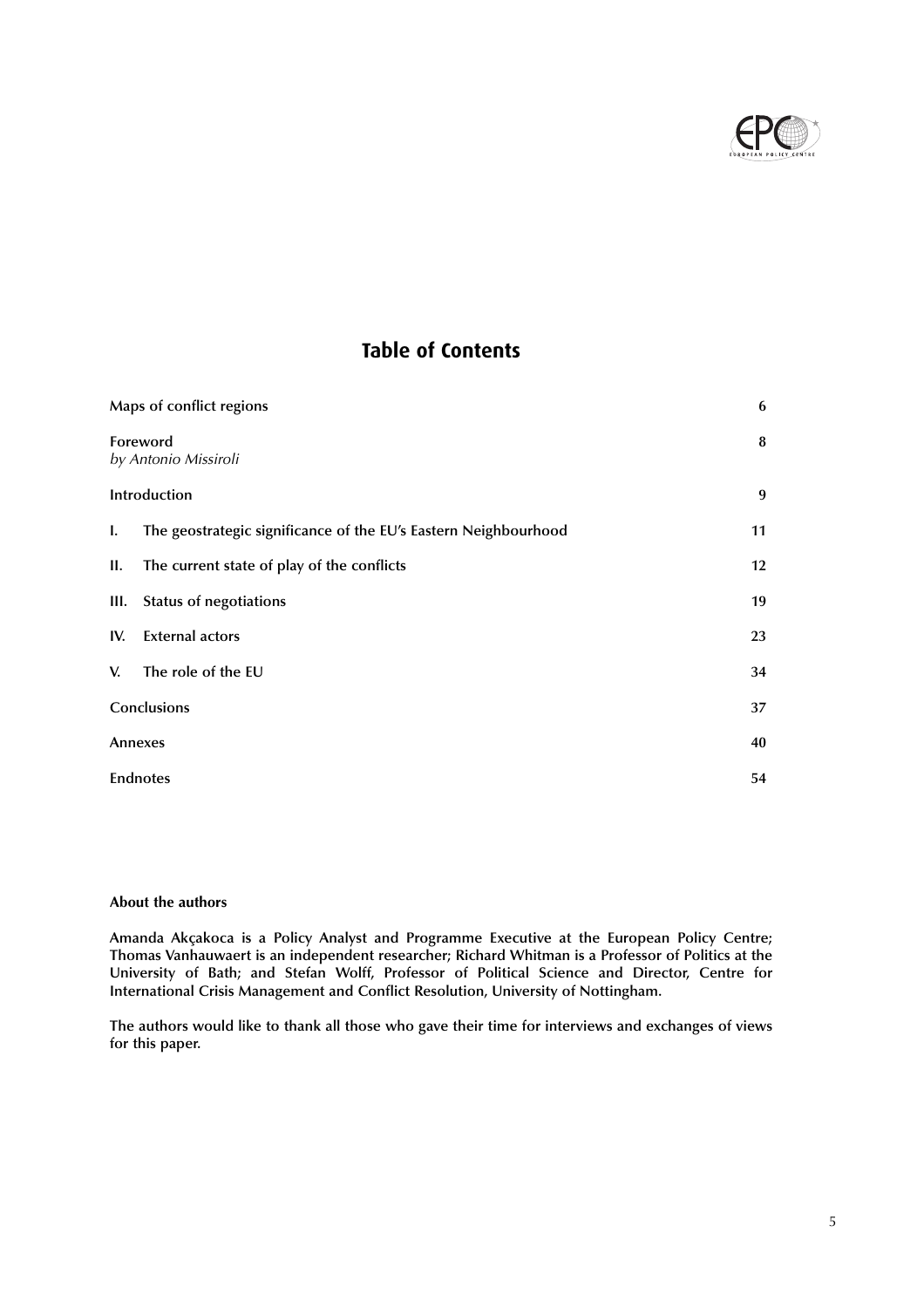# Table of Contents

| | |
|---|---|
| Maps of conflict regions | 6 |
| Foreword<br>*by Antonio Missiroli* | 8 |
| Introduction | 9 |
| I. The geostrategic significance of the EU's Eastern Neighbourhood | 11 |
| II. The current state of play of the conflicts | 12 |
| III. Status of negotiations | 19 |
| IV. External actors | 23 |
| V. The role of the EU | 34 |
| Conclusions | 37 |
| Annexes | 40 |
| Endnotes | 54 |

**About the authors**

**Amanda Akçakoca is a Policy Analyst and Programme Executive at the European Policy Centre; Thomas Vanhauwaert is an independent researcher; Richard Whitman is a Professor of Politics at the University of Bath; and Stefan Wolff, Professor of Political Science and Director, Centre for International Crisis Management and Conflict Resolution, University of Nottingham.**

**The authors would like to thank all those who gave their time for interviews and exchanges of views for this paper.**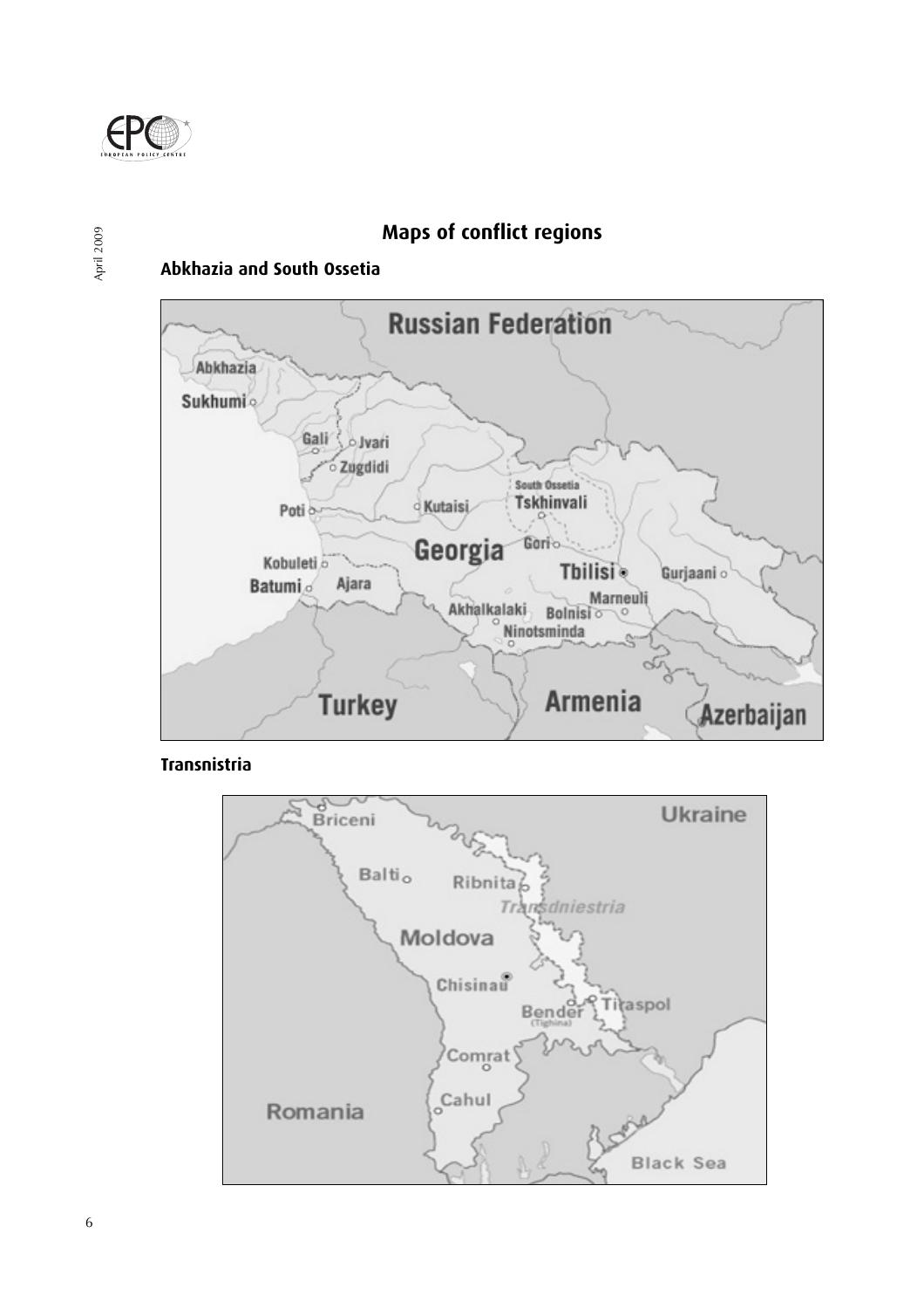# Maps of conflict regions

## Abkhazia and South Ossetia

## Transnistria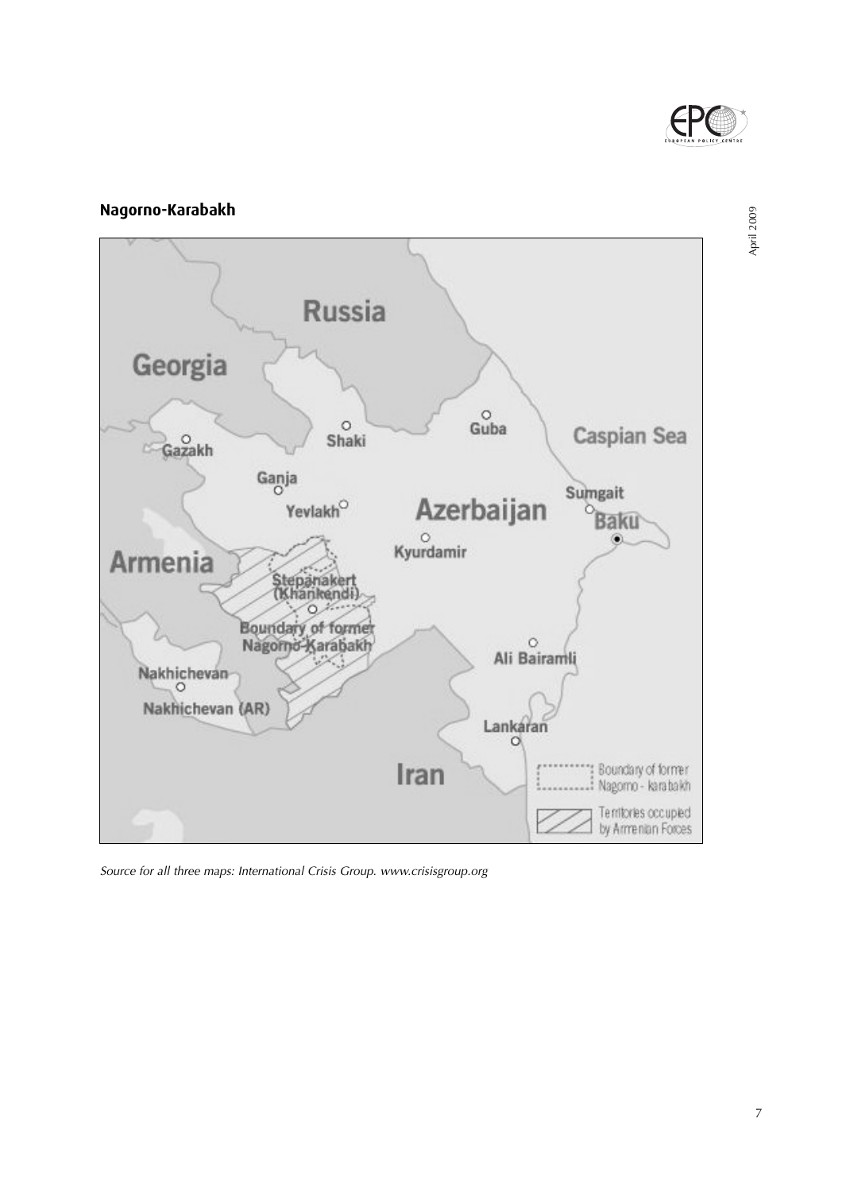## Nagorno-Karabakh

*Source for all three maps: International Crisis Group. www.crisisgroup.org*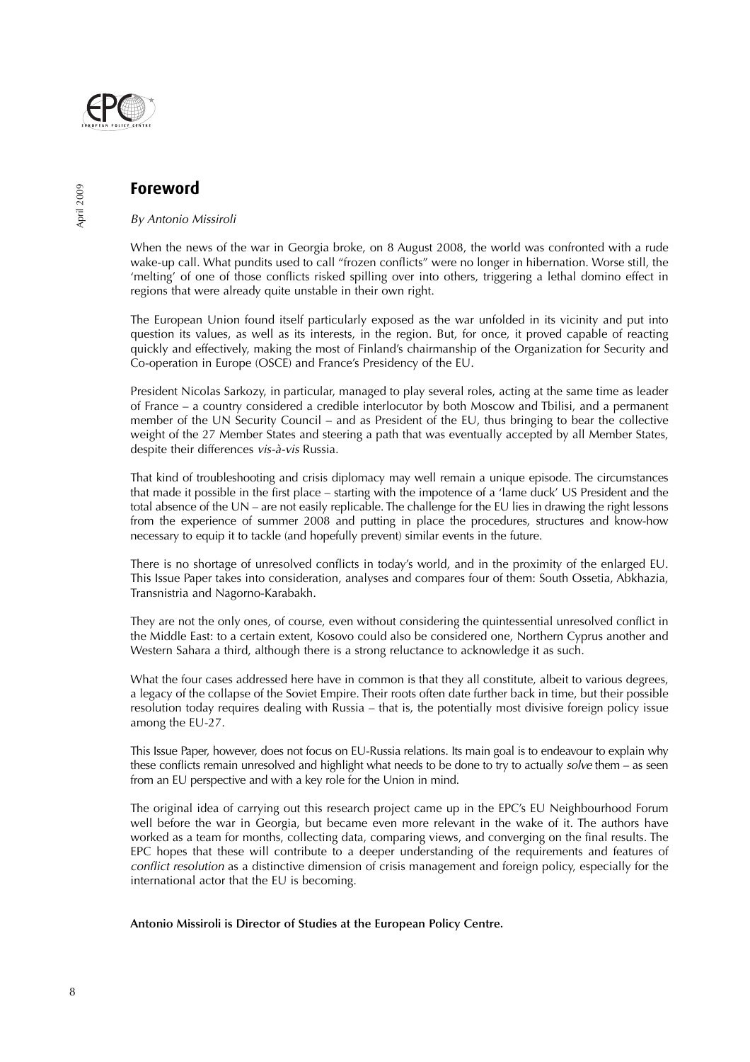## Foreword

*By Antonio Missiroli*

When the news of the war in Georgia broke, on 8 August 2008, the world was confronted with a rude wake-up call. What pundits used to call "frozen conflicts" were no longer in hibernation. Worse still, the 'melting' of one of those conflicts risked spilling over into others, triggering a lethal domino effect in regions that were already quite unstable in their own right.

The European Union found itself particularly exposed as the war unfolded in its vicinity and put into question its values, as well as its interests, in the region. But, for once, it proved capable of reacting quickly and effectively, making the most of Finland's chairmanship of the Organization for Security and Co-operation in Europe (OSCE) and France's Presidency of the EU.

President Nicolas Sarkozy, in particular, managed to play several roles, acting at the same time as leader of France – a country considered a credible interlocutor by both Moscow and Tbilisi, and a permanent member of the UN Security Council – and as President of the EU, thus bringing to bear the collective weight of the 27 Member States and steering a path that was eventually accepted by all Member States, despite their differences *vis-à-vis* Russia.

That kind of troubleshooting and crisis diplomacy may well remain a unique episode. The circumstances that made it possible in the first place – starting with the impotence of a 'lame duck' US President and the total absence of the UN – are not easily replicable. The challenge for the EU lies in drawing the right lessons from the experience of summer 2008 and putting in place the procedures, structures and know-how necessary to equip it to tackle (and hopefully prevent) similar events in the future.

There is no shortage of unresolved conflicts in today's world, and in the proximity of the enlarged EU. This Issue Paper takes into consideration, analyses and compares four of them: South Ossetia, Abkhazia, Transnistria and Nagorno-Karabakh.

They are not the only ones, of course, even without considering the quintessential unresolved conflict in the Middle East: to a certain extent, Kosovo could also be considered one, Northern Cyprus another and Western Sahara a third, although there is a strong reluctance to acknowledge it as such.

What the four cases addressed here have in common is that they all constitute, albeit to various degrees, a legacy of the collapse of the Soviet Empire. Their roots often date further back in time, but their possible resolution today requires dealing with Russia – that is, the potentially most divisive foreign policy issue among the EU-27.

This Issue Paper, however, does not focus on EU-Russia relations. Its main goal is to endeavour to explain why these conflicts remain unresolved and highlight what needs to be done to try to actually *solve* them – as seen from an EU perspective and with a key role for the Union in mind.

The original idea of carrying out this research project came up in the EPC's EU Neighbourhood Forum well before the war in Georgia, but became even more relevant in the wake of it. The authors have worked as a team for months, collecting data, comparing views, and converging on the final results. The EPC hopes that these will contribute to a deeper understanding of the requirements and features of *conflict resolution* as a distinctive dimension of crisis management and foreign policy, especially for the international actor that the EU is becoming.

**Antonio Missiroli is Director of Studies at the European Policy Centre.**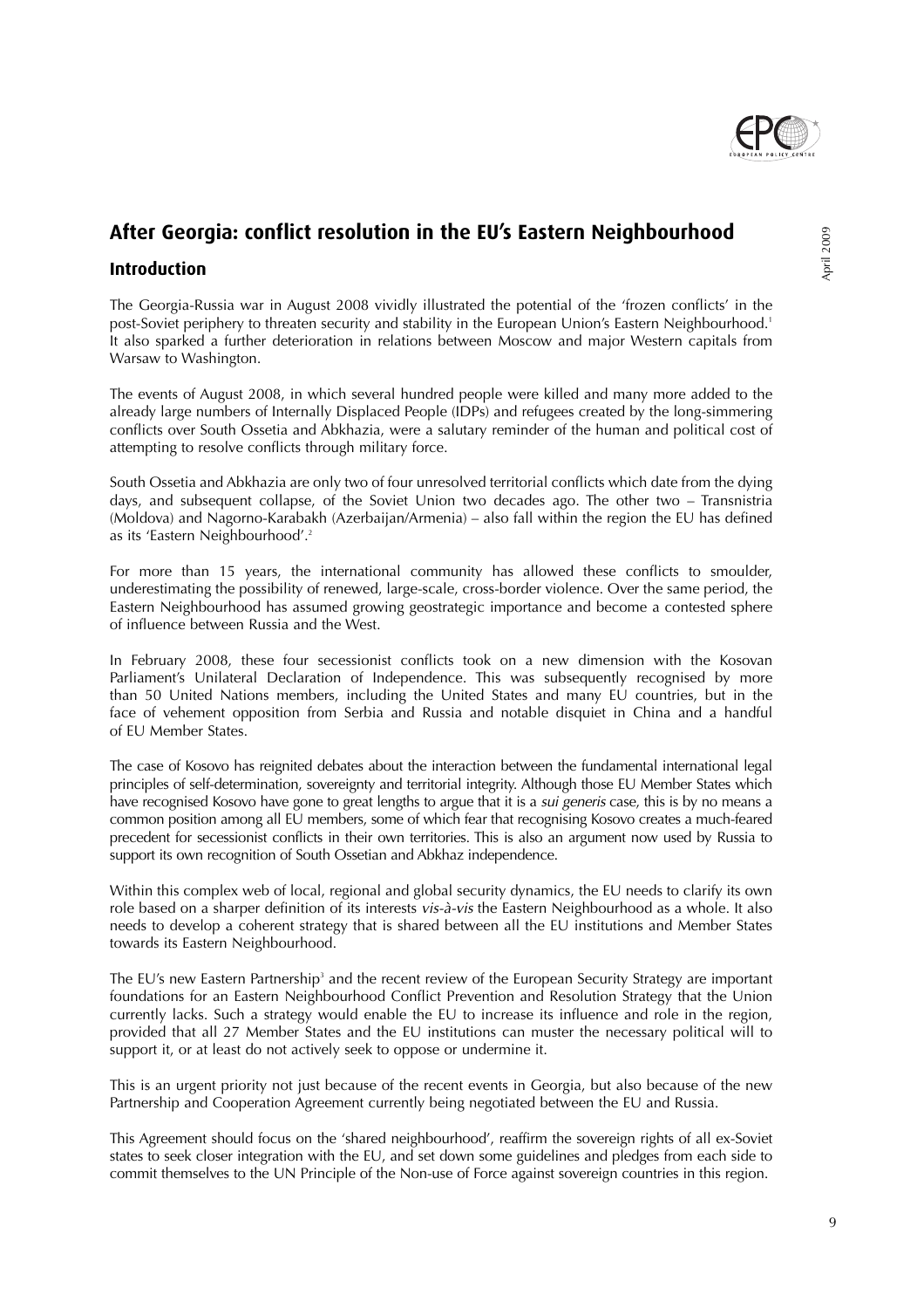## After Georgia: conflict resolution in the EU's Eastern Neighbourhood

### Introduction

The Georgia-Russia war in August 2008 vividly illustrated the potential of the 'frozen conflicts' in the post-Soviet periphery to threaten security and stability in the European Union's Eastern Neighbourhood.[1] It also sparked a further deterioration in relations between Moscow and major Western capitals from Warsaw to Washington.

The events of August 2008, in which several hundred people were killed and many more added to the already large numbers of Internally Displaced People (IDPs) and refugees created by the long-simmering conflicts over South Ossetia and Abkhazia, were a salutary reminder of the human and political cost of attempting to resolve conflicts through military force.

South Ossetia and Abkhazia are only two of four unresolved territorial conflicts which date from the dying days, and subsequent collapse, of the Soviet Union two decades ago. The other two – Transnistria (Moldova) and Nagorno-Karabakh (Azerbaijan/Armenia) – also fall within the region the EU has defined as its 'Eastern Neighbourhood'.[2]

For more than 15 years, the international community has allowed these conflicts to smoulder, underestimating the possibility of renewed, large-scale, cross-border violence. Over the same period, the Eastern Neighbourhood has assumed growing geostrategic importance and become a contested sphere of influence between Russia and the West.

In February 2008, these four secessionist conflicts took on a new dimension with the Kosovan Parliament's Unilateral Declaration of Independence. This was subsequently recognised by more than 50 United Nations members, including the United States and many EU countries, but in the face of vehement opposition from Serbia and Russia and notable disquiet in China and a handful of EU Member States.

The case of Kosovo has reignited debates about the interaction between the fundamental international legal principles of self-determination, sovereignty and territorial integrity. Although those EU Member States which have recognised Kosovo have gone to great lengths to argue that it is a *sui generis* case, this is by no means a common position among all EU members, some of which fear that recognising Kosovo creates a much-feared precedent for secessionist conflicts in their own territories. This is also an argument now used by Russia to support its own recognition of South Ossetian and Abkhaz independence.

Within this complex web of local, regional and global security dynamics, the EU needs to clarify its own role based on a sharper definition of its interests *vis-à-vis* the Eastern Neighbourhood as a whole. It also needs to develop a coherent strategy that is shared between all the EU institutions and Member States towards its Eastern Neighbourhood.

The EU's new Eastern Partnership[3] and the recent review of the European Security Strategy are important foundations for an Eastern Neighbourhood Conflict Prevention and Resolution Strategy that the Union currently lacks. Such a strategy would enable the EU to increase its influence and role in the region, provided that all 27 Member States and the EU institutions can muster the necessary political will to support it, or at least do not actively seek to oppose or undermine it.

This is an urgent priority not just because of the recent events in Georgia, but also because of the new Partnership and Cooperation Agreement currently being negotiated between the EU and Russia.

This Agreement should focus on the 'shared neighbourhood', reaffirm the sovereign rights of all ex-Soviet states to seek closer integration with the EU, and set down some guidelines and pledges from each side to commit themselves to the UN Principle of the Non-use of Force against sovereign countries in this region.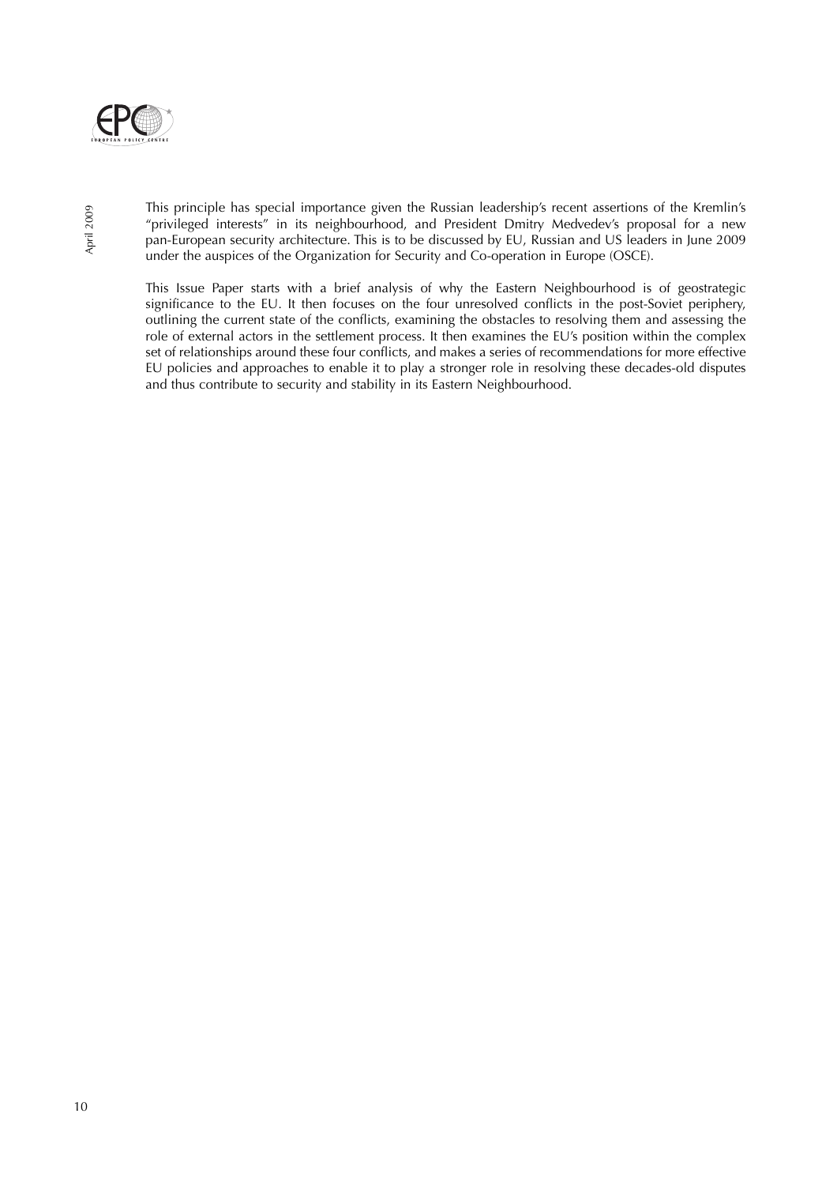This principle has special importance given the Russian leadership's recent assertions of the Kremlin's "privileged interests" in its neighbourhood, and President Dmitry Medvedev's proposal for a new pan-European security architecture. This is to be discussed by EU, Russian and US leaders in June 2009 under the auspices of the Organization for Security and Co-operation in Europe (OSCE).

This Issue Paper starts with a brief analysis of why the Eastern Neighbourhood is of geostrategic significance to the EU. It then focuses on the four unresolved conflicts in the post-Soviet periphery, outlining the current state of the conflicts, examining the obstacles to resolving them and assessing the role of external actors in the settlement process. It then examines the EU's position within the complex set of relationships around these four conflicts, and makes a series of recommendations for more effective EU policies and approaches to enable it to play a stronger role in resolving these decades-old disputes and thus contribute to security and stability in its Eastern Neighbourhood.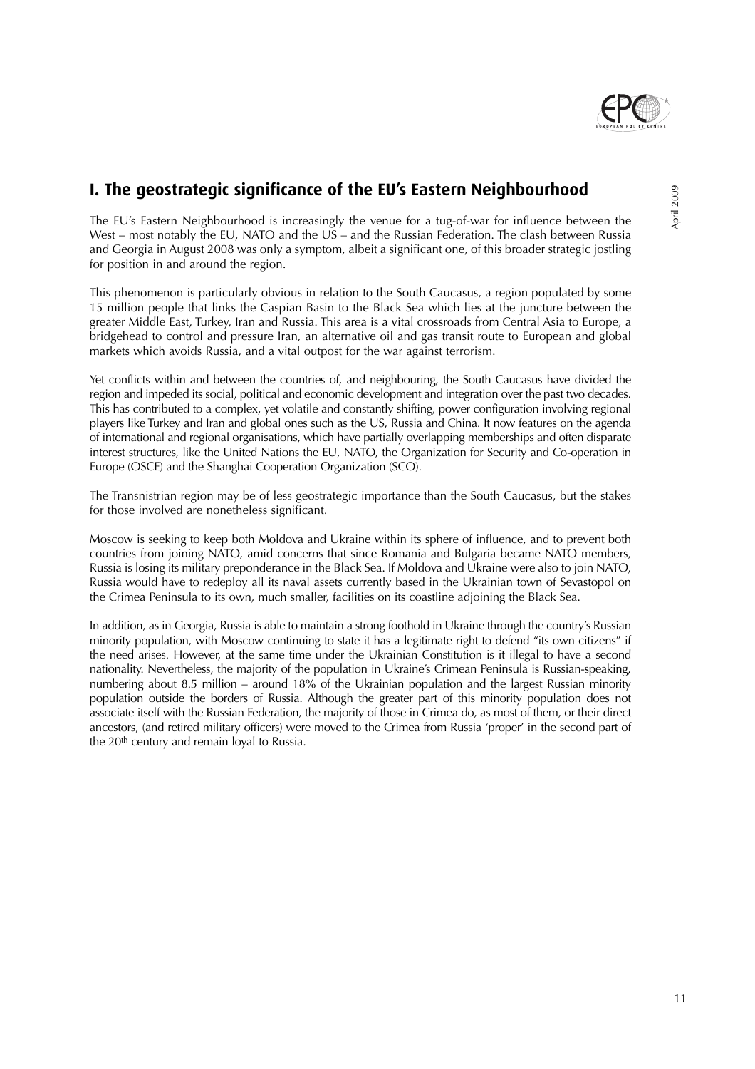## I. The geostrategic significance of the EU's Eastern Neighbourhood

The EU's Eastern Neighbourhood is increasingly the venue for a tug-of-war for influence between the West – most notably the EU, NATO and the US – and the Russian Federation. The clash between Russia and Georgia in August 2008 was only a symptom, albeit a significant one, of this broader strategic jostling for position in and around the region.

This phenomenon is particularly obvious in relation to the South Caucasus, a region populated by some 15 million people that links the Caspian Basin to the Black Sea which lies at the juncture between the greater Middle East, Turkey, Iran and Russia. This area is a vital crossroads from Central Asia to Europe, a bridgehead to control and pressure Iran, an alternative oil and gas transit route to European and global markets which avoids Russia, and a vital outpost for the war against terrorism.

Yet conflicts within and between the countries of, and neighbouring, the South Caucasus have divided the region and impeded its social, political and economic development and integration over the past two decades. This has contributed to a complex, yet volatile and constantly shifting, power configuration involving regional players like Turkey and Iran and global ones such as the US, Russia and China. It now features on the agenda of international and regional organisations, which have partially overlapping memberships and often disparate interest structures, like the United Nations the EU, NATO, the Organization for Security and Co-operation in Europe (OSCE) and the Shanghai Cooperation Organization (SCO).

The Transnistrian region may be of less geostrategic importance than the South Caucasus, but the stakes for those involved are nonetheless significant.

Moscow is seeking to keep both Moldova and Ukraine within its sphere of influence, and to prevent both countries from joining NATO, amid concerns that since Romania and Bulgaria became NATO members, Russia is losing its military preponderance in the Black Sea. If Moldova and Ukraine were also to join NATO, Russia would have to redeploy all its naval assets currently based in the Ukrainian town of Sevastopol on the Crimea Peninsula to its own, much smaller, facilities on its coastline adjoining the Black Sea.

In addition, as in Georgia, Russia is able to maintain a strong foothold in Ukraine through the country's Russian minority population, with Moscow continuing to state it has a legitimate right to defend "its own citizens" if the need arises. However, at the same time under the Ukrainian Constitution is it illegal to have a second nationality. Nevertheless, the majority of the population in Ukraine's Crimean Peninsula is Russian-speaking, numbering about 8.5 million – around 18% of the Ukrainian population and the largest Russian minority population outside the borders of Russia. Although the greater part of this minority population does not associate itself with the Russian Federation, the majority of those in Crimea do, as most of them, or their direct ancestors, (and retired military officers) were moved to the Crimea from Russia 'proper' in the second part of the 20th century and remain loyal to Russia.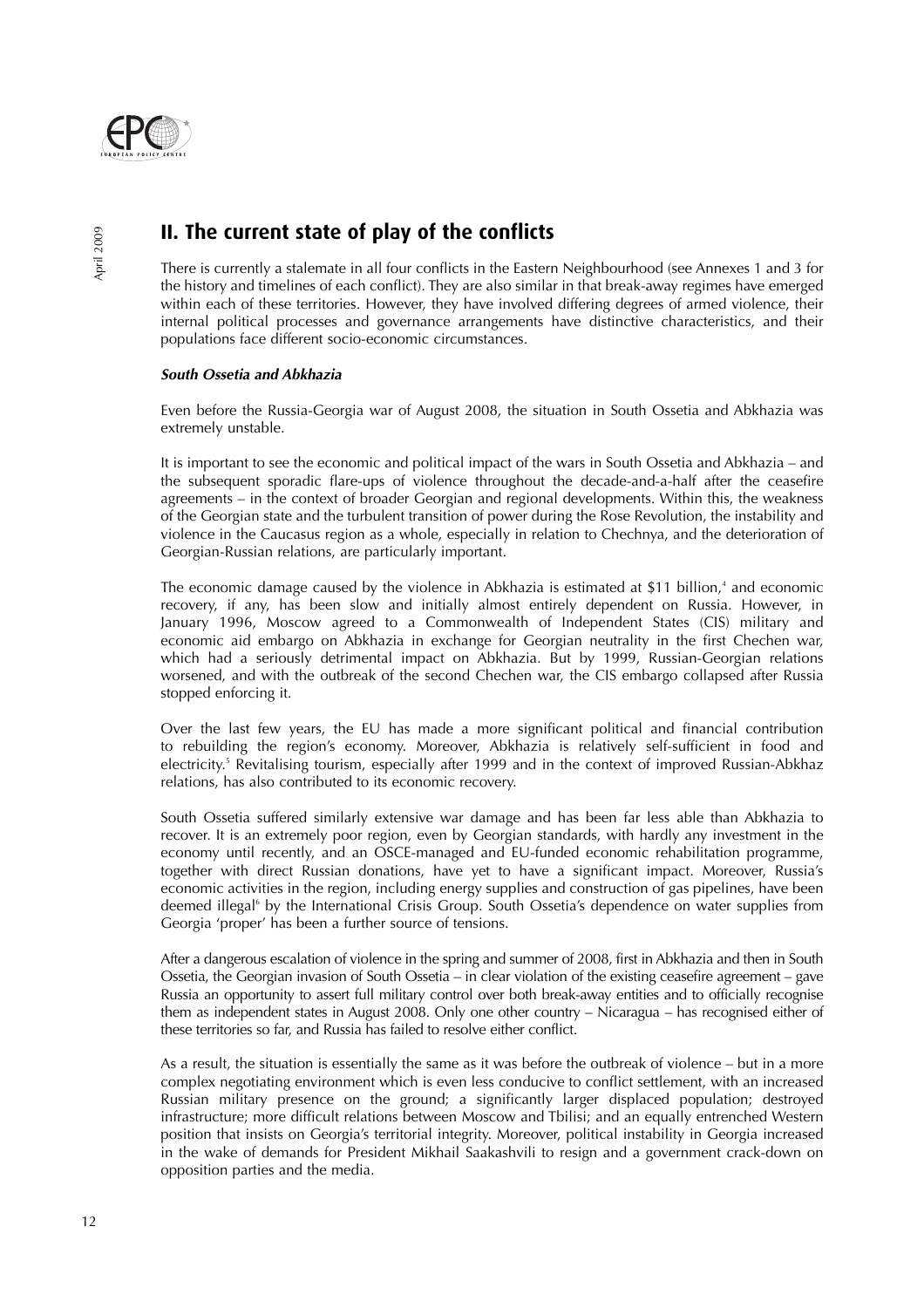## II. The current state of play of the conflicts

There is currently a stalemate in all four conflicts in the Eastern Neighbourhood (see Annexes 1 and 3 for the history and timelines of each conflict). They are also similar in that break-away regimes have emerged within each of these territories. However, they have involved differing degrees of armed violence, their internal political processes and governance arrangements have distinctive characteristics, and their populations face different socio-economic circumstances.

***South Ossetia and Abkhazia***

Even before the Russia-Georgia war of August 2008, the situation in South Ossetia and Abkhazia was extremely unstable.

It is important to see the economic and political impact of the wars in South Ossetia and Abkhazia – and the subsequent sporadic flare-ups of violence throughout the decade-and-a-half after the ceasefire agreements – in the context of broader Georgian and regional developments. Within this, the weakness of the Georgian state and the turbulent transition of power during the Rose Revolution, the instability and violence in the Caucasus region as a whole, especially in relation to Chechnya, and the deterioration of Georgian-Russian relations, are particularly important.

The economic damage caused by the violence in Abkhazia is estimated at $11 billion,[4] and economic recovery, if any, has been slow and initially almost entirely dependent on Russia. However, in January 1996, Moscow agreed to a Commonwealth of Independent States (CIS) military and economic aid embargo on Abkhazia in exchange for Georgian neutrality in the first Chechen war, which had a seriously detrimental impact on Abkhazia. But by 1999, Russian-Georgian relations worsened, and with the outbreak of the second Chechen war, the CIS embargo collapsed after Russia stopped enforcing it.

Over the last few years, the EU has made a more significant political and financial contribution to rebuilding the region's economy. Moreover, Abkhazia is relatively self-sufficient in food and electricity.[5] Revitalising tourism, especially after 1999 and in the context of improved Russian-Abkhaz relations, has also contributed to its economic recovery.

South Ossetia suffered similarly extensive war damage and has been far less able than Abkhazia to recover. It is an extremely poor region, even by Georgian standards, with hardly any investment in the economy until recently, and an OSCE-managed and EU-funded economic rehabilitation programme, together with direct Russian donations, have yet to have a significant impact. Moreover, Russia's economic activities in the region, including energy supplies and construction of gas pipelines, have been deemed illegal[6] by the International Crisis Group. South Ossetia's dependence on water supplies from Georgia 'proper' has been a further source of tensions.

After a dangerous escalation of violence in the spring and summer of 2008, first in Abkhazia and then in South Ossetia, the Georgian invasion of South Ossetia – in clear violation of the existing ceasefire agreement – gave Russia an opportunity to assert full military control over both break-away entities and to officially recognise them as independent states in August 2008. Only one other country – Nicaragua – has recognised either of these territories so far, and Russia has failed to resolve either conflict.

As a result, the situation is essentially the same as it was before the outbreak of violence – but in a more complex negotiating environment which is even less conducive to conflict settlement, with an increased Russian military presence on the ground; a significantly larger displaced population; destroyed infrastructure; more difficult relations between Moscow and Tbilisi; and an equally entrenched Western position that insists on Georgia's territorial integrity. Moreover, political instability in Georgia increased in the wake of demands for President Mikhail Saakashvili to resign and a government crack-down on opposition parties and the media.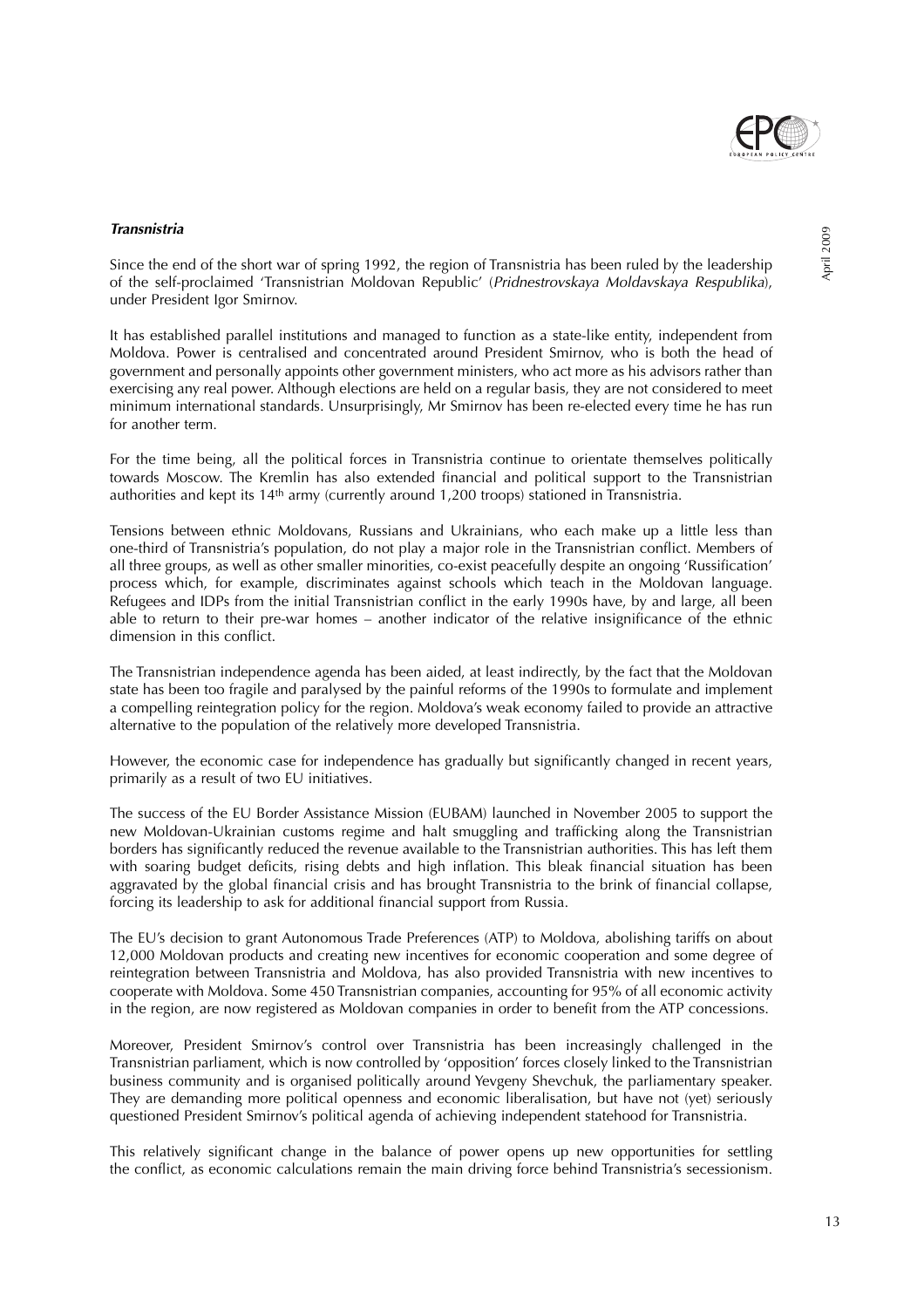***Transnistria***

Since the end of the short war of spring 1992, the region of Transnistria has been ruled by the leadership of the self-proclaimed 'Transnistrian Moldovan Republic' (*Pridnestrovskaya Moldavskaya Respublika*), under President Igor Smirnov.

It has established parallel institutions and managed to function as a state-like entity, independent from Moldova. Power is centralised and concentrated around President Smirnov, who is both the head of government and personally appoints other government ministers, who act more as his advisors rather than exercising any real power. Although elections are held on a regular basis, they are not considered to meet minimum international standards. Unsurprisingly, Mr Smirnov has been re-elected every time he has run for another term.

For the time being, all the political forces in Transnistria continue to orientate themselves politically towards Moscow. The Kremlin has also extended financial and political support to the Transnistrian authorities and kept its 14th army (currently around 1,200 troops) stationed in Transnistria.

Tensions between ethnic Moldovans, Russians and Ukrainians, who each make up a little less than one-third of Transnistria's population, do not play a major role in the Transnistrian conflict. Members of all three groups, as well as other smaller minorities, co-exist peacefully despite an ongoing 'Russification' process which, for example, discriminates against schools which teach in the Moldovan language. Refugees and IDPs from the initial Transnistrian conflict in the early 1990s have, by and large, all been able to return to their pre-war homes – another indicator of the relative insignificance of the ethnic dimension in this conflict.

The Transnistrian independence agenda has been aided, at least indirectly, by the fact that the Moldovan state has been too fragile and paralysed by the painful reforms of the 1990s to formulate and implement a compelling reintegration policy for the region. Moldova's weak economy failed to provide an attractive alternative to the population of the relatively more developed Transnistria.

However, the economic case for independence has gradually but significantly changed in recent years, primarily as a result of two EU initiatives.

The success of the EU Border Assistance Mission (EUBAM) launched in November 2005 to support the new Moldovan-Ukrainian customs regime and halt smuggling and trafficking along the Transnistrian borders has significantly reduced the revenue available to the Transnistrian authorities. This has left them with soaring budget deficits, rising debts and high inflation. This bleak financial situation has been aggravated by the global financial crisis and has brought Transnistria to the brink of financial collapse, forcing its leadership to ask for additional financial support from Russia.

The EU's decision to grant Autonomous Trade Preferences (ATP) to Moldova, abolishing tariffs on about 12,000 Moldovan products and creating new incentives for economic cooperation and some degree of reintegration between Transnistria and Moldova, has also provided Transnistria with new incentives to cooperate with Moldova. Some 450 Transnistrian companies, accounting for 95% of all economic activity in the region, are now registered as Moldovan companies in order to benefit from the ATP concessions.

Moreover, President Smirnov's control over Transnistria has been increasingly challenged in the Transnistrian parliament, which is now controlled by 'opposition' forces closely linked to the Transnistrian business community and is organised politically around Yevgeny Shevchuk, the parliamentary speaker. They are demanding more political openness and economic liberalisation, but have not (yet) seriously questioned President Smirnov's political agenda of achieving independent statehood for Transnistria.

This relatively significant change in the balance of power opens up new opportunities for settling the conflict, as economic calculations remain the main driving force behind Transnistria's secessionism.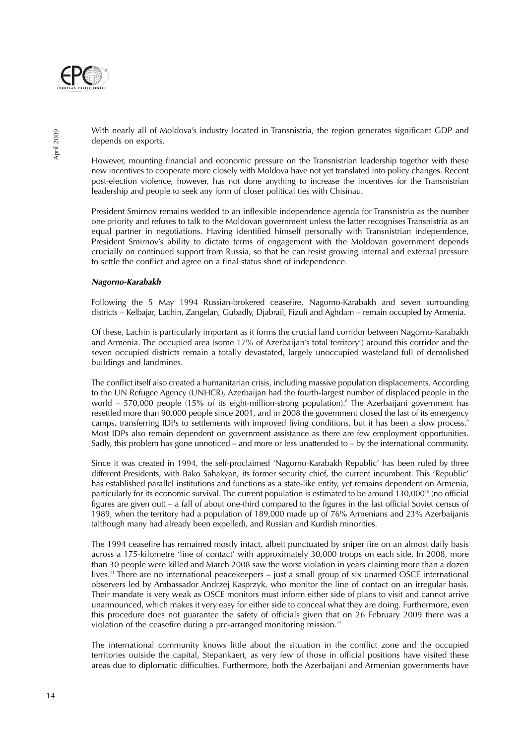With nearly all of Moldova's industry located in Transnistria, the region generates significant GDP and depends on exports.

However, mounting financial and economic pressure on the Transnistrian leadership together with these new incentives to cooperate more closely with Moldova have not yet translated into policy changes. Recent post-election violence, however, has not done anything to increase the incentives for the Transnistrian leadership and people to seek any form of closer political ties with Chisinau.

President Smirnov remains wedded to an inflexible independence agenda for Transnistria as the number one priority and refuses to talk to the Moldovan government unless the latter recognises Transnistria as an equal partner in negotiations. Having identified himself personally with Transnistrian independence, President Smirnov's ability to dictate terms of engagement with the Moldovan government depends crucially on continued support from Russia, so that he can resist growing internal and external pressure to settle the conflict and agree on a final status short of independence.

### *Nagorno-Karabakh*

Following the 5 May 1994 Russian-brokered ceasefire, Nagorno-Karabakh and seven surrounding districts – Kelbajar, Lachin, Zangelan, Gubadly, Djabrail, Fizuli and Aghdam – remain occupied by Armenia.

Of these, Lachin is particularly important as it forms the crucial land corridor between Nagorno-Karabakh and Armenia. The occupied area (some 17% of Azerbaijan's total territory[7]) around this corridor and the seven occupied districts remain a totally devastated, largely unoccupied wasteland full of demolished buildings and landmines.

The conflict itself also created a humanitarian crisis, including massive population displacements. According to the UN Refugee Agency (UNHCR), Azerbaijan had the fourth-largest number of displaced people in the world – 570,000 people (15% of its eight-million-strong population).[8] The Azerbaijani government has resettled more than 90,000 people since 2001, and in 2008 the government closed the last of its emergency camps, transferring IDPs to settlements with improved living conditions, but it has been a slow process.[9] Most IDPs also remain dependent on government assistance as there are few employment opportunities. Sadly, this problem has gone unnoticed – and more or less unattended to – by the international community.

Since it was created in 1994, the self-proclaimed 'Nagorno-Karabakh Republic' has been ruled by three different Presidents, with Bako Sahakyan, its former security chief, the current incumbent. This 'Republic' has established parallel institutions and functions as a state-like entity, yet remains dependent on Armenia, particularly for its economic survival. The current population is estimated to be around 130,000[10] (no official figures are given out) – a fall of about one-third compared to the figures in the last official Soviet census of 1989, when the territory had a population of 189,000 made up of 76% Armenians and 23% Azerbaijanis (although many had already been expelled), and Russian and Kurdish minorities.

The 1994 ceasefire has remained mostly intact, albeit punctuated by sniper fire on an almost daily basis across a 175-kilometre 'line of contact' with approximately 30,000 troops on each side. In 2008, more than 30 people were killed and March 2008 saw the worst violation in years claiming more than a dozen lives.[11] There are no international peacekeepers – just a small group of six unarmed OSCE international observers led by Ambassador Andrzej Kasprzyk, who monitor the line of contact on an irregular basis. Their mandate is very weak as OSCE monitors must inform either side of plans to visit and cannot arrive unannounced, which makes it very easy for either side to conceal what they are doing. Furthermore, even this procedure does not guarantee the safety of officials given that on 26 February 2009 there was a violation of the ceasefire during a pre-arranged monitoring mission.[12]

The international community knows little about the situation in the conflict zone and the occupied territories outside the capital, Stepankaert, as very few of those in official positions have visited these areas due to diplomatic difficulties. Furthermore, both the Azerbaijani and Armenian governments have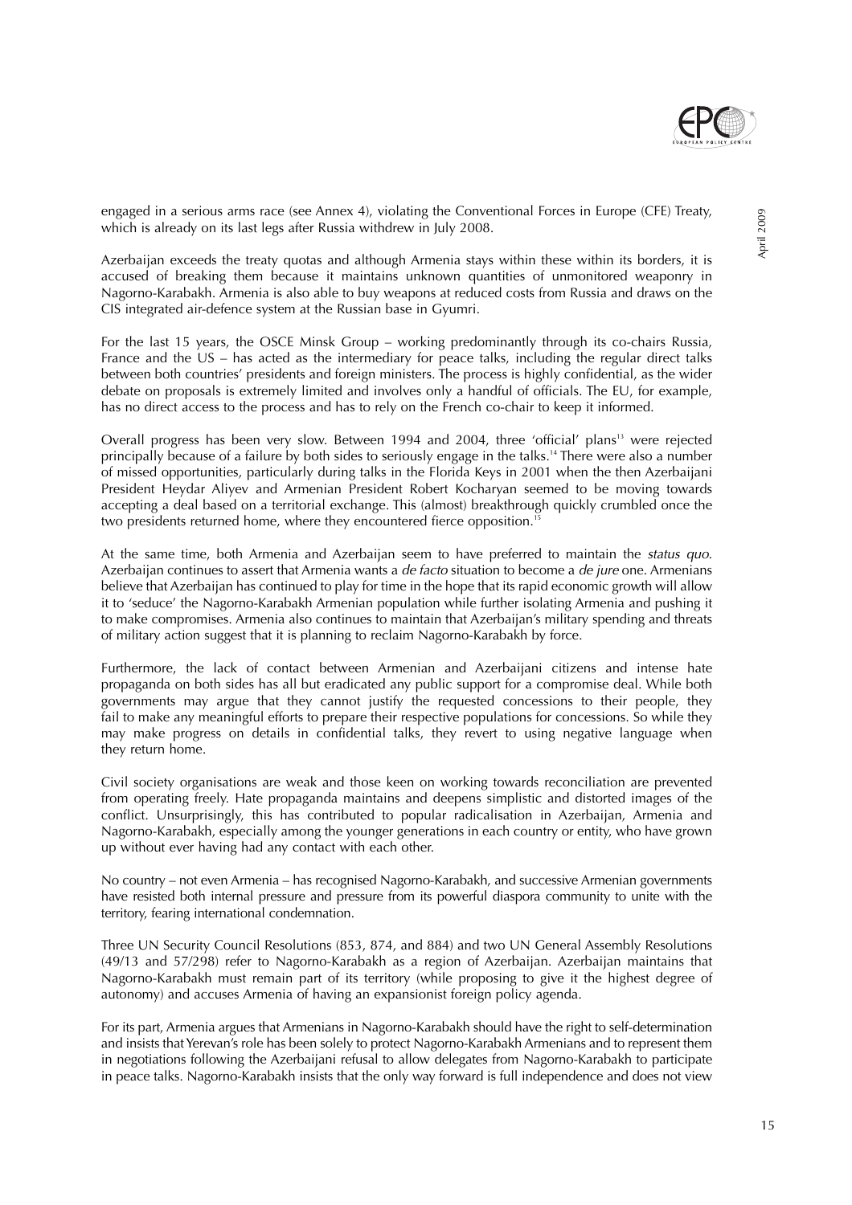engaged in a serious arms race (see Annex 4), violating the Conventional Forces in Europe (CFE) Treaty, which is already on its last legs after Russia withdrew in July 2008.

Azerbaijan exceeds the treaty quotas and although Armenia stays within these within its borders, it is accused of breaking them because it maintains unknown quantities of unmonitored weaponry in Nagorno-Karabakh. Armenia is also able to buy weapons at reduced costs from Russia and draws on the CIS integrated air-defence system at the Russian base in Gyumri.

For the last 15 years, the OSCE Minsk Group – working predominantly through its co-chairs Russia, France and the US – has acted as the intermediary for peace talks, including the regular direct talks between both countries' presidents and foreign ministers. The process is highly confidential, as the wider debate on proposals is extremely limited and involves only a handful of officials. The EU, for example, has no direct access to the process and has to rely on the French co-chair to keep it informed.

Overall progress has been very slow. Between 1994 and 2004, three 'official' plans[13] were rejected principally because of a failure by both sides to seriously engage in the talks.[14] There were also a number of missed opportunities, particularly during talks in the Florida Keys in 2001 when the then Azerbaijani President Heydar Aliyev and Armenian President Robert Kocharyan seemed to be moving towards accepting a deal based on a territorial exchange. This (almost) breakthrough quickly crumbled once the two presidents returned home, where they encountered fierce opposition.[15]

At the same time, both Armenia and Azerbaijan seem to have preferred to maintain the *status quo*. Azerbaijan continues to assert that Armenia wants a *de facto* situation to become a *de jure* one. Armenians believe that Azerbaijan has continued to play for time in the hope that its rapid economic growth will allow it to 'seduce' the Nagorno-Karabakh Armenian population while further isolating Armenia and pushing it to make compromises. Armenia also continues to maintain that Azerbaijan's military spending and threats of military action suggest that it is planning to reclaim Nagorno-Karabakh by force.

Furthermore, the lack of contact between Armenian and Azerbaijani citizens and intense hate propaganda on both sides has all but eradicated any public support for a compromise deal. While both governments may argue that they cannot justify the requested concessions to their people, they fail to make any meaningful efforts to prepare their respective populations for concessions. So while they may make progress on details in confidential talks, they revert to using negative language when they return home.

Civil society organisations are weak and those keen on working towards reconciliation are prevented from operating freely. Hate propaganda maintains and deepens simplistic and distorted images of the conflict. Unsurprisingly, this has contributed to popular radicalisation in Azerbaijan, Armenia and Nagorno-Karabakh, especially among the younger generations in each country or entity, who have grown up without ever having had any contact with each other.

No country – not even Armenia – has recognised Nagorno-Karabakh, and successive Armenian governments have resisted both internal pressure and pressure from its powerful diaspora community to unite with the territory, fearing international condemnation.

Three UN Security Council Resolutions (853, 874, and 884) and two UN General Assembly Resolutions (49/13 and 57/298) refer to Nagorno-Karabakh as a region of Azerbaijan. Azerbaijan maintains that Nagorno-Karabakh must remain part of its territory (while proposing to give it the highest degree of autonomy) and accuses Armenia of having an expansionist foreign policy agenda.

For its part, Armenia argues that Armenians in Nagorno-Karabakh should have the right to self-determination and insists that Yerevan's role has been solely to protect Nagorno-Karabakh Armenians and to represent them in negotiations following the Azerbaijani refusal to allow delegates from Nagorno-Karabakh to participate in peace talks. Nagorno-Karabakh insists that the only way forward is full independence and does not view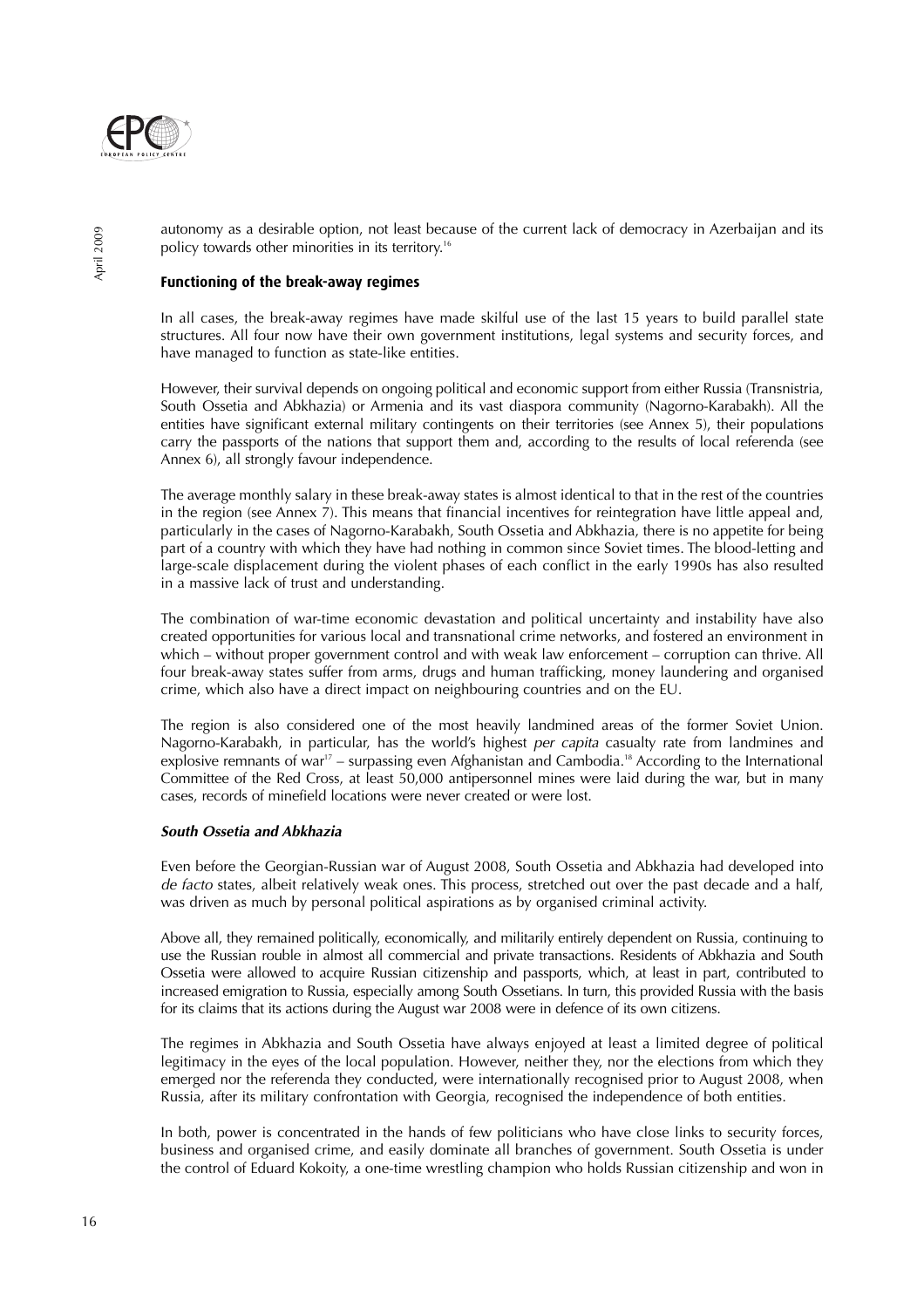autonomy as a desirable option, not least because of the current lack of democracy in Azerbaijan and its policy towards other minorities in its territory.[16]

### Functioning of the break-away regimes

In all cases, the break-away regimes have made skilful use of the last 15 years to build parallel state structures. All four now have their own government institutions, legal systems and security forces, and have managed to function as state-like entities.

However, their survival depends on ongoing political and economic support from either Russia (Transnistria, South Ossetia and Abkhazia) or Armenia and its vast diaspora community (Nagorno-Karabakh). All the entities have significant external military contingents on their territories (see Annex 5), their populations carry the passports of the nations that support them and, according to the results of local referenda (see Annex 6), all strongly favour independence.

The average monthly salary in these break-away states is almost identical to that in the rest of the countries in the region (see Annex 7). This means that financial incentives for reintegration have little appeal and, particularly in the cases of Nagorno-Karabakh, South Ossetia and Abkhazia, there is no appetite for being part of a country with which they have had nothing in common since Soviet times. The blood-letting and large-scale displacement during the violent phases of each conflict in the early 1990s has also resulted in a massive lack of trust and understanding.

The combination of war-time economic devastation and political uncertainty and instability have also created opportunities for various local and transnational crime networks, and fostered an environment in which – without proper government control and with weak law enforcement – corruption can thrive. All four break-away states suffer from arms, drugs and human trafficking, money laundering and organised crime, which also have a direct impact on neighbouring countries and on the EU.

The region is also considered one of the most heavily landmined areas of the former Soviet Union. Nagorno-Karabakh, in particular, has the world's highest *per capita* casualty rate from landmines and explosive remnants of war[17] – surpassing even Afghanistan and Cambodia.[18] According to the International Committee of the Red Cross, at least 50,000 antipersonnel mines were laid during the war, but in many cases, records of minefield locations were never created or were lost.

#### *South Ossetia and Abkhazia*

Even before the Georgian-Russian war of August 2008, South Ossetia and Abkhazia had developed into *de facto* states, albeit relatively weak ones. This process, stretched out over the past decade and a half, was driven as much by personal political aspirations as by organised criminal activity.

Above all, they remained politically, economically, and militarily entirely dependent on Russia, continuing to use the Russian rouble in almost all commercial and private transactions. Residents of Abkhazia and South Ossetia were allowed to acquire Russian citizenship and passports, which, at least in part, contributed to increased emigration to Russia, especially among South Ossetians. In turn, this provided Russia with the basis for its claims that its actions during the August war 2008 were in defence of its own citizens.

The regimes in Abkhazia and South Ossetia have always enjoyed at least a limited degree of political legitimacy in the eyes of the local population. However, neither they, nor the elections from which they emerged nor the referenda they conducted, were internationally recognised prior to August 2008, when Russia, after its military confrontation with Georgia, recognised the independence of both entities.

In both, power is concentrated in the hands of few politicians who have close links to security forces, business and organised crime, and easily dominate all branches of government. South Ossetia is under the control of Eduard Kokoity, a one-time wrestling champion who holds Russian citizenship and won in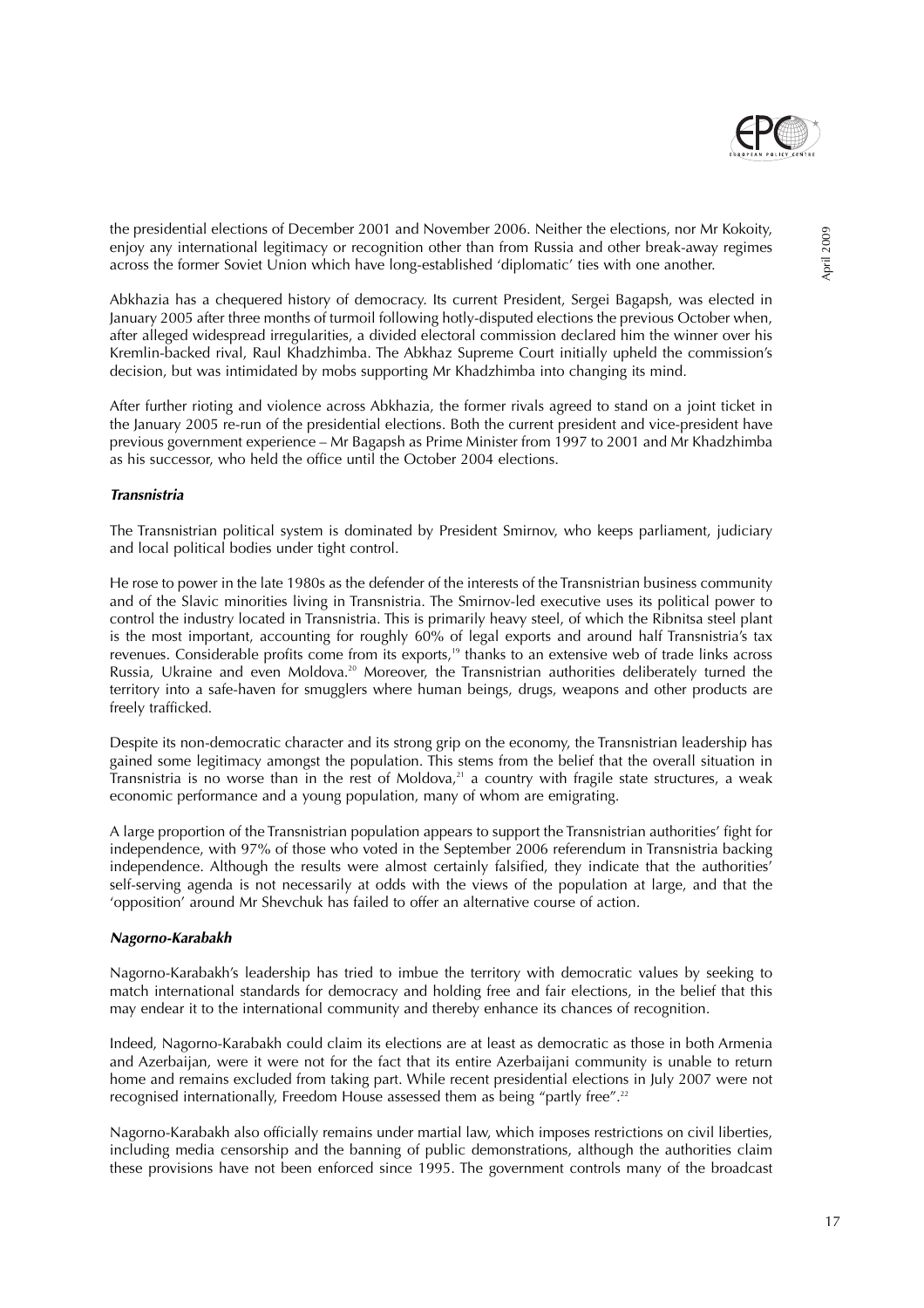the presidential elections of December 2001 and November 2006. Neither the elections, nor Mr Kokoity, enjoy any international legitimacy or recognition other than from Russia and other break-away regimes across the former Soviet Union which have long-established 'diplomatic' ties with one another.

Abkhazia has a chequered history of democracy. Its current President, Sergei Bagapsh, was elected in January 2005 after three months of turmoil following hotly-disputed elections the previous October when, after alleged widespread irregularities, a divided electoral commission declared him the winner over his Kremlin-backed rival, Raul Khadzhimba. The Abkhaz Supreme Court initially upheld the commission's decision, but was intimidated by mobs supporting Mr Khadzhimba into changing its mind.

After further rioting and violence across Abkhazia, the former rivals agreed to stand on a joint ticket in the January 2005 re-run of the presidential elections. Both the current president and vice-president have previous government experience – Mr Bagapsh as Prime Minister from 1997 to 2001 and Mr Khadzhimba as his successor, who held the office until the October 2004 elections.

### *Transnistria*

The Transnistrian political system is dominated by President Smirnov, who keeps parliament, judiciary and local political bodies under tight control.

He rose to power in the late 1980s as the defender of the interests of the Transnistrian business community and of the Slavic minorities living in Transnistria. The Smirnov-led executive uses its political power to control the industry located in Transnistria. This is primarily heavy steel, of which the Ribnitsa steel plant is the most important, accounting for roughly 60% of legal exports and around half Transnistria's tax revenues. Considerable profits come from its exports,[19] thanks to an extensive web of trade links across Russia, Ukraine and even Moldova.[20] Moreover, the Transnistrian authorities deliberately turned the territory into a safe-haven for smugglers where human beings, drugs, weapons and other products are freely trafficked.

Despite its non-democratic character and its strong grip on the economy, the Transnistrian leadership has gained some legitimacy amongst the population. This stems from the belief that the overall situation in Transnistria is no worse than in the rest of Moldova,[21] a country with fragile state structures, a weak economic performance and a young population, many of whom are emigrating.

A large proportion of the Transnistrian population appears to support the Transnistrian authorities' fight for independence, with 97% of those who voted in the September 2006 referendum in Transnistria backing independence. Although the results were almost certainly falsified, they indicate that the authorities' self-serving agenda is not necessarily at odds with the views of the population at large, and that the 'opposition' around Mr Shevchuk has failed to offer an alternative course of action.

### *Nagorno-Karabakh*

Nagorno-Karabakh's leadership has tried to imbue the territory with democratic values by seeking to match international standards for democracy and holding free and fair elections, in the belief that this may endear it to the international community and thereby enhance its chances of recognition.

Indeed, Nagorno-Karabakh could claim its elections are at least as democratic as those in both Armenia and Azerbaijan, were it were not for the fact that its entire Azerbaijani community is unable to return home and remains excluded from taking part. While recent presidential elections in July 2007 were not recognised internationally, Freedom House assessed them as being "partly free".[22]

Nagorno-Karabakh also officially remains under martial law, which imposes restrictions on civil liberties, including media censorship and the banning of public demonstrations, although the authorities claim these provisions have not been enforced since 1995. The government controls many of the broadcast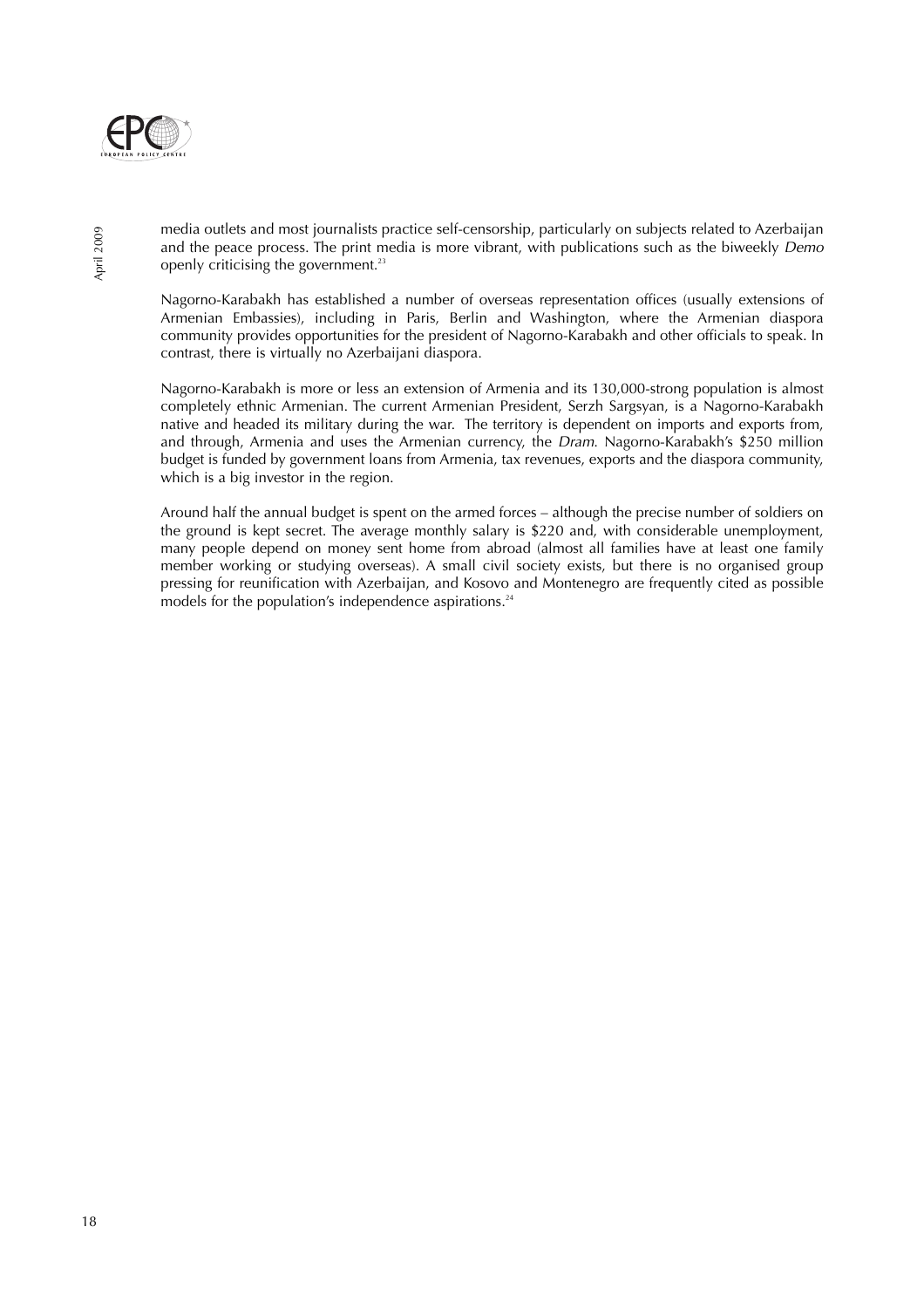media outlets and most journalists practice self-censorship, particularly on subjects related to Azerbaijan and the peace process. The print media is more vibrant, with publications such as the biweekly *Demo* openly criticising the government.[23]

Nagorno-Karabakh has established a number of overseas representation offices (usually extensions of Armenian Embassies), including in Paris, Berlin and Washington, where the Armenian diaspora community provides opportunities for the president of Nagorno-Karabakh and other officials to speak. In contrast, there is virtually no Azerbaijani diaspora.

Nagorno-Karabakh is more or less an extension of Armenia and its 130,000-strong population is almost completely ethnic Armenian. The current Armenian President, Serzh Sargsyan, is a Nagorno-Karabakh native and headed its military during the war. The territory is dependent on imports and exports from, and through, Armenia and uses the Armenian currency, the *Dram*. Nagorno-Karabakh's $250 million budget is funded by government loans from Armenia, tax revenues, exports and the diaspora community, which is a big investor in the region.

Around half the annual budget is spent on the armed forces – although the precise number of soldiers on the ground is kept secret. The average monthly salary is $220 and, with considerable unemployment, many people depend on money sent home from abroad (almost all families have at least one family member working or studying overseas). A small civil society exists, but there is no organised group pressing for reunification with Azerbaijan, and Kosovo and Montenegro are frequently cited as possible models for the population's independence aspirations.[24]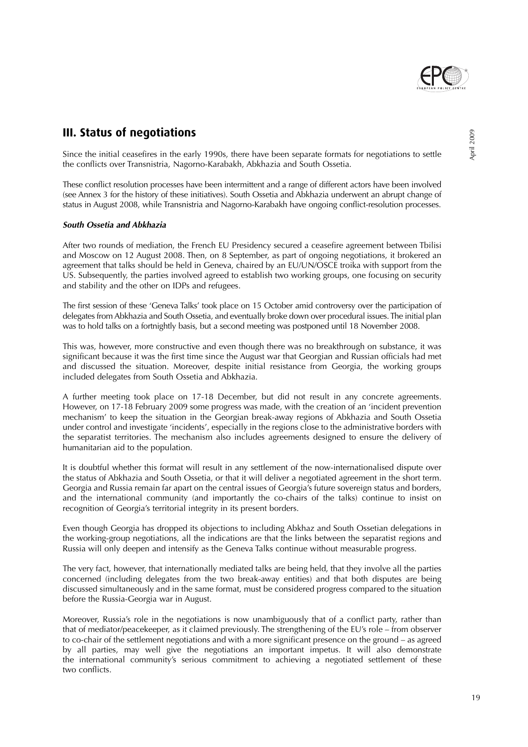## III. Status of negotiations

Since the initial ceasefires in the early 1990s, there have been separate formats for negotiations to settle the conflicts over Transnistria, Nagorno-Karabakh, Abkhazia and South Ossetia.

These conflict resolution processes have been intermittent and a range of different actors have been involved (see Annex 3 for the history of these initiatives). South Ossetia and Abkhazia underwent an abrupt change of status in August 2008, while Transnistria and Nagorno-Karabakh have ongoing conflict-resolution processes.

***South Ossetia and Abkhazia***

After two rounds of mediation, the French EU Presidency secured a ceasefire agreement between Tbilisi and Moscow on 12 August 2008. Then, on 8 September, as part of ongoing negotiations, it brokered an agreement that talks should be held in Geneva, chaired by an EU/UN/OSCE troika with support from the US. Subsequently, the parties involved agreed to establish two working groups, one focusing on security and stability and the other on IDPs and refugees.

The first session of these 'Geneva Talks' took place on 15 October amid controversy over the participation of delegates from Abkhazia and South Ossetia, and eventually broke down over procedural issues. The initial plan was to hold talks on a fortnightly basis, but a second meeting was postponed until 18 November 2008.

This was, however, more constructive and even though there was no breakthrough on substance, it was significant because it was the first time since the August war that Georgian and Russian officials had met and discussed the situation. Moreover, despite initial resistance from Georgia, the working groups included delegates from South Ossetia and Abkhazia.

A further meeting took place on 17-18 December, but did not result in any concrete agreements. However, on 17-18 February 2009 some progress was made, with the creation of an 'incident prevention mechanism' to keep the situation in the Georgian break-away regions of Abkhazia and South Ossetia under control and investigate 'incidents', especially in the regions close to the administrative borders with the separatist territories. The mechanism also includes agreements designed to ensure the delivery of humanitarian aid to the population.

It is doubtful whether this format will result in any settlement of the now-internationalised dispute over the status of Abkhazia and South Ossetia, or that it will deliver a negotiated agreement in the short term. Georgia and Russia remain far apart on the central issues of Georgia's future sovereign status and borders, and the international community (and importantly the co-chairs of the talks) continue to insist on recognition of Georgia's territorial integrity in its present borders.

Even though Georgia has dropped its objections to including Abkhaz and South Ossetian delegations in the working-group negotiations, all the indications are that the links between the separatist regions and Russia will only deepen and intensify as the Geneva Talks continue without measurable progress.

The very fact, however, that internationally mediated talks are being held, that they involve all the parties concerned (including delegates from the two break-away entities) and that both disputes are being discussed simultaneously and in the same format, must be considered progress compared to the situation before the Russia-Georgia war in August.

Moreover, Russia's role in the negotiations is now unambiguously that of a conflict party, rather than that of mediator/peacekeeper, as it claimed previously. The strengthening of the EU's role – from observer to co-chair of the settlement negotiations and with a more significant presence on the ground – as agreed by all parties, may well give the negotiations an important impetus. It will also demonstrate the international community's serious commitment to achieving a negotiated settlement of these two conflicts.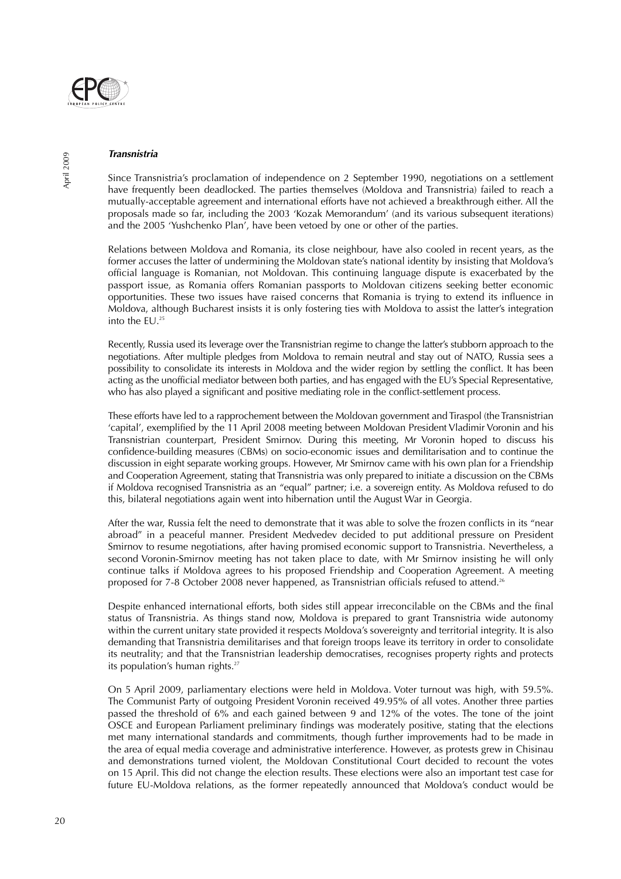***Transnistria***

Since Transnistria's proclamation of independence on 2 September 1990, negotiations on a settlement have frequently been deadlocked. The parties themselves (Moldova and Transnistria) failed to reach a mutually-acceptable agreement and international efforts have not achieved a breakthrough either. All the proposals made so far, including the 2003 'Kozak Memorandum' (and its various subsequent iterations) and the 2005 'Yushchenko Plan', have been vetoed by one or other of the parties.

Relations between Moldova and Romania, its close neighbour, have also cooled in recent years, as the former accuses the latter of undermining the Moldovan state's national identity by insisting that Moldova's official language is Romanian, not Moldovan. This continuing language dispute is exacerbated by the passport issue, as Romania offers Romanian passports to Moldovan citizens seeking better economic opportunities. These two issues have raised concerns that Romania is trying to extend its influence in Moldova, although Bucharest insists it is only fostering ties with Moldova to assist the latter's integration into the EU.[25]

Recently, Russia used its leverage over the Transnistrian regime to change the latter's stubborn approach to the negotiations. After multiple pledges from Moldova to remain neutral and stay out of NATO, Russia sees a possibility to consolidate its interests in Moldova and the wider region by settling the conflict. It has been acting as the unofficial mediator between both parties, and has engaged with the EU's Special Representative, who has also played a significant and positive mediating role in the conflict-settlement process.

These efforts have led to a rapprochement between the Moldovan government and Tiraspol (the Transnistrian 'capital', exemplified by the 11 April 2008 meeting between Moldovan President Vladimir Voronin and his Transnistrian counterpart, President Smirnov. During this meeting, Mr Voronin hoped to discuss his confidence-building measures (CBMs) on socio-economic issues and demilitarisation and to continue the discussion in eight separate working groups. However, Mr Smirnov came with his own plan for a Friendship and Cooperation Agreement, stating that Transnistria was only prepared to initiate a discussion on the CBMs if Moldova recognised Transnistria as an "equal" partner; i.e. a sovereign entity. As Moldova refused to do this, bilateral negotiations again went into hibernation until the August War in Georgia.

After the war, Russia felt the need to demonstrate that it was able to solve the frozen conflicts in its "near abroad" in a peaceful manner. President Medvedev decided to put additional pressure on President Smirnov to resume negotiations, after having promised economic support to Transnistria. Nevertheless, a second Voronin-Smirnov meeting has not taken place to date, with Mr Smirnov insisting he will only continue talks if Moldova agrees to his proposed Friendship and Cooperation Agreement. A meeting proposed for 7-8 October 2008 never happened, as Transnistrian officials refused to attend.[26]

Despite enhanced international efforts, both sides still appear irreconcilable on the CBMs and the final status of Transnistria. As things stand now, Moldova is prepared to grant Transnistria wide autonomy within the current unitary state provided it respects Moldova's sovereignty and territorial integrity. It is also demanding that Transnistria demilitarises and that foreign troops leave its territory in order to consolidate its neutrality; and that the Transnistrian leadership democratises, recognises property rights and protects its population's human rights.[27]

On 5 April 2009, parliamentary elections were held in Moldova. Voter turnout was high, with 59.5%. The Communist Party of outgoing President Voronin received 49.95% of all votes. Another three parties passed the threshold of 6% and each gained between 9 and 12% of the votes. The tone of the joint OSCE and European Parliament preliminary findings was moderately positive, stating that the elections met many international standards and commitments, though further improvements had to be made in the area of equal media coverage and administrative interference. However, as protests grew in Chisinau and demonstrations turned violent, the Moldovan Constitutional Court decided to recount the votes on 15 April. This did not change the election results. These elections were also an important test case for future EU-Moldova relations, as the former repeatedly announced that Moldova's conduct would be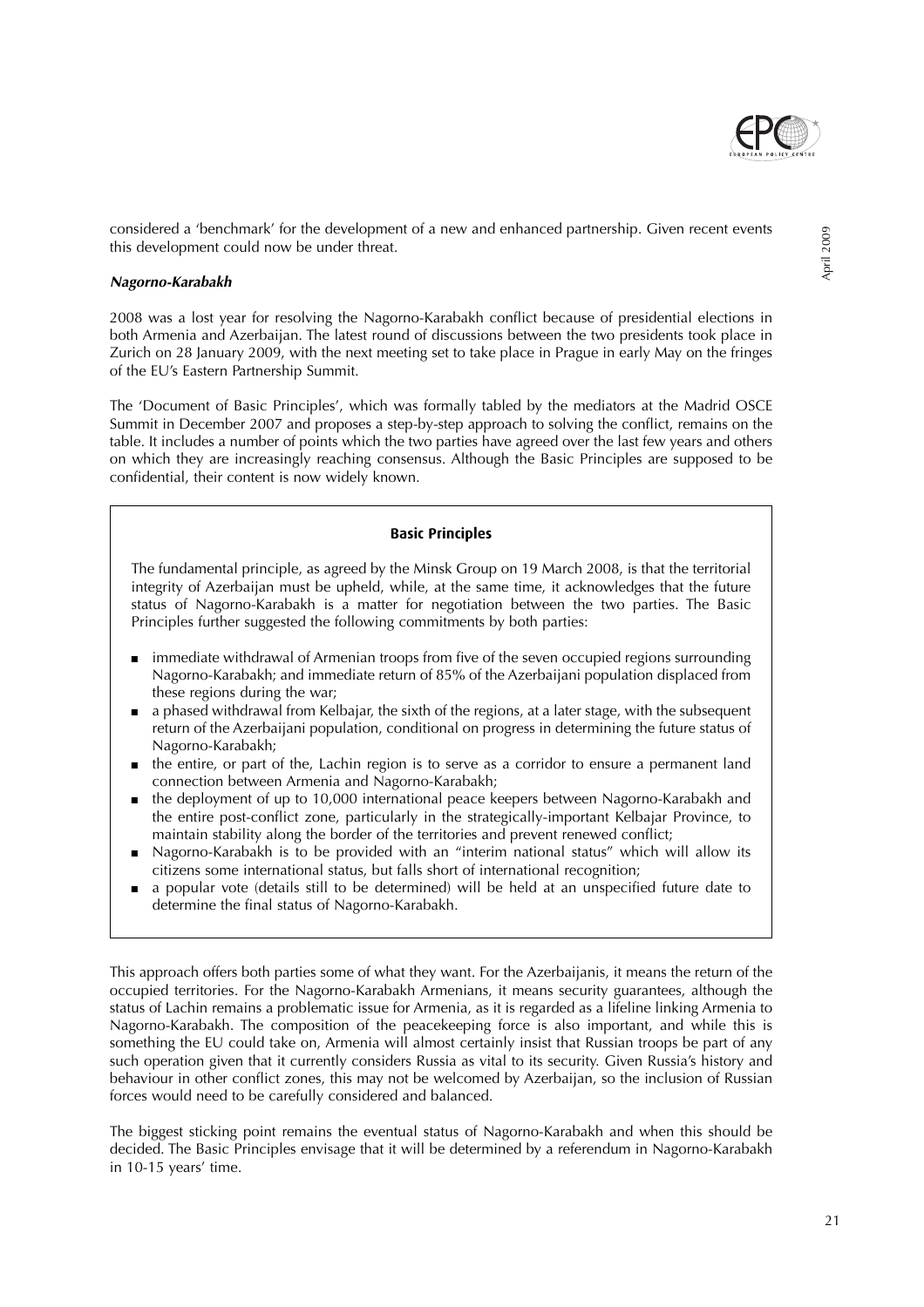considered a 'benchmark' for the development of a new and enhanced partnership. Given recent events this development could now be under threat.

### *Nagorno-Karabakh*

2008 was a lost year for resolving the Nagorno-Karabakh conflict because of presidential elections in both Armenia and Azerbaijan. The latest round of discussions between the two presidents took place in Zurich on 28 January 2009, with the next meeting set to take place in Prague in early May on the fringes of the EU's Eastern Partnership Summit.

The 'Document of Basic Principles', which was formally tabled by the mediators at the Madrid OSCE Summit in December 2007 and proposes a step-by-step approach to solving the conflict, remains on the table. It includes a number of points which the two parties have agreed over the last few years and others on which they are increasingly reaching consensus. Although the Basic Principles are supposed to be confidential, their content is now widely known.

> **Basic Principles**
>
> The fundamental principle, as agreed by the Minsk Group on 19 March 2008, is that the territorial integrity of Azerbaijan must be upheld, while, at the same time, it acknowledges that the future status of Nagorno-Karabakh is a matter for negotiation between the two parties. The Basic Principles further suggested the following commitments by both parties:
>
> - immediate withdrawal of Armenian troops from five of the seven occupied regions surrounding Nagorno-Karabakh; and immediate return of 85% of the Azerbaijani population displaced from these regions during the war;
> - a phased withdrawal from Kelbajar, the sixth of the regions, at a later stage, with the subsequent return of the Azerbaijani population, conditional on progress in determining the future status of Nagorno-Karabakh;
> - the entire, or part of the, Lachin region is to serve as a corridor to ensure a permanent land connection between Armenia and Nagorno-Karabakh;
> - the deployment of up to 10,000 international peace keepers between Nagorno-Karabakh and the entire post-conflict zone, particularly in the strategically-important Kelbajar Province, to maintain stability along the border of the territories and prevent renewed conflict;
> - Nagorno-Karabakh is to be provided with an "interim national status" which will allow its citizens some international status, but falls short of international recognition;
> - a popular vote (details still to be determined) will be held at an unspecified future date to determine the final status of Nagorno-Karabakh.

This approach offers both parties some of what they want. For the Azerbaijanis, it means the return of the occupied territories. For the Nagorno-Karabakh Armenians, it means security guarantees, although the status of Lachin remains a problematic issue for Armenia, as it is regarded as a lifeline linking Armenia to Nagorno-Karabakh. The composition of the peacekeeping force is also important, and while this is something the EU could take on, Armenia will almost certainly insist that Russian troops be part of any such operation given that it currently considers Russia as vital to its security. Given Russia's history and behaviour in other conflict zones, this may not be welcomed by Azerbaijan, so the inclusion of Russian forces would need to be carefully considered and balanced.

The biggest sticking point remains the eventual status of Nagorno-Karabakh and when this should be decided. The Basic Principles envisage that it will be determined by a referendum in Nagorno-Karabakh in 10-15 years' time.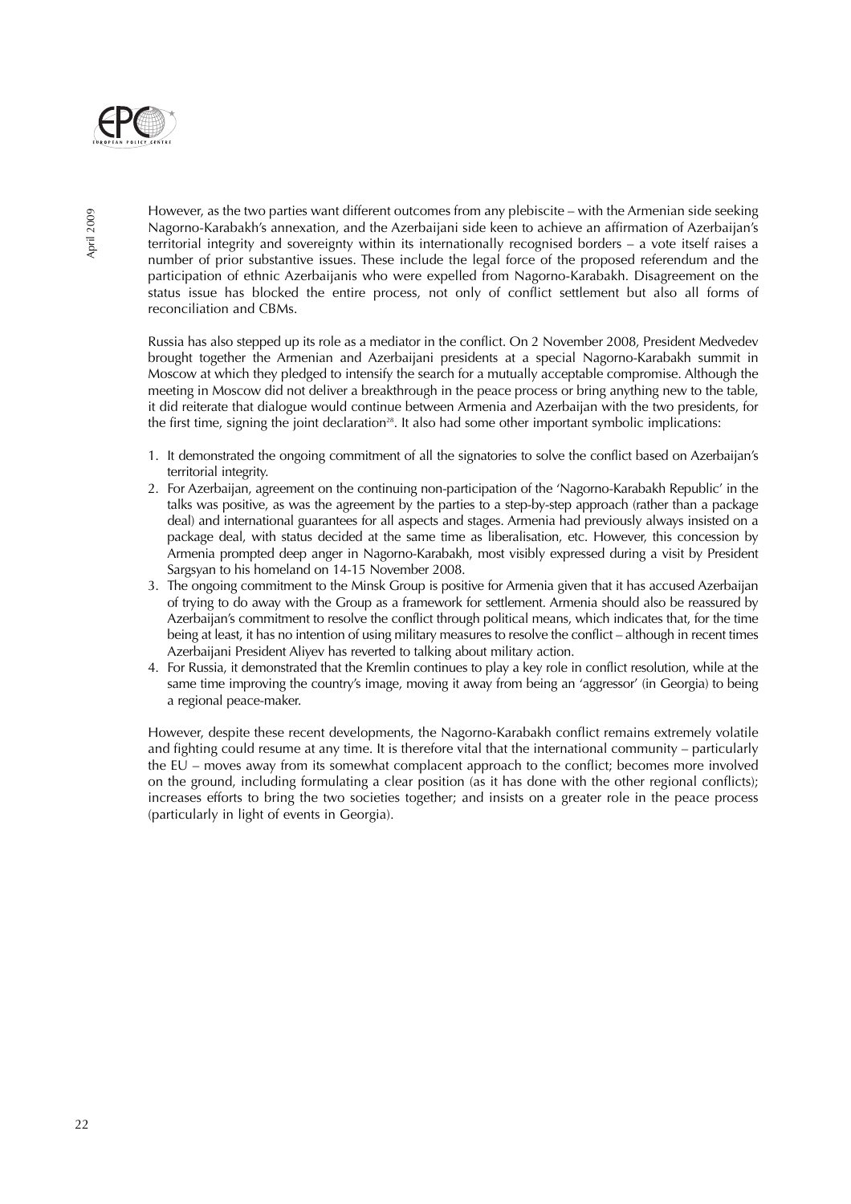However, as the two parties want different outcomes from any plebiscite – with the Armenian side seeking Nagorno-Karabakh's annexation, and the Azerbaijani side keen to achieve an affirmation of Azerbaijan's territorial integrity and sovereignty within its internationally recognised borders – a vote itself raises a number of prior substantive issues. These include the legal force of the proposed referendum and the participation of ethnic Azerbaijanis who were expelled from Nagorno-Karabakh. Disagreement on the status issue has blocked the entire process, not only of conflict settlement but also all forms of reconciliation and CBMs.

Russia has also stepped up its role as a mediator in the conflict. On 2 November 2008, President Medvedev brought together the Armenian and Azerbaijani presidents at a special Nagorno-Karabakh summit in Moscow at which they pledged to intensify the search for a mutually acceptable compromise. Although the meeting in Moscow did not deliver a breakthrough in the peace process or bring anything new to the table, it did reiterate that dialogue would continue between Armenia and Azerbaijan with the two presidents, for the first time, signing the joint declaration[28]. It also had some other important symbolic implications:

1. It demonstrated the ongoing commitment of all the signatories to solve the conflict based on Azerbaijan's territorial integrity.
2. For Azerbaijan, agreement on the continuing non-participation of the 'Nagorno-Karabakh Republic' in the talks was positive, as was the agreement by the parties to a step-by-step approach (rather than a package deal) and international guarantees for all aspects and stages. Armenia had previously always insisted on a package deal, with status decided at the same time as liberalisation, etc. However, this concession by Armenia prompted deep anger in Nagorno-Karabakh, most visibly expressed during a visit by President Sargsyan to his homeland on 14-15 November 2008.
3. The ongoing commitment to the Minsk Group is positive for Armenia given that it has accused Azerbaijan of trying to do away with the Group as a framework for settlement. Armenia should also be reassured by Azerbaijan's commitment to resolve the conflict through political means, which indicates that, for the time being at least, it has no intention of using military measures to resolve the conflict – although in recent times Azerbaijani President Aliyev has reverted to talking about military action.
4. For Russia, it demonstrated that the Kremlin continues to play a key role in conflict resolution, while at the same time improving the country's image, moving it away from being an 'aggressor' (in Georgia) to being a regional peace-maker.

However, despite these recent developments, the Nagorno-Karabakh conflict remains extremely volatile and fighting could resume at any time. It is therefore vital that the international community – particularly the EU – moves away from its somewhat complacent approach to the conflict; becomes more involved on the ground, including formulating a clear position (as it has done with the other regional conflicts); increases efforts to bring the two societies together; and insists on a greater role in the peace process (particularly in light of events in Georgia).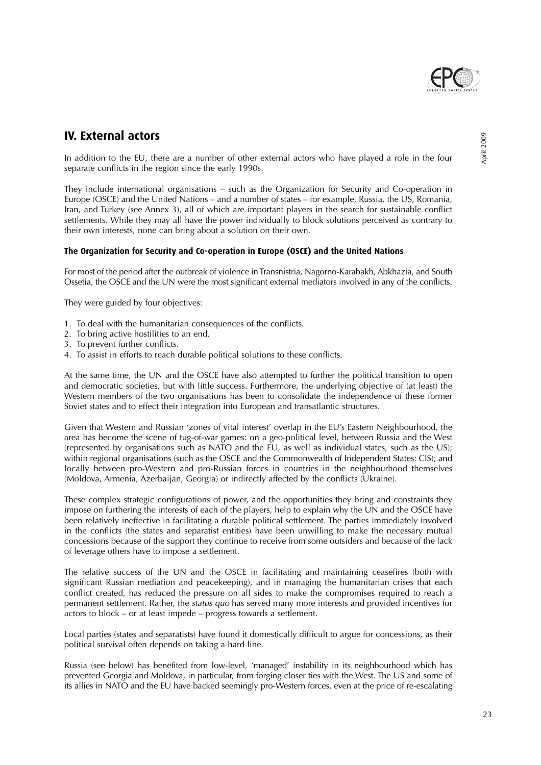## IV. External actors

In addition to the EU, there are a number of other external actors who have played a role in the four separate conflicts in the region since the early 1990s.

They include international organisations – such as the Organization for Security and Co-operation in Europe (OSCE) and the United Nations – and a number of states – for example, Russia, the US, Romania, Iran, and Turkey (see Annex 3), all of which are important players in the search for sustainable conflict settlements. While they may all have the power individually to block solutions perceived as contrary to their own interests, none can bring about a solution on their own.

### The Organization for Security and Co-operation in Europe (OSCE) and the United Nations

For most of the period after the outbreak of violence in Transnistria, Nagorno-Karabakh, Abkhazia, and South Ossetia, the OSCE and the UN were the most significant external mediators involved in any of the conflicts.

They were guided by four objectives:

1. To deal with the humanitarian consequences of the conflicts.
2. To bring active hostilities to an end.
3. To prevent further conflicts.
4. To assist in efforts to reach durable political solutions to these conflicts.

At the same time, the UN and the OSCE have also attempted to further the political transition to open and democratic societies, but with little success. Furthermore, the underlying objective of (at least) the Western members of the two organisations has been to consolidate the independence of these former Soviet states and to effect their integration into European and transatlantic structures.

Given that Western and Russian 'zones of vital interest' overlap in the EU's Eastern Neighbourhood, the area has become the scene of tug-of-war games: on a geo-political level, between Russia and the West (represented by organisations such as NATO and the EU, as well as individual states, such as the US); within regional organisations (such as the OSCE and the Commonwealth of Independent States: CIS); and locally between pro-Western and pro-Russian forces in countries in the neighbourhood themselves (Moldova, Armenia, Azerbaijan, Georgia) or indirectly affected by the conflicts (Ukraine).

These complex strategic configurations of power, and the opportunities they bring and constraints they impose on furthering the interests of each of the players, help to explain why the UN and the OSCE have been relatively ineffective in facilitating a durable political settlement. The parties immediately involved in the conflicts (the states and separatist entities) have been unwilling to make the necessary mutual concessions because of the support they continue to receive from some outsiders and because of the lack of leverage others have to impose a settlement.

The relative success of the UN and the OSCE in facilitating and maintaining ceasefires (both with significant Russian mediation and peacekeeping), and in managing the humanitarian crises that each conflict created, has reduced the pressure on all sides to make the compromises required to reach a permanent settlement. Rather, the *status quo* has served many more interests and provided incentives for actors to block – or at least impede – progress towards a settlement.

Local parties (states and separatists) have found it domestically difficult to argue for concessions, as their political survival often depends on taking a hard line.

Russia (see below) has benefited from low-level, 'managed' instability in its neighbourhood which has prevented Georgia and Moldova, in particular, from forging closer ties with the West. The US and some of its allies in NATO and the EU have backed seemingly pro-Western forces, even at the price of re-escalating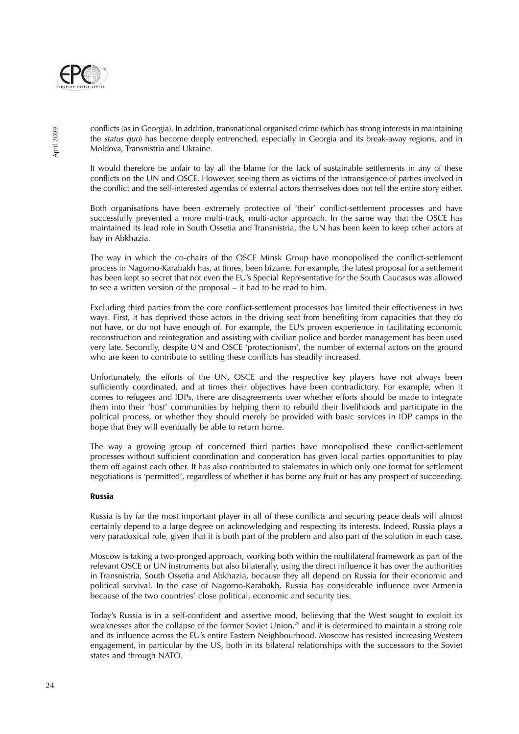conflicts (as in Georgia). In addition, transnational organised crime (which has strong interests in maintaining the *status quo*) has become deeply entrenched, especially in Georgia and its break-away regions, and in Moldova, Transnistria and Ukraine.

It would therefore be unfair to lay all the blame for the lack of sustainable settlements in any of these conflicts on the UN and OSCE. However, seeing them as victims of the intransigence of parties involved in the conflict and the self-interested agendas of external actors themselves does not tell the entire story either.

Both organisations have been extremely protective of 'their' conflict-settlement processes and have successfully prevented a more multi-track, multi-actor approach. In the same way that the OSCE has maintained its lead role in South Ossetia and Transnistria, the UN has been keen to keep other actors at bay in Abkhazia.

The way in which the co-chairs of the OSCE Minsk Group have monopolised the conflict-settlement process in Nagorno-Karabakh has, at times, been bizarre. For example, the latest proposal for a settlement has been kept so secret that not even the EU's Special Representative for the South Caucasus was allowed to see a written version of the proposal – it had to be read to him.

Excluding third parties from the core conflict-settlement processes has limited their effectiveness in two ways. First, it has deprived those actors in the driving seat from benefiting from capacities that they do not have, or do not have enough of. For example, the EU's proven experience in facilitating economic reconstruction and reintegration and assisting with civilian police and border management has been used very late. Secondly, despite UN and OSCE 'protectionism', the number of external actors on the ground who are keen to contribute to settling these conflicts has steadily increased.

Unfortunately, the efforts of the UN, OSCE and the respective key players have not always been sufficiently coordinated, and at times their objectives have been contradictory. For example, when it comes to refugees and IDPs, there are disagreements over whether efforts should be made to integrate them into their 'host' communities by helping them to rebuild their livelihoods and participate in the political process, or whether they should merely be provided with basic services in IDP camps in the hope that they will eventually be able to return home.

The way a growing group of concerned third parties have monopolised these conflict-settlement processes without sufficient coordination and cooperation has given local parties opportunities to play them off against each other. It has also contributed to stalemates in which only one format for settlement negotiations is 'permitted', regardless of whether it has borne any fruit or has any prospect of succeeding.

### Russia

Russia is by far the most important player in all of these conflicts and securing peace deals will almost certainly depend to a large degree on acknowledging and respecting its interests. Indeed, Russia plays a very paradoxical role, given that it is both part of the problem and also part of the solution in each case.

Moscow is taking a two-pronged approach, working both within the multilateral framework as part of the relevant OSCE or UN instruments but also bilaterally, using the direct influence it has over the authorities in Transnistria, South Ossetia and Abkhazia, because they all depend on Russia for their economic and political survival. In the case of Nagorno-Karabakh, Russia has considerable influence over Armenia because of the two countries' close political, economic and security ties.

Today's Russia is in a self-confident and assertive mood, believing that the West sought to exploit its weaknesses after the collapse of the former Soviet Union,[29] and it is determined to maintain a strong role and its influence across the EU's entire Eastern Neighbourhood. Moscow has resisted increasing Western engagement, in particular by the US, both in its bilateral relationships with the successors to the Soviet states and through NATO.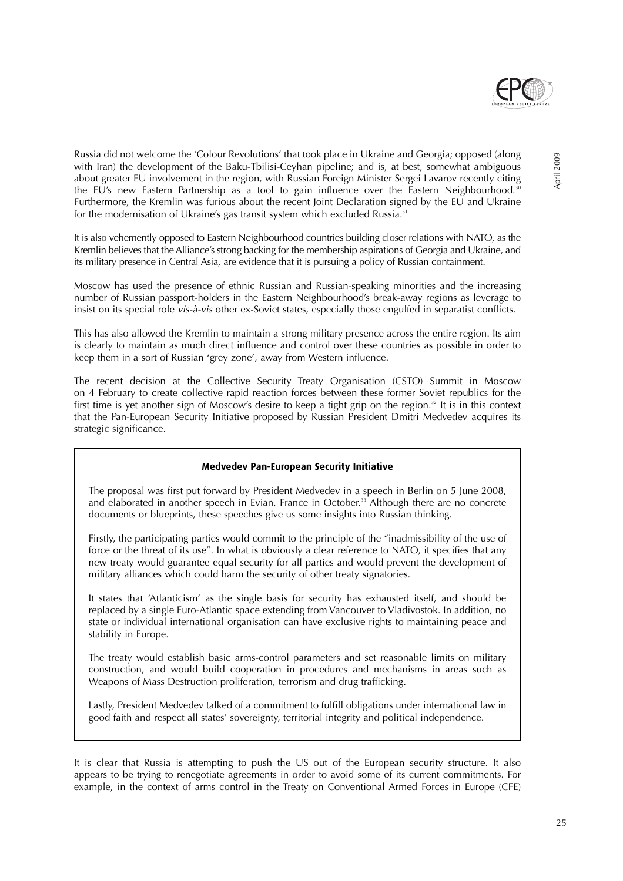Russia did not welcome the 'Colour Revolutions' that took place in Ukraine and Georgia; opposed (along with Iran) the development of the Baku-Tbilisi-Ceyhan pipeline; and is, at best, somewhat ambiguous about greater EU involvement in the region, with Russian Foreign Minister Sergei Lavarov recently citing the EU's new Eastern Partnership as a tool to gain influence over the Eastern Neighbourhood.[30] Furthermore, the Kremlin was furious about the recent Joint Declaration signed by the EU and Ukraine for the modernisation of Ukraine's gas transit system which excluded Russia.[31]

It is also vehemently opposed to Eastern Neighbourhood countries building closer relations with NATO, as the Kremlin believes that the Alliance's strong backing for the membership aspirations of Georgia and Ukraine, and its military presence in Central Asia, are evidence that it is pursuing a policy of Russian containment.

Moscow has used the presence of ethnic Russian and Russian-speaking minorities and the increasing number of Russian passport-holders in the Eastern Neighbourhood's break-away regions as leverage to insist on its special role *vis-à-vis* other ex-Soviet states, especially those engulfed in separatist conflicts.

This has also allowed the Kremlin to maintain a strong military presence across the entire region. Its aim is clearly to maintain as much direct influence and control over these countries as possible in order to keep them in a sort of Russian 'grey zone', away from Western influence.

The recent decision at the Collective Security Treaty Organisation (CSTO) Summit in Moscow on 4 February to create collective rapid reaction forces between these former Soviet republics for the first time is yet another sign of Moscow's desire to keep a tight grip on the region.[32] It is in this context that the Pan-European Security Initiative proposed by Russian President Dmitri Medvedev acquires its strategic significance.

**Medvedev Pan-European Security Initiative**

The proposal was first put forward by President Medvedev in a speech in Berlin on 5 June 2008, and elaborated in another speech in Evian, France in October.[33] Although there are no concrete documents or blueprints, these speeches give us some insights into Russian thinking.

Firstly, the participating parties would commit to the principle of the "inadmissibility of the use of force or the threat of its use". In what is obviously a clear reference to NATO, it specifies that any new treaty would guarantee equal security for all parties and would prevent the development of military alliances which could harm the security of other treaty signatories.

It states that 'Atlanticism' as the single basis for security has exhausted itself, and should be replaced by a single Euro-Atlantic space extending from Vancouver to Vladivostok. In addition, no state or individual international organisation can have exclusive rights to maintaining peace and stability in Europe.

The treaty would establish basic arms-control parameters and set reasonable limits on military construction, and would build cooperation in procedures and mechanisms in areas such as Weapons of Mass Destruction proliferation, terrorism and drug trafficking.

Lastly, President Medvedev talked of a commitment to fulfill obligations under international law in good faith and respect all states' sovereignty, territorial integrity and political independence.

It is clear that Russia is attempting to push the US out of the European security structure. It also appears to be trying to renegotiate agreements in order to avoid some of its current commitments. For example, in the context of arms control in the Treaty on Conventional Armed Forces in Europe (CFE)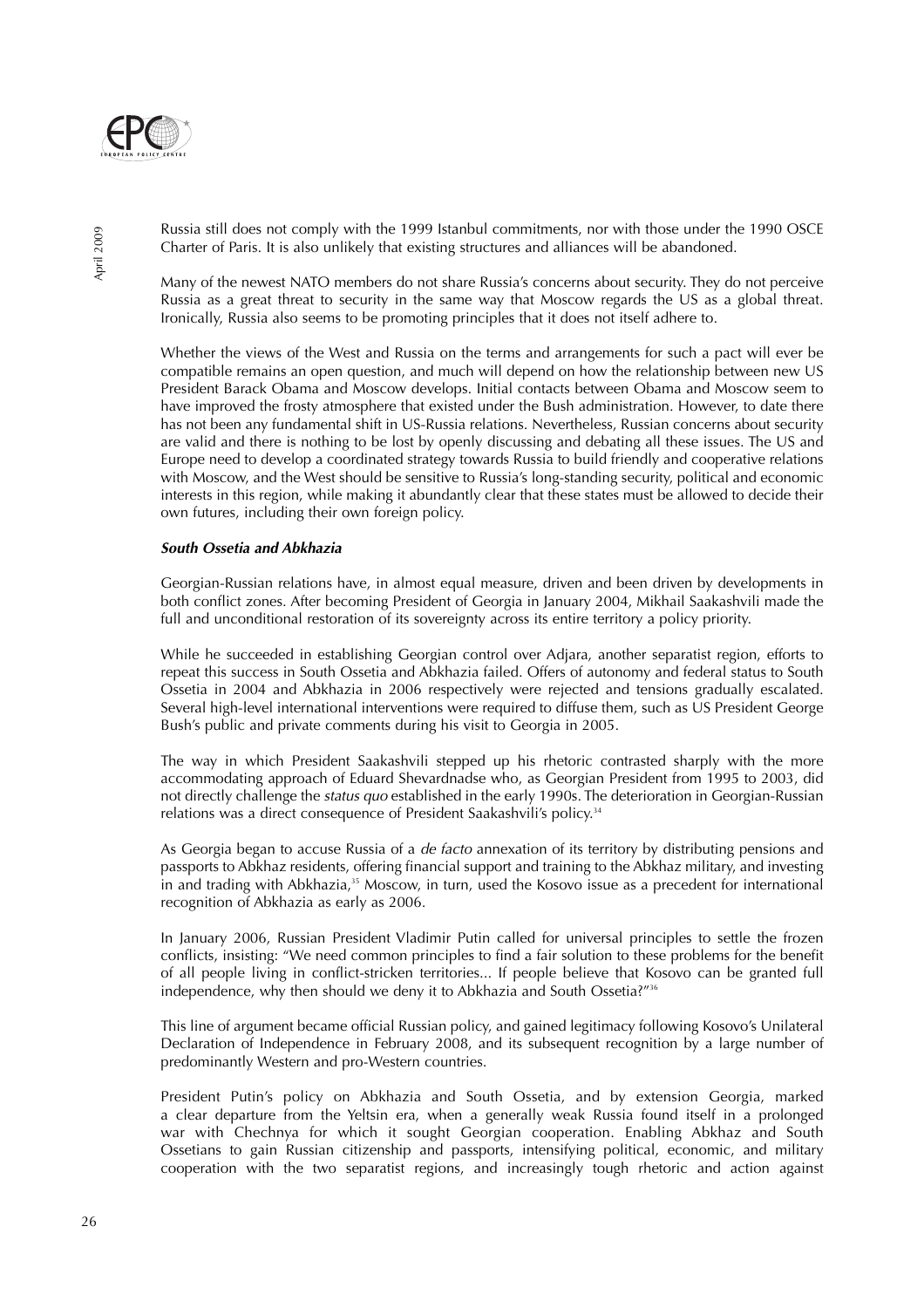Russia still does not comply with the 1999 Istanbul commitments, nor with those under the 1990 OSCE Charter of Paris. It is also unlikely that existing structures and alliances will be abandoned.

Many of the newest NATO members do not share Russia's concerns about security. They do not perceive Russia as a great threat to security in the same way that Moscow regards the US as a global threat. Ironically, Russia also seems to be promoting principles that it does not itself adhere to.

Whether the views of the West and Russia on the terms and arrangements for such a pact will ever be compatible remains an open question, and much will depend on how the relationship between new US President Barack Obama and Moscow develops. Initial contacts between Obama and Moscow seem to have improved the frosty atmosphere that existed under the Bush administration. However, to date there has not been any fundamental shift in US-Russia relations. Nevertheless, Russian concerns about security are valid and there is nothing to be lost by openly discussing and debating all these issues. The US and Europe need to develop a coordinated strategy towards Russia to build friendly and cooperative relations with Moscow, and the West should be sensitive to Russia's long-standing security, political and economic interests in this region, while making it abundantly clear that these states must be allowed to decide their own futures, including their own foreign policy.

***South Ossetia and Abkhazia***

Georgian-Russian relations have, in almost equal measure, driven and been driven by developments in both conflict zones. After becoming President of Georgia in January 2004, Mikhail Saakashvili made the full and unconditional restoration of its sovereignty across its entire territory a policy priority.

While he succeeded in establishing Georgian control over Adjara, another separatist region, efforts to repeat this success in South Ossetia and Abkhazia failed. Offers of autonomy and federal status to South Ossetia in 2004 and Abkhazia in 2006 respectively were rejected and tensions gradually escalated. Several high-level international interventions were required to diffuse them, such as US President George Bush's public and private comments during his visit to Georgia in 2005.

The way in which President Saakashvili stepped up his rhetoric contrasted sharply with the more accommodating approach of Eduard Shevardnadse who, as Georgian President from 1995 to 2003, did not directly challenge the *status quo* established in the early 1990s. The deterioration in Georgian-Russian relations was a direct consequence of President Saakashvili's policy.[34]

As Georgia began to accuse Russia of a *de facto* annexation of its territory by distributing pensions and passports to Abkhaz residents, offering financial support and training to the Abkhaz military, and investing in and trading with Abkhazia,[35] Moscow, in turn, used the Kosovo issue as a precedent for international recognition of Abkhazia as early as 2006.

In January 2006, Russian President Vladimir Putin called for universal principles to settle the frozen conflicts, insisting: "We need common principles to find a fair solution to these problems for the benefit of all people living in conflict-stricken territories... If people believe that Kosovo can be granted full independence, why then should we deny it to Abkhazia and South Ossetia?"[36]

This line of argument became official Russian policy, and gained legitimacy following Kosovo's Unilateral Declaration of Independence in February 2008, and its subsequent recognition by a large number of predominantly Western and pro-Western countries.

President Putin's policy on Abkhazia and South Ossetia, and by extension Georgia, marked a clear departure from the Yeltsin era, when a generally weak Russia found itself in a prolonged war with Chechnya for which it sought Georgian cooperation. Enabling Abkhaz and South Ossetians to gain Russian citizenship and passports, intensifying political, economic, and military cooperation with the two separatist regions, and increasingly tough rhetoric and action against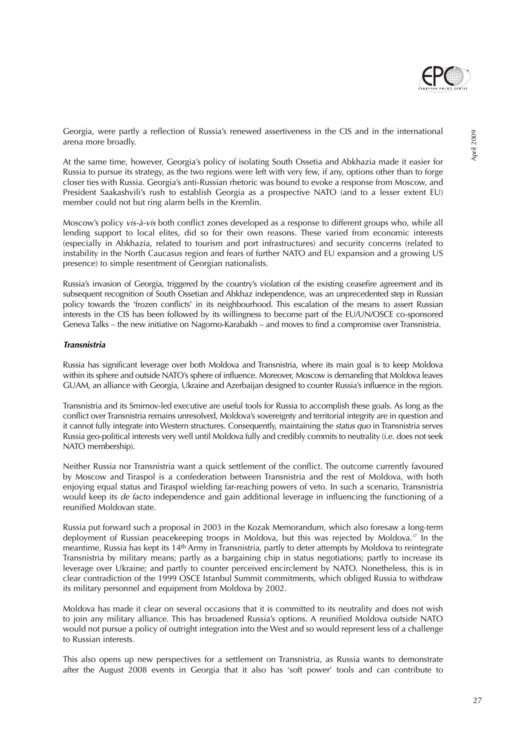Georgia, were partly a reflection of Russia's renewed assertiveness in the CIS and in the international arena more broadly.

At the same time, however, Georgia's policy of isolating South Ossetia and Abkhazia made it easier for Russia to pursue its strategy, as the two regions were left with very few, if any, options other than to forge closer ties with Russia. Georgia's anti-Russian rhetoric was bound to evoke a response from Moscow, and President Saakashvili's rush to establish Georgia as a prospective NATO (and to a lesser extent EU) member could not but ring alarm bells in the Kremlin.

Moscow's policy *vis-à-vis* both conflict zones developed as a response to different groups who, while all lending support to local elites, did so for their own reasons. These varied from economic interests (especially in Abkhazia, related to tourism and port infrastructures) and security concerns (related to instability in the North Caucasus region and fears of further NATO and EU expansion and a growing US presence) to simple resentment of Georgian nationalists.

Russia's invasion of Georgia, triggered by the country's violation of the existing ceasefire agreement and its subsequent recognition of South Ossetian and Abkhaz independence, was an unprecedented step in Russian policy towards the 'frozen conflicts' in its neighbourhood. This escalation of the means to assert Russian interests in the CIS has been followed by its willingness to become part of the EU/UN/OSCE co-sponsored Geneva Talks – the new initiative on Nagorno-Karabakh – and moves to find a compromise over Transnistria.

### *Transnistria*

Russia has significant leverage over both Moldova and Transnistria, where its main goal is to keep Moldova within its sphere and outside NATO's sphere of influence. Moreover, Moscow is demanding that Moldova leaves GUAM, an alliance with Georgia, Ukraine and Azerbaijan designed to counter Russia's influence in the region.

Transnistria and its Smirnov-led executive are useful tools for Russia to accomplish these goals. As long as the conflict over Transnistria remains unresolved, Moldova's sovereignty and territorial integrity are in question and it cannot fully integrate into Western structures. Consequently, maintaining the *status quo* in Transnistria serves Russia geo-political interests very well until Moldova fully and credibly commits to neutrality (i.e. does not seek NATO membership).

Neither Russia nor Transnistria want a quick settlement of the conflict. The outcome currently favoured by Moscow and Tiraspol is a confederation between Transnistria and the rest of Moldova, with both enjoying equal status and Tiraspol wielding far-reaching powers of veto. In such a scenario, Transnistria would keep its *de facto* independence and gain additional leverage in influencing the functioning of a reunified Moldovan state.

Russia put forward such a proposal in 2003 in the Kozak Memorandum, which also foresaw a long-term deployment of Russian peacekeeping troops in Moldova, but this was rejected by Moldova.[37] In the meantime, Russia has kept its 14th Army in Transnistria, partly to deter attempts by Moldova to reintegrate Transnistria by military means; partly as a bargaining chip in status negotiations; partly to increase its leverage over Ukraine; and partly to counter perceived encirclement by NATO. Nonetheless, this is in clear contradiction of the 1999 OSCE Istanbul Summit commitments, which obliged Russia to withdraw its military personnel and equipment from Moldova by 2002.

Moldova has made it clear on several occasions that it is committed to its neutrality and does not wish to join any military alliance. This has broadened Russia's options. A reunified Moldova outside NATO would not pursue a policy of outright integration into the West and so would represent less of a challenge to Russian interests.

This also opens up new perspectives for a settlement on Transnistria, as Russia wants to demonstrate after the August 2008 events in Georgia that it also has 'soft power' tools and can contribute to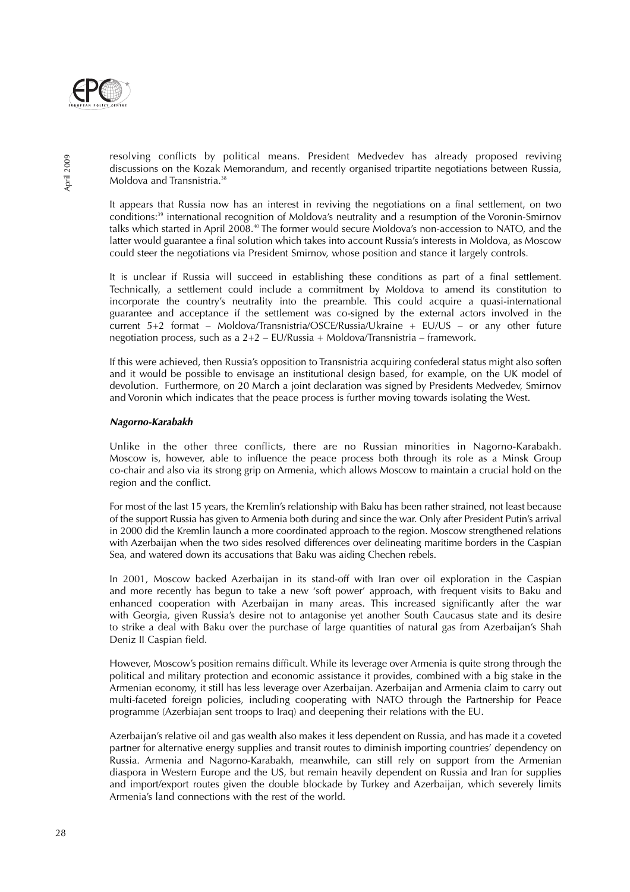resolving conflicts by political means. President Medvedev has already proposed reviving discussions on the Kozak Memorandum, and recently organised tripartite negotiations between Russia, Moldova and Transnistria.[38]

It appears that Russia now has an interest in reviving the negotiations on a final settlement, on two conditions:[39] international recognition of Moldova's neutrality and a resumption of the Voronin-Smirnov talks which started in April 2008.[40] The former would secure Moldova's non-accession to NATO, and the latter would guarantee a final solution which takes into account Russia's interests in Moldova, as Moscow could steer the negotiations via President Smirnov, whose position and stance it largely controls.

It is unclear if Russia will succeed in establishing these conditions as part of a final settlement. Technically, a settlement could include a commitment by Moldova to amend its constitution to incorporate the country's neutrality into the preamble. This could acquire a quasi-international guarantee and acceptance if the settlement was co-signed by the external actors involved in the current 5+2 format – Moldova/Transnistria/OSCE/Russia/Ukraine + EU/US – or any other future negotiation process, such as a 2+2 – EU/Russia + Moldova/Transnistria – framework.

If this were achieved, then Russia's opposition to Transnistria acquiring confederal status might also soften and it would be possible to envisage an institutional design based, for example, on the UK model of devolution. Furthermore, on 20 March a joint declaration was signed by Presidents Medvedev, Smirnov and Voronin which indicates that the peace process is further moving towards isolating the West.

***Nagorno-Karabakh***

Unlike in the other three conflicts, there are no Russian minorities in Nagorno-Karabakh. Moscow is, however, able to influence the peace process both through its role as a Minsk Group co-chair and also via its strong grip on Armenia, which allows Moscow to maintain a crucial hold on the region and the conflict.

For most of the last 15 years, the Kremlin's relationship with Baku has been rather strained, not least because of the support Russia has given to Armenia both during and since the war. Only after President Putin's arrival in 2000 did the Kremlin launch a more coordinated approach to the region. Moscow strengthened relations with Azerbaijan when the two sides resolved differences over delineating maritime borders in the Caspian Sea, and watered down its accusations that Baku was aiding Chechen rebels.

In 2001, Moscow backed Azerbaijan in its stand-off with Iran over oil exploration in the Caspian and more recently has begun to take a new 'soft power' approach, with frequent visits to Baku and enhanced cooperation with Azerbaijan in many areas. This increased significantly after the war with Georgia, given Russia's desire not to antagonise yet another South Caucasus state and its desire to strike a deal with Baku over the purchase of large quantities of natural gas from Azerbaijan's Shah Deniz II Caspian field.

However, Moscow's position remains difficult. While its leverage over Armenia is quite strong through the political and military protection and economic assistance it provides, combined with a big stake in the Armenian economy, it still has less leverage over Azerbaijan. Azerbaijan and Armenia claim to carry out multi-faceted foreign policies, including cooperating with NATO through the Partnership for Peace programme (Azerbaijan sent troops to Iraq) and deepening their relations with the EU.

Azerbaijan's relative oil and gas wealth also makes it less dependent on Russia, and has made it a coveted partner for alternative energy supplies and transit routes to diminish importing countries' dependency on Russia. Armenia and Nagorno-Karabakh, meanwhile, can still rely on support from the Armenian diaspora in Western Europe and the US, but remain heavily dependent on Russia and Iran for supplies and import/export routes given the double blockade by Turkey and Azerbaijan, which severely limits Armenia's land connections with the rest of the world.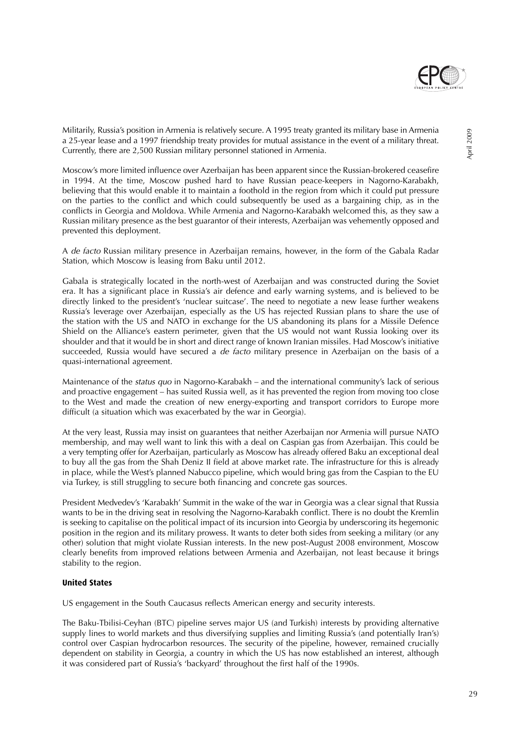Militarily, Russia's position in Armenia is relatively secure. A 1995 treaty granted its military base in Armenia a 25-year lease and a 1997 friendship treaty provides for mutual assistance in the event of a military threat. Currently, there are 2,500 Russian military personnel stationed in Armenia.

Moscow's more limited influence over Azerbaijan has been apparent since the Russian-brokered ceasefire in 1994. At the time, Moscow pushed hard to have Russian peace-keepers in Nagorno-Karabakh, believing that this would enable it to maintain a foothold in the region from which it could put pressure on the parties to the conflict and which could subsequently be used as a bargaining chip, as in the conflicts in Georgia and Moldova. While Armenia and Nagorno-Karabakh welcomed this, as they saw a Russian military presence as the best guarantor of their interests, Azerbaijan was vehemently opposed and prevented this deployment.

A *de facto* Russian military presence in Azerbaijan remains, however, in the form of the Gabala Radar Station, which Moscow is leasing from Baku until 2012.

Gabala is strategically located in the north-west of Azerbaijan and was constructed during the Soviet era. It has a significant place in Russia's air defence and early warning systems, and is believed to be directly linked to the president's 'nuclear suitcase'. The need to negotiate a new lease further weakens Russia's leverage over Azerbaijan, especially as the US has rejected Russian plans to share the use of the station with the US and NATO in exchange for the US abandoning its plans for a Missile Defence Shield on the Alliance's eastern perimeter, given that the US would not want Russia looking over its shoulder and that it would be in short and direct range of known Iranian missiles. Had Moscow's initiative succeeded, Russia would have secured a *de facto* military presence in Azerbaijan on the basis of a quasi-international agreement.

Maintenance of the *status quo* in Nagorno-Karabakh – and the international community's lack of serious and proactive engagement – has suited Russia well, as it has prevented the region from moving too close to the West and made the creation of new energy-exporting and transport corridors to Europe more difficult (a situation which was exacerbated by the war in Georgia).

At the very least, Russia may insist on guarantees that neither Azerbaijan nor Armenia will pursue NATO membership, and may well want to link this with a deal on Caspian gas from Azerbaijan. This could be a very tempting offer for Azerbaijan, particularly as Moscow has already offered Baku an exceptional deal to buy all the gas from the Shah Deniz II field at above market rate. The infrastructure for this is already in place, while the West's planned Nabucco pipeline, which would bring gas from the Caspian to the EU via Turkey, is still struggling to secure both financing and concrete gas sources.

President Medvedev's 'Karabakh' Summit in the wake of the war in Georgia was a clear signal that Russia wants to be in the driving seat in resolving the Nagorno-Karabakh conflict. There is no doubt the Kremlin is seeking to capitalise on the political impact of its incursion into Georgia by underscoring its hegemonic position in the region and its military prowess. It wants to deter both sides from seeking a military (or any other) solution that might violate Russian interests. In the new post-August 2008 environment, Moscow clearly benefits from improved relations between Armenia and Azerbaijan, not least because it brings stability to the region.

### United States

US engagement in the South Caucasus reflects American energy and security interests.

The Baku-Tbilisi-Ceyhan (BTC) pipeline serves major US (and Turkish) interests by providing alternative supply lines to world markets and thus diversifying supplies and limiting Russia's (and potentially Iran's) control over Caspian hydrocarbon resources. The security of the pipeline, however, remained crucially dependent on stability in Georgia, a country in which the US has now established an interest, although it was considered part of Russia's 'backyard' throughout the first half of the 1990s.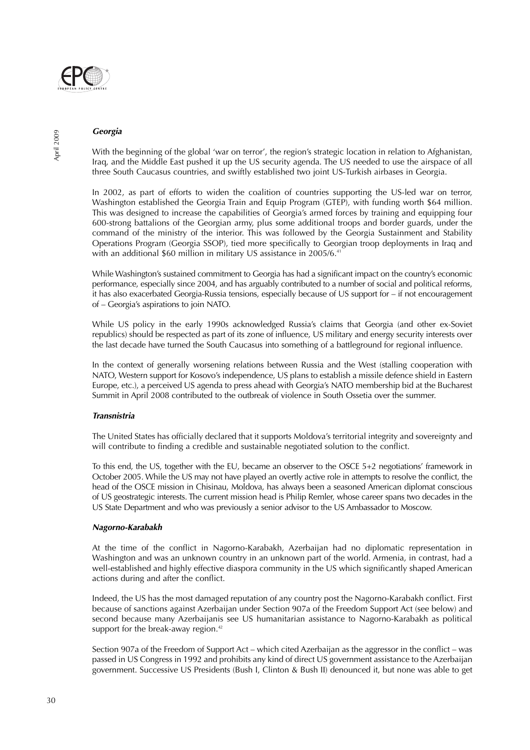### *Georgia*

With the beginning of the global 'war on terror', the region's strategic location in relation to Afghanistan, Iraq, and the Middle East pushed it up the US security agenda. The US needed to use the airspace of all three South Caucasus countries, and swiftly established two joint US-Turkish airbases in Georgia.

In 2002, as part of efforts to widen the coalition of countries supporting the US-led war on terror, Washington established the Georgia Train and Equip Program (GTEP), with funding worth \$64 million. This was designed to increase the capabilities of Georgia's armed forces by training and equipping four 600-strong battalions of the Georgian army, plus some additional troops and border guards, under the command of the ministry of the interior. This was followed by the Georgia Sustainment and Stability Operations Program (Georgia SSOP), tied more specifically to Georgian troop deployments in Iraq and with an additional \$60 million in military US assistance in 2005/6.[41]

While Washington's sustained commitment to Georgia has had a significant impact on the country's economic performance, especially since 2004, and has arguably contributed to a number of social and political reforms, it has also exacerbated Georgia-Russia tensions, especially because of US support for – if not encouragement of – Georgia's aspirations to join NATO.

While US policy in the early 1990s acknowledged Russia's claims that Georgia (and other ex-Soviet republics) should be respected as part of its zone of influence, US military and energy security interests over the last decade have turned the South Caucasus into something of a battleground for regional influence.

In the context of generally worsening relations between Russia and the West (stalling cooperation with NATO, Western support for Kosovo's independence, US plans to establish a missile defence shield in Eastern Europe, etc.), a perceived US agenda to press ahead with Georgia's NATO membership bid at the Bucharest Summit in April 2008 contributed to the outbreak of violence in South Ossetia over the summer.

### *Transnistria*

The United States has officially declared that it supports Moldova's territorial integrity and sovereignty and will contribute to finding a credible and sustainable negotiated solution to the conflict.

To this end, the US, together with the EU, became an observer to the OSCE 5+2 negotiations' framework in October 2005. While the US may not have played an overtly active role in attempts to resolve the conflict, the head of the OSCE mission in Chisinau, Moldova, has always been a seasoned American diplomat conscious of US geostrategic interests. The current mission head is Philip Remler, whose career spans two decades in the US State Department and who was previously a senior advisor to the US Ambassador to Moscow.

### *Nagorno-Karabakh*

At the time of the conflict in Nagorno-Karabakh, Azerbaijan had no diplomatic representation in Washington and was an unknown country in an unknown part of the world. Armenia, in contrast, had a well-established and highly effective diaspora community in the US which significantly shaped American actions during and after the conflict.

Indeed, the US has the most damaged reputation of any country post the Nagorno-Karabakh conflict. First because of sanctions against Azerbaijan under Section 907a of the Freedom Support Act (see below) and second because many Azerbaijanis see US humanitarian assistance to Nagorno-Karabakh as political support for the break-away region.[42]

Section 907a of the Freedom of Support Act – which cited Azerbaijan as the aggressor in the conflict – was passed in US Congress in 1992 and prohibits any kind of direct US government assistance to the Azerbaijan government. Successive US Presidents (Bush I, Clinton & Bush II) denounced it, but none was able to get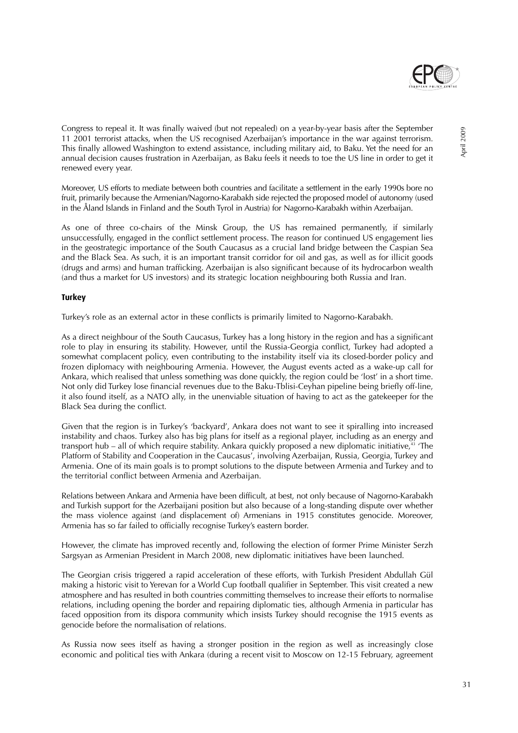Congress to repeal it. It was finally waived (but not repealed) on a year-by-year basis after the September 11 2001 terrorist attacks, when the US recognised Azerbaijan's importance in the war against terrorism. This finally allowed Washington to extend assistance, including military aid, to Baku. Yet the need for an annual decision causes frustration in Azerbaijan, as Baku feels it needs to toe the US line in order to get it renewed every year.

Moreover, US efforts to mediate between both countries and facilitate a settlement in the early 1990s bore no fruit, primarily because the Armenian/Nagorno-Karabakh side rejected the proposed model of autonomy (used in the Åland Islands in Finland and the South Tyrol in Austria) for Nagorno-Karabakh within Azerbaijan.

As one of three co-chairs of the Minsk Group, the US has remained permanently, if similarly unsuccessfully, engaged in the conflict settlement process. The reason for continued US engagement lies in the geostrategic importance of the South Caucasus as a crucial land bridge between the Caspian Sea and the Black Sea. As such, it is an important transit corridor for oil and gas, as well as for illicit goods (drugs and arms) and human trafficking. Azerbaijan is also significant because of its hydrocarbon wealth (and thus a market for US investors) and its strategic location neighbouring both Russia and Iran.

### Turkey

Turkey's role as an external actor in these conflicts is primarily limited to Nagorno-Karabakh.

As a direct neighbour of the South Caucasus, Turkey has a long history in the region and has a significant role to play in ensuring its stability. However, until the Russia-Georgia conflict, Turkey had adopted a somewhat complacent policy, even contributing to the instability itself via its closed-border policy and frozen diplomacy with neighbouring Armenia. However, the August events acted as a wake-up call for Ankara, which realised that unless something was done quickly, the region could be 'lost' in a short time. Not only did Turkey lose financial revenues due to the Baku-Tblisi-Ceyhan pipeline being briefly off-line, it also found itself, as a NATO ally, in the unenviable situation of having to act as the gatekeeper for the Black Sea during the conflict.

Given that the region is in Turkey's 'backyard', Ankara does not want to see it spiralling into increased instability and chaos. Turkey also has big plans for itself as a regional player, including as an energy and transport hub – all of which require stability. Ankara quickly proposed a new diplomatic initiative,[43] 'The Platform of Stability and Cooperation in the Caucasus', involving Azerbaijan, Russia, Georgia, Turkey and Armenia. One of its main goals is to prompt solutions to the dispute between Armenia and Turkey and to the territorial conflict between Armenia and Azerbaijan.

Relations between Ankara and Armenia have been difficult, at best, not only because of Nagorno-Karabakh and Turkish support for the Azerbaijani position but also because of a long-standing dispute over whether the mass violence against (and displacement of) Armenians in 1915 constitutes genocide. Moreover, Armenia has so far failed to officially recognise Turkey's eastern border.

However, the climate has improved recently and, following the election of former Prime Minister Serzh Sargsyan as Armenian President in March 2008, new diplomatic initiatives have been launched.

The Georgian crisis triggered a rapid acceleration of these efforts, with Turkish President Abdullah Gül making a historic visit to Yerevan for a World Cup football qualifier in September. This visit created a new atmosphere and has resulted in both countries committing themselves to increase their efforts to normalise relations, including opening the border and repairing diplomatic ties, although Armenia in particular has faced opposition from its dispora community which insists Turkey should recognise the 1915 events as genocide before the normalisation of relations.

As Russia now sees itself as having a stronger position in the region as well as increasingly close economic and political ties with Ankara (during a recent visit to Moscow on 12-15 February, agreement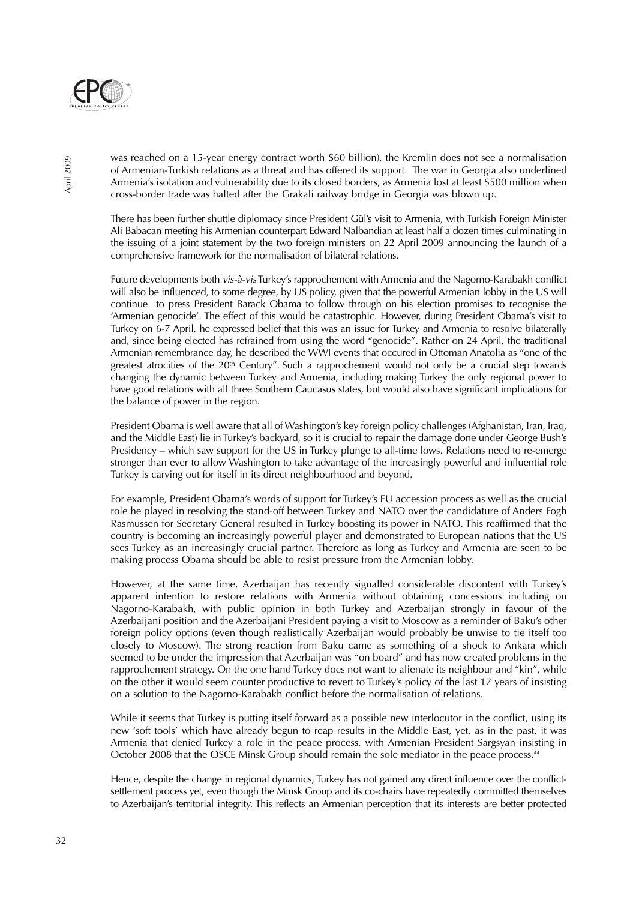was reached on a 15-year energy contract worth $60 billion), the Kremlin does not see a normalisation of Armenian-Turkish relations as a threat and has offered its support. The war in Georgia also underlined Armenia's isolation and vulnerability due to its closed borders, as Armenia lost at least $500 million when cross-border trade was halted after the Grakali railway bridge in Georgia was blown up.

There has been further shuttle diplomacy since President Gül's visit to Armenia, with Turkish Foreign Minister Ali Babacan meeting his Armenian counterpart Edward Nalbandian at least half a dozen times culminating in the issuing of a joint statement by the two foreign ministers on 22 April 2009 announcing the launch of a comprehensive framework for the normalisation of bilateral relations.

Future developments both *vis-à-vis* Turkey's rapprochement with Armenia and the Nagorno-Karabakh conflict will also be influenced, to some degree, by US policy, given that the powerful Armenian lobby in the US will continue to press President Barack Obama to follow through on his election promises to recognise the 'Armenian genocide'. The effect of this would be catastrophic. However, during President Obama's visit to Turkey on 6-7 April, he expressed belief that this was an issue for Turkey and Armenia to resolve bilaterally and, since being elected has refrained from using the word "genocide". Rather on 24 April, the traditional Armenian remembrance day, he described the WWI events that occured in Ottoman Anatolia as "one of the greatest atrocities of the 20th Century". Such a rapprochement would not only be a crucial step towards changing the dynamic between Turkey and Armenia, including making Turkey the only regional power to have good relations with all three Southern Caucasus states, but would also have significant implications for the balance of power in the region.

President Obama is well aware that all of Washington's key foreign policy challenges (Afghanistan, Iran, Iraq, and the Middle East) lie in Turkey's backyard, so it is crucial to repair the damage done under George Bush's Presidency – which saw support for the US in Turkey plunge to all-time lows. Relations need to re-emerge stronger than ever to allow Washington to take advantage of the increasingly powerful and influential role Turkey is carving out for itself in its direct neighbourhood and beyond.

For example, President Obama's words of support for Turkey's EU accession process as well as the crucial role he played in resolving the stand-off between Turkey and NATO over the candidature of Anders Fogh Rasmussen for Secretary General resulted in Turkey boosting its power in NATO. This reaffirmed that the country is becoming an increasingly powerful player and demonstrated to European nations that the US sees Turkey as an increasingly crucial partner. Therefore as long as Turkey and Armenia are seen to be making process Obama should be able to resist pressure from the Armenian lobby.

However, at the same time, Azerbaijan has recently signalled considerable discontent with Turkey's apparent intention to restore relations with Armenia without obtaining concessions including on Nagorno-Karabakh, with public opinion in both Turkey and Azerbaijan strongly in favour of the Azerbaijani position and the Azerbaijani President paying a visit to Moscow as a reminder of Baku's other foreign policy options (even though realistically Azerbaijan would probably be unwise to tie itself too closely to Moscow). The strong reaction from Baku came as something of a shock to Ankara which seemed to be under the impression that Azerbaijan was "on board" and has now created problems in the rapprochement strategy. On the one hand Turkey does not want to alienate its neighbour and "kin", while on the other it would seem counter productive to revert to Turkey's policy of the last 17 years of insisting on a solution to the Nagorno-Karabakh conflict before the normalisation of relations.

While it seems that Turkey is putting itself forward as a possible new interlocutor in the conflict, using its new 'soft tools' which have already begun to reap results in the Middle East, yet, as in the past, it was Armenia that denied Turkey a role in the peace process, with Armenian President Sargsyan insisting in October 2008 that the OSCE Minsk Group should remain the sole mediator in the peace process.[44]

Hence, despite the change in regional dynamics, Turkey has not gained any direct influence over the conflict-settlement process yet, even though the Minsk Group and its co-chairs have repeatedly committed themselves to Azerbaijan's territorial integrity. This reflects an Armenian perception that its interests are better protected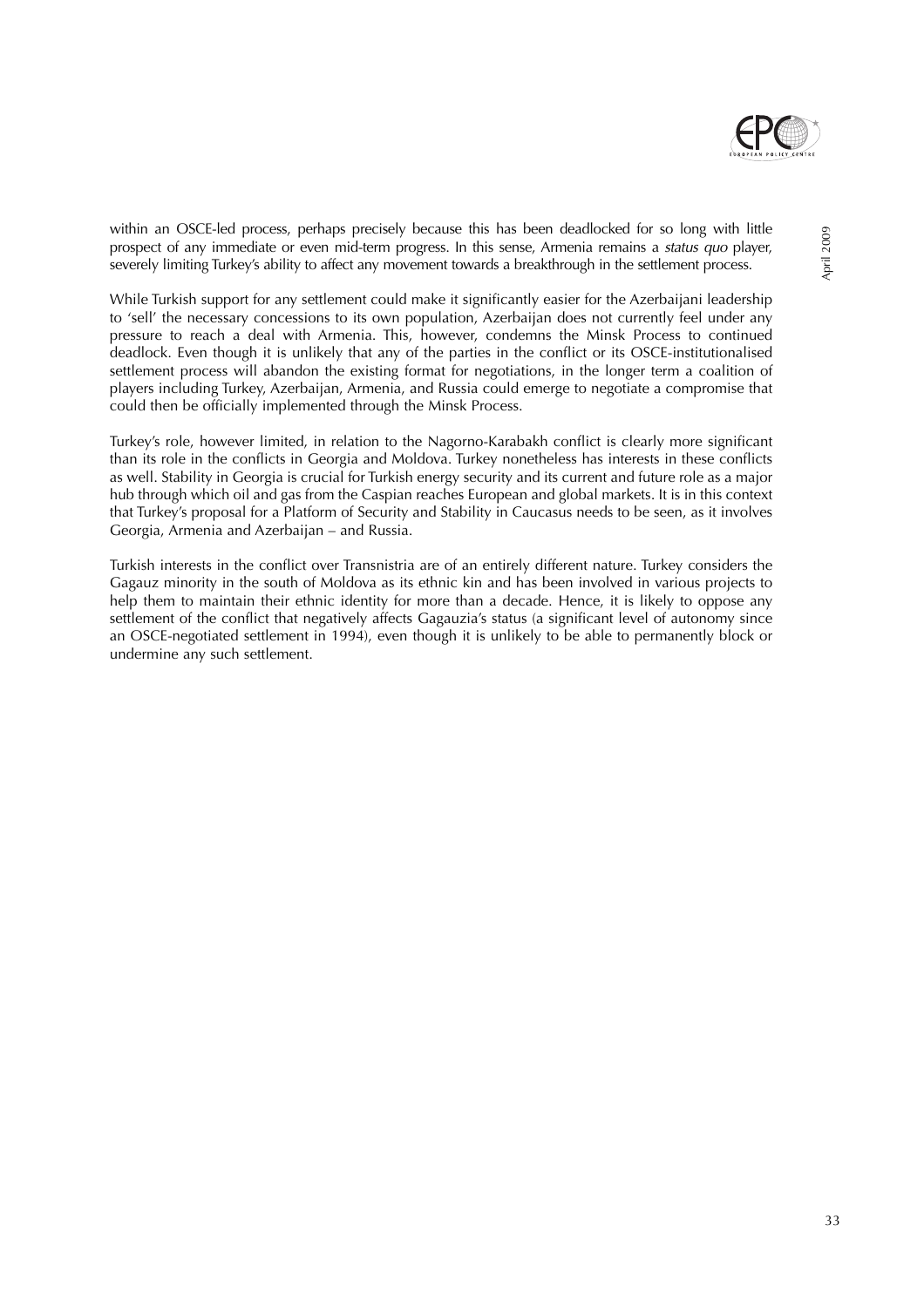within an OSCE-led process, perhaps precisely because this has been deadlocked for so long with little prospect of any immediate or even mid-term progress. In this sense, Armenia remains a *status quo* player, severely limiting Turkey's ability to affect any movement towards a breakthrough in the settlement process.

While Turkish support for any settlement could make it significantly easier for the Azerbaijani leadership to 'sell' the necessary concessions to its own population, Azerbaijan does not currently feel under any pressure to reach a deal with Armenia. This, however, condemns the Minsk Process to continued deadlock. Even though it is unlikely that any of the parties in the conflict or its OSCE-institutionalised settlement process will abandon the existing format for negotiations, in the longer term a coalition of players including Turkey, Azerbaijan, Armenia, and Russia could emerge to negotiate a compromise that could then be officially implemented through the Minsk Process.

Turkey's role, however limited, in relation to the Nagorno-Karabakh conflict is clearly more significant than its role in the conflicts in Georgia and Moldova. Turkey nonetheless has interests in these conflicts as well. Stability in Georgia is crucial for Turkish energy security and its current and future role as a major hub through which oil and gas from the Caspian reaches European and global markets. It is in this context that Turkey's proposal for a Platform of Security and Stability in Caucasus needs to be seen, as it involves Georgia, Armenia and Azerbaijan – and Russia.

Turkish interests in the conflict over Transnistria are of an entirely different nature. Turkey considers the Gagauz minority in the south of Moldova as its ethnic kin and has been involved in various projects to help them to maintain their ethnic identity for more than a decade. Hence, it is likely to oppose any settlement of the conflict that negatively affects Gagauzia's status (a significant level of autonomy since an OSCE-negotiated settlement in 1994), even though it is unlikely to be able to permanently block or undermine any such settlement.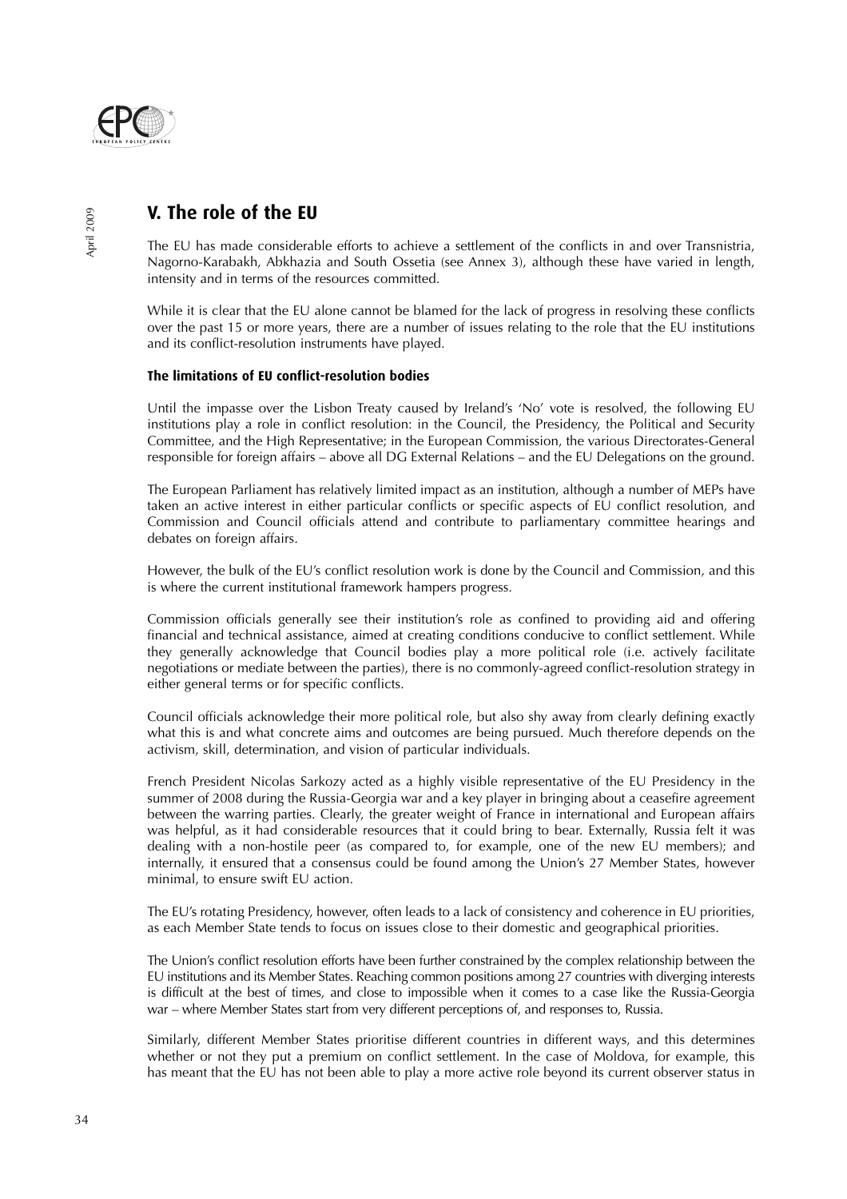## V. The role of the EU

The EU has made considerable efforts to achieve a settlement of the conflicts in and over Transnistria, Nagorno-Karabakh, Abkhazia and South Ossetia (see Annex 3), although these have varied in length, intensity and in terms of the resources committed.

While it is clear that the EU alone cannot be blamed for the lack of progress in resolving these conflicts over the past 15 or more years, there are a number of issues relating to the role that the EU institutions and its conflict-resolution instruments have played.

### The limitations of EU conflict-resolution bodies

Until the impasse over the Lisbon Treaty caused by Ireland's 'No' vote is resolved, the following EU institutions play a role in conflict resolution: in the Council, the Presidency, the Political and Security Committee, and the High Representative; in the European Commission, the various Directorates-General responsible for foreign affairs – above all DG External Relations – and the EU Delegations on the ground.

The European Parliament has relatively limited impact as an institution, although a number of MEPs have taken an active interest in either particular conflicts or specific aspects of EU conflict resolution, and Commission and Council officials attend and contribute to parliamentary committee hearings and debates on foreign affairs.

However, the bulk of the EU's conflict resolution work is done by the Council and Commission, and this is where the current institutional framework hampers progress.

Commission officials generally see their institution's role as confined to providing aid and offering financial and technical assistance, aimed at creating conditions conducive to conflict settlement. While they generally acknowledge that Council bodies play a more political role (i.e. actively facilitate negotiations or mediate between the parties), there is no commonly-agreed conflict-resolution strategy in either general terms or for specific conflicts.

Council officials acknowledge their more political role, but also shy away from clearly defining exactly what this is and what concrete aims and outcomes are being pursued. Much therefore depends on the activism, skill, determination, and vision of particular individuals.

French President Nicolas Sarkozy acted as a highly visible representative of the EU Presidency in the summer of 2008 during the Russia-Georgia war and a key player in bringing about a ceasefire agreement between the warring parties. Clearly, the greater weight of France in international and European affairs was helpful, as it had considerable resources that it could bring to bear. Externally, Russia felt it was dealing with a non-hostile peer (as compared to, for example, one of the new EU members); and internally, it ensured that a consensus could be found among the Union's 27 Member States, however minimal, to ensure swift EU action.

The EU's rotating Presidency, however, often leads to a lack of consistency and coherence in EU priorities, as each Member State tends to focus on issues close to their domestic and geographical priorities.

The Union's conflict resolution efforts have been further constrained by the complex relationship between the EU institutions and its Member States. Reaching common positions among 27 countries with diverging interests is difficult at the best of times, and close to impossible when it comes to a case like the Russia-Georgia war – where Member States start from very different perceptions of, and responses to, Russia.

Similarly, different Member States prioritise different countries in different ways, and this determines whether or not they put a premium on conflict settlement. In the case of Moldova, for example, this has meant that the EU has not been able to play a more active role beyond its current observer status in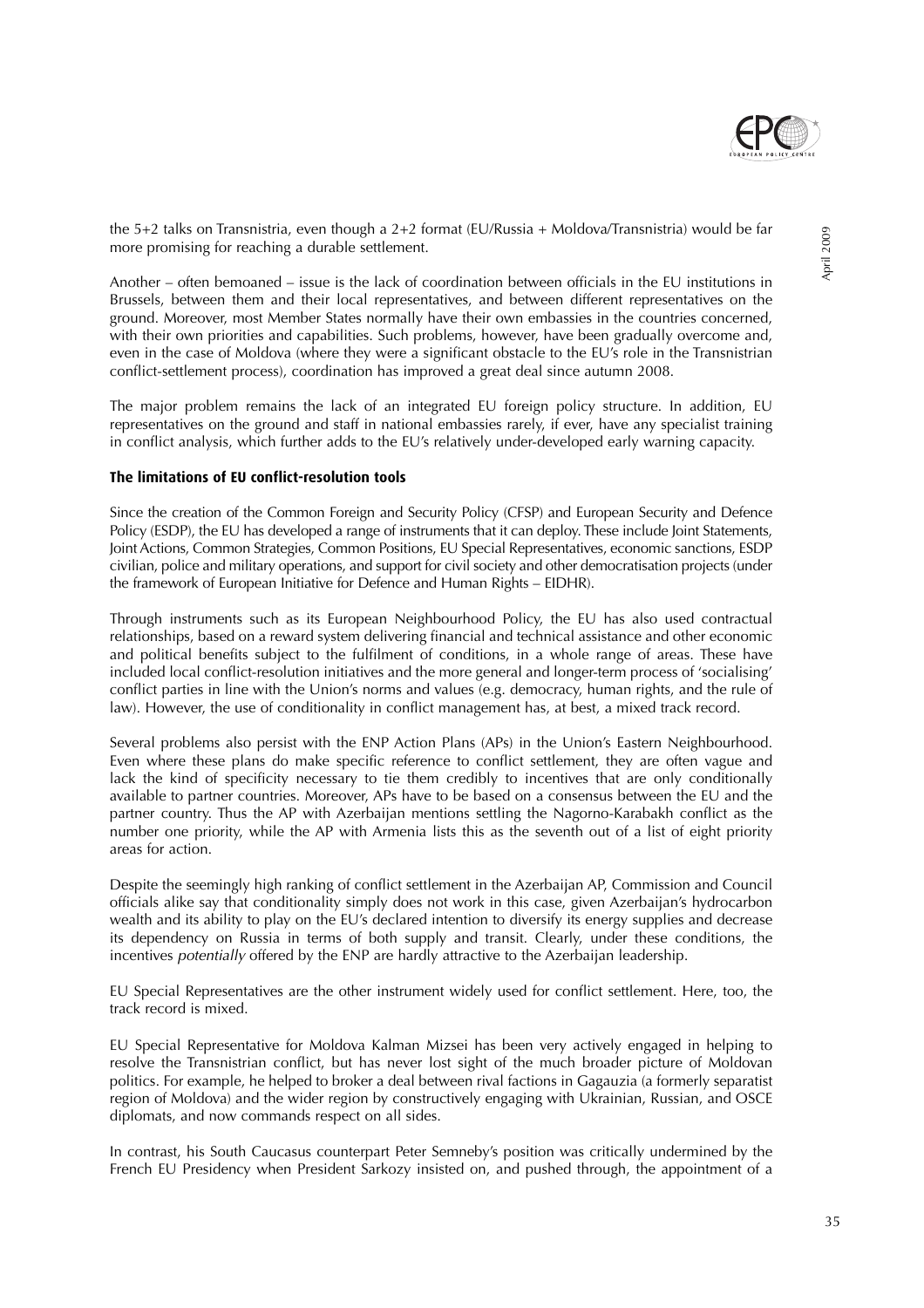the 5+2 talks on Transnistria, even though a 2+2 format (EU/Russia + Moldova/Transnistria) would be far more promising for reaching a durable settlement.

Another – often bemoaned – issue is the lack of coordination between officials in the EU institutions in Brussels, between them and their local representatives, and between different representatives on the ground. Moreover, most Member States normally have their own embassies in the countries concerned, with their own priorities and capabilities. Such problems, however, have been gradually overcome and, even in the case of Moldova (where they were a significant obstacle to the EU's role in the Transnistrian conflict-settlement process), coordination has improved a great deal since autumn 2008.

The major problem remains the lack of an integrated EU foreign policy structure. In addition, EU representatives on the ground and staff in national embassies rarely, if ever, have any specialist training in conflict analysis, which further adds to the EU's relatively under-developed early warning capacity.

### The limitations of EU conflict-resolution tools

Since the creation of the Common Foreign and Security Policy (CFSP) and European Security and Defence Policy (ESDP), the EU has developed a range of instruments that it can deploy. These include Joint Statements, Joint Actions, Common Strategies, Common Positions, EU Special Representatives, economic sanctions, ESDP civilian, police and military operations, and support for civil society and other democratisation projects (under the framework of European Initiative for Defence and Human Rights – EIDHR).

Through instruments such as its European Neighbourhood Policy, the EU has also used contractual relationships, based on a reward system delivering financial and technical assistance and other economic and political benefits subject to the fulfilment of conditions, in a whole range of areas. These have included local conflict-resolution initiatives and the more general and longer-term process of 'socialising' conflict parties in line with the Union's norms and values (e.g. democracy, human rights, and the rule of law). However, the use of conditionality in conflict management has, at best, a mixed track record.

Several problems also persist with the ENP Action Plans (APs) in the Union's Eastern Neighbourhood. Even where these plans do make specific reference to conflict settlement, they are often vague and lack the kind of specificity necessary to tie them credibly to incentives that are only conditionally available to partner countries. Moreover, APs have to be based on a consensus between the EU and the partner country. Thus the AP with Azerbaijan mentions settling the Nagorno-Karabakh conflict as the number one priority, while the AP with Armenia lists this as the seventh out of a list of eight priority areas for action.

Despite the seemingly high ranking of conflict settlement in the Azerbaijan AP, Commission and Council officials alike say that conditionality simply does not work in this case, given Azerbaijan's hydrocarbon wealth and its ability to play on the EU's declared intention to diversify its energy supplies and decrease its dependency on Russia in terms of both supply and transit. Clearly, under these conditions, the incentives *potentially* offered by the ENP are hardly attractive to the Azerbaijan leadership.

EU Special Representatives are the other instrument widely used for conflict settlement. Here, too, the track record is mixed.

EU Special Representative for Moldova Kalman Mizsei has been very actively engaged in helping to resolve the Transnistrian conflict, but has never lost sight of the much broader picture of Moldovan politics. For example, he helped to broker a deal between rival factions in Gagauzia (a formerly separatist region of Moldova) and the wider region by constructively engaging with Ukrainian, Russian, and OSCE diplomats, and now commands respect on all sides.

In contrast, his South Caucasus counterpart Peter Semneby's position was critically undermined by the French EU Presidency when President Sarkozy insisted on, and pushed through, the appointment of a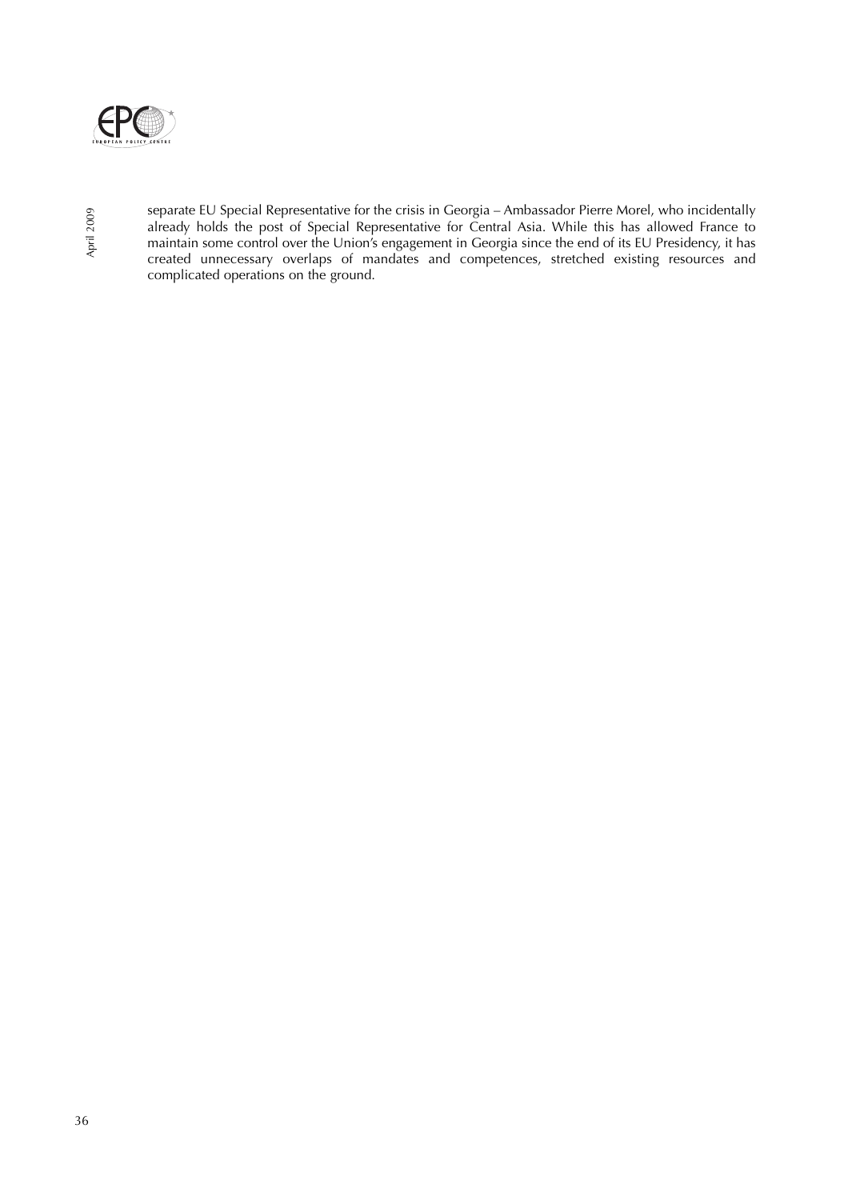separate EU Special Representative for the crisis in Georgia – Ambassador Pierre Morel, who incidentally already holds the post of Special Representative for Central Asia. While this has allowed France to maintain some control over the Union's engagement in Georgia since the end of its EU Presidency, it has created unnecessary overlaps of mandates and competences, stretched existing resources and complicated operations on the ground.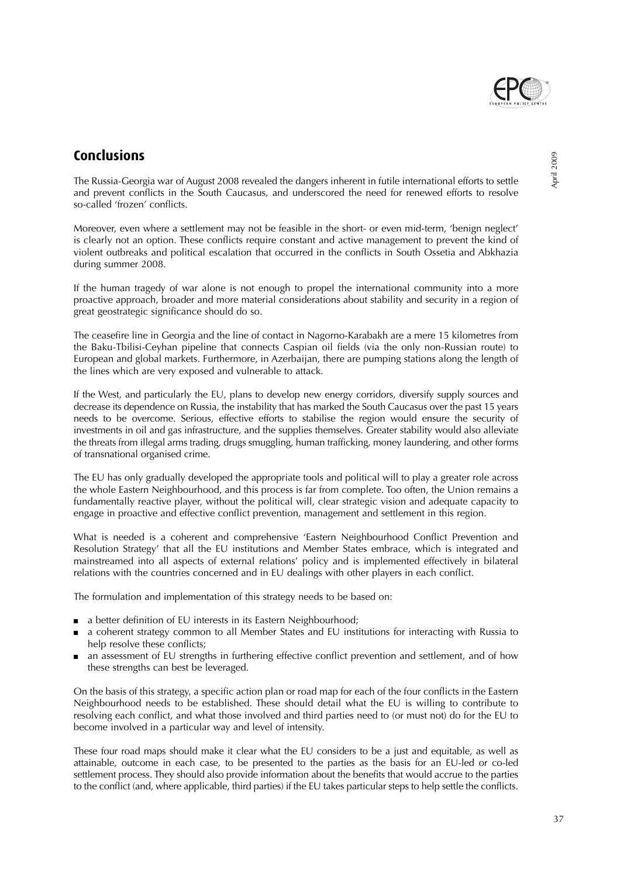## Conclusions

The Russia-Georgia war of August 2008 revealed the dangers inherent in futile international efforts to settle and prevent conflicts in the South Caucasus, and underscored the need for renewed efforts to resolve so-called 'frozen' conflicts.

Moreover, even where a settlement may not be feasible in the short- or even mid-term, 'benign neglect' is clearly not an option. These conflicts require constant and active management to prevent the kind of violent outbreaks and political escalation that occurred in the conflicts in South Ossetia and Abkhazia during summer 2008.

If the human tragedy of war alone is not enough to propel the international community into a more proactive approach, broader and more material considerations about stability and security in a region of great geostrategic significance should do so.

The ceasefire line in Georgia and the line of contact in Nagorno-Karabakh are a mere 15 kilometres from the Baku-Tbilisi-Ceyhan pipeline that connects Caspian oil fields (via the only non-Russian route) to European and global markets. Furthermore, in Azerbaijan, there are pumping stations along the length of the lines which are very exposed and vulnerable to attack.

If the West, and particularly the EU, plans to develop new energy corridors, diversify supply sources and decrease its dependence on Russia, the instability that has marked the South Caucasus over the past 15 years needs to be overcome. Serious, effective efforts to stabilise the region would ensure the security of investments in oil and gas infrastructure, and the supplies themselves. Greater stability would also alleviate the threats from illegal arms trading, drugs smuggling, human trafficking, money laundering, and other forms of transnational organised crime.

The EU has only gradually developed the appropriate tools and political will to play a greater role across the whole Eastern Neighbourhood, and this process is far from complete. Too often, the Union remains a fundamentally reactive player, without the political will, clear strategic vision and adequate capacity to engage in proactive and effective conflict prevention, management and settlement in this region.

What is needed is a coherent and comprehensive 'Eastern Neighbourhood Conflict Prevention and Resolution Strategy' that all the EU institutions and Member States embrace, which is integrated and mainstreamed into all aspects of external relations' policy and is implemented effectively in bilateral relations with the countries concerned and in EU dealings with other players in each conflict.

The formulation and implementation of this strategy needs to be based on:

- a better definition of EU interests in its Eastern Neighbourhood;
- a coherent strategy common to all Member States and EU institutions for interacting with Russia to help resolve these conflicts;
- an assessment of EU strengths in furthering effective conflict prevention and settlement, and of how these strengths can best be leveraged.

On the basis of this strategy, a specific action plan or road map for each of the four conflicts in the Eastern Neighbourhood needs to be established. These should detail what the EU is willing to contribute to resolving each conflict, and what those involved and third parties need to (or must not) do for the EU to become involved in a particular way and level of intensity.

These four road maps should make it clear what the EU considers to be a just and equitable, as well as attainable, outcome in each case, to be presented to the parties as the basis for an EU-led or co-led settlement process. They should also provide information about the benefits that would accrue to the parties to the conflict (and, where applicable, third parties) if the EU takes particular steps to help settle the conflicts.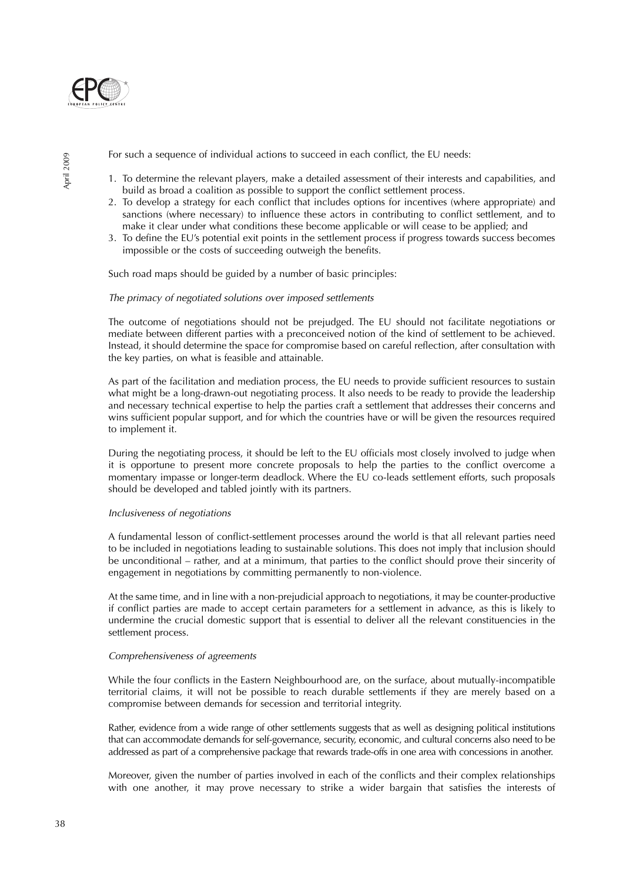For such a sequence of individual actions to succeed in each conflict, the EU needs:

1. To determine the relevant players, make a detailed assessment of their interests and capabilities, and build as broad a coalition as possible to support the conflict settlement process.
2. To develop a strategy for each conflict that includes options for incentives (where appropriate) and sanctions (where necessary) to influence these actors in contributing to conflict settlement, and to make it clear under what conditions these become applicable or will cease to be applied; and
3. To define the EU's potential exit points in the settlement process if progress towards success becomes impossible or the costs of succeeding outweigh the benefits.

Such road maps should be guided by a number of basic principles:

*The primacy of negotiated solutions over imposed settlements*

The outcome of negotiations should not be prejudged. The EU should not facilitate negotiations or mediate between different parties with a preconceived notion of the kind of settlement to be achieved. Instead, it should determine the space for compromise based on careful reflection, after consultation with the key parties, on what is feasible and attainable.

As part of the facilitation and mediation process, the EU needs to provide sufficient resources to sustain what might be a long-drawn-out negotiating process. It also needs to be ready to provide the leadership and necessary technical expertise to help the parties craft a settlement that addresses their concerns and wins sufficient popular support, and for which the countries have or will be given the resources required to implement it.

During the negotiating process, it should be left to the EU officials most closely involved to judge when it is opportune to present more concrete proposals to help the parties to the conflict overcome a momentary impasse or longer-term deadlock. Where the EU co-leads settlement efforts, such proposals should be developed and tabled jointly with its partners.

*Inclusiveness of negotiations*

A fundamental lesson of conflict-settlement processes around the world is that all relevant parties need to be included in negotiations leading to sustainable solutions. This does not imply that inclusion should be unconditional – rather, and at a minimum, that parties to the conflict should prove their sincerity of engagement in negotiations by committing permanently to non-violence.

At the same time, and in line with a non-prejudicial approach to negotiations, it may be counter-productive if conflict parties are made to accept certain parameters for a settlement in advance, as this is likely to undermine the crucial domestic support that is essential to deliver all the relevant constituencies in the settlement process.

*Comprehensiveness of agreements*

While the four conflicts in the Eastern Neighbourhood are, on the surface, about mutually-incompatible territorial claims, it will not be possible to reach durable settlements if they are merely based on a compromise between demands for secession and territorial integrity.

Rather, evidence from a wide range of other settlements suggests that as well as designing political institutions that can accommodate demands for self-governance, security, economic, and cultural concerns also need to be addressed as part of a comprehensive package that rewards trade-offs in one area with concessions in another.

Moreover, given the number of parties involved in each of the conflicts and their complex relationships with one another, it may prove necessary to strike a wider bargain that satisfies the interests of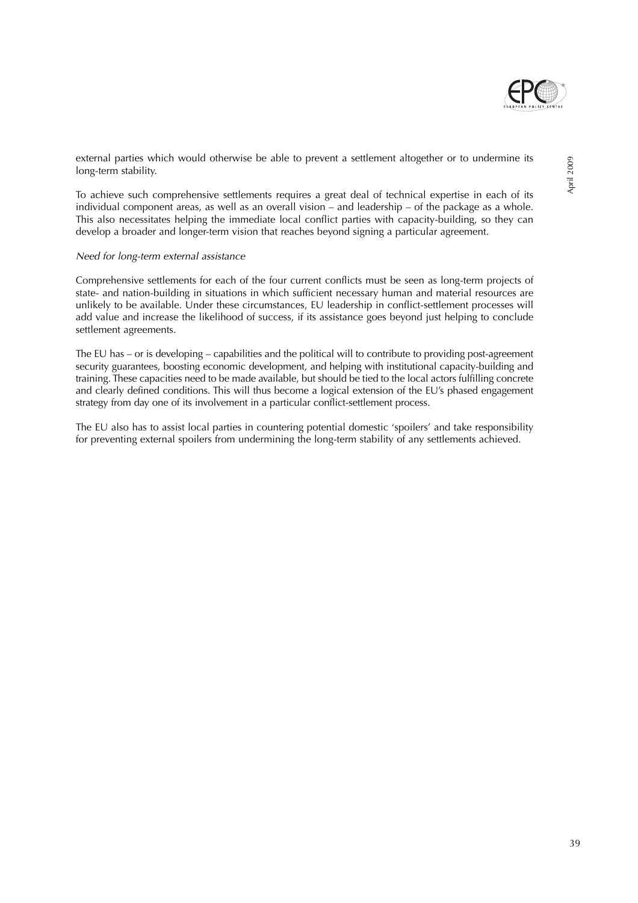external parties which would otherwise be able to prevent a settlement altogether or to undermine its long-term stability.

To achieve such comprehensive settlements requires a great deal of technical expertise in each of its individual component areas, as well as an overall vision – and leadership – of the package as a whole. This also necessitates helping the immediate local conflict parties with capacity-building, so they can develop a broader and longer-term vision that reaches beyond signing a particular agreement.

*Need for long-term external assistance*

Comprehensive settlements for each of the four current conflicts must be seen as long-term projects of state- and nation-building in situations in which sufficient necessary human and material resources are unlikely to be available. Under these circumstances, EU leadership in conflict-settlement processes will add value and increase the likelihood of success, if its assistance goes beyond just helping to conclude settlement agreements.

The EU has – or is developing – capabilities and the political will to contribute to providing post-agreement security guarantees, boosting economic development, and helping with institutional capacity-building and training. These capacities need to be made available, but should be tied to the local actors fulfilling concrete and clearly defined conditions. This will thus become a logical extension of the EU's phased engagement strategy from day one of its involvement in a particular conflict-settlement process.

The EU also has to assist local parties in countering potential domestic 'spoilers' and take responsibility for preventing external spoilers from undermining the long-term stability of any settlements achieved.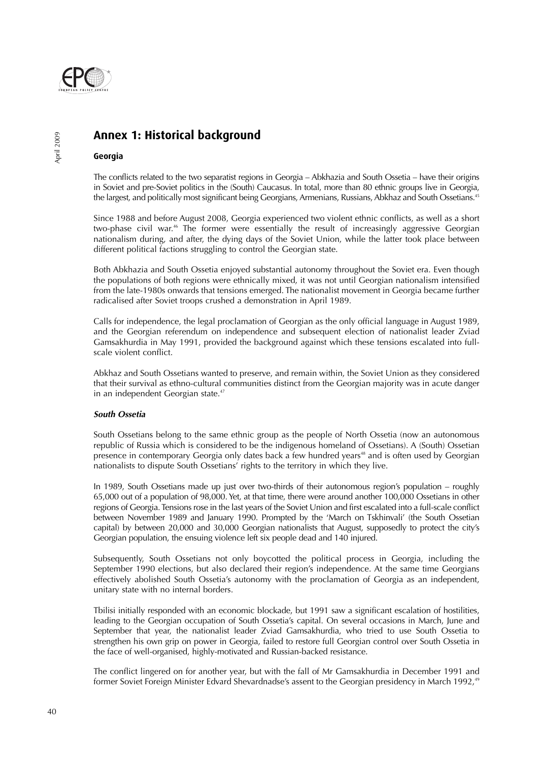# Annex 1: Historical background

## Georgia

The conflicts related to the two separatist regions in Georgia – Abkhazia and South Ossetia – have their origins in Soviet and pre-Soviet politics in the (South) Caucasus. In total, more than 80 ethnic groups live in Georgia, the largest, and politically most significant being Georgians, Armenians, Russians, Abkhaz and South Ossetians.[45]

Since 1988 and before August 2008, Georgia experienced two violent ethnic conflicts, as well as a short two-phase civil war.[46] The former were essentially the result of increasingly aggressive Georgian nationalism during, and after, the dying days of the Soviet Union, while the latter took place between different political factions struggling to control the Georgian state.

Both Abkhazia and South Ossetia enjoyed substantial autonomy throughout the Soviet era. Even though the populations of both regions were ethnically mixed, it was not until Georgian nationalism intensified from the late-1980s onwards that tensions emerged. The nationalist movement in Georgia became further radicalised after Soviet troops crushed a demonstration in April 1989.

Calls for independence, the legal proclamation of Georgian as the only official language in August 1989, and the Georgian referendum on independence and subsequent election of nationalist leader Zviad Gamsakhurdia in May 1991, provided the background against which these tensions escalated into full-scale violent conflict.

Abkhaz and South Ossetians wanted to preserve, and remain within, the Soviet Union as they considered that their survival as ethno-cultural communities distinct from the Georgian majority was in acute danger in an independent Georgian state.[47]

### *South Ossetia*

South Ossetians belong to the same ethnic group as the people of North Ossetia (now an autonomous republic of Russia which is considered to be the indigenous homeland of Ossetians). A (South) Ossetian presence in contemporary Georgia only dates back a few hundred years[48] and is often used by Georgian nationalists to dispute South Ossetians' rights to the territory in which they live.

In 1989, South Ossetians made up just over two-thirds of their autonomous region's population – roughly 65,000 out of a population of 98,000. Yet, at that time, there were around another 100,000 Ossetians in other regions of Georgia. Tensions rose in the last years of the Soviet Union and first escalated into a full-scale conflict between November 1989 and January 1990. Prompted by the 'March on Tskhinvali' (the South Ossetian capital) by between 20,000 and 30,000 Georgian nationalists that August, supposedly to protect the city's Georgian population, the ensuing violence left six people dead and 140 injured.

Subsequently, South Ossetians not only boycotted the political process in Georgia, including the September 1990 elections, but also declared their region's independence. At the same time Georgians effectively abolished South Ossetia's autonomy with the proclamation of Georgia as an independent, unitary state with no internal borders.

Tbilisi initially responded with an economic blockade, but 1991 saw a significant escalation of hostilities, leading to the Georgian occupation of South Ossetia's capital. On several occasions in March, June and September that year, the nationalist leader Zviad Gamsakhurdia, who tried to use South Ossetia to strengthen his own grip on power in Georgia, failed to restore full Georgian control over South Ossetia in the face of well-organised, highly-motivated and Russian-backed resistance.

The conflict lingered on for another year, but with the fall of Mr Gamsakhurdia in December 1991 and former Soviet Foreign Minister Edvard Shevardnadse's assent to the Georgian presidency in March 1992,[49]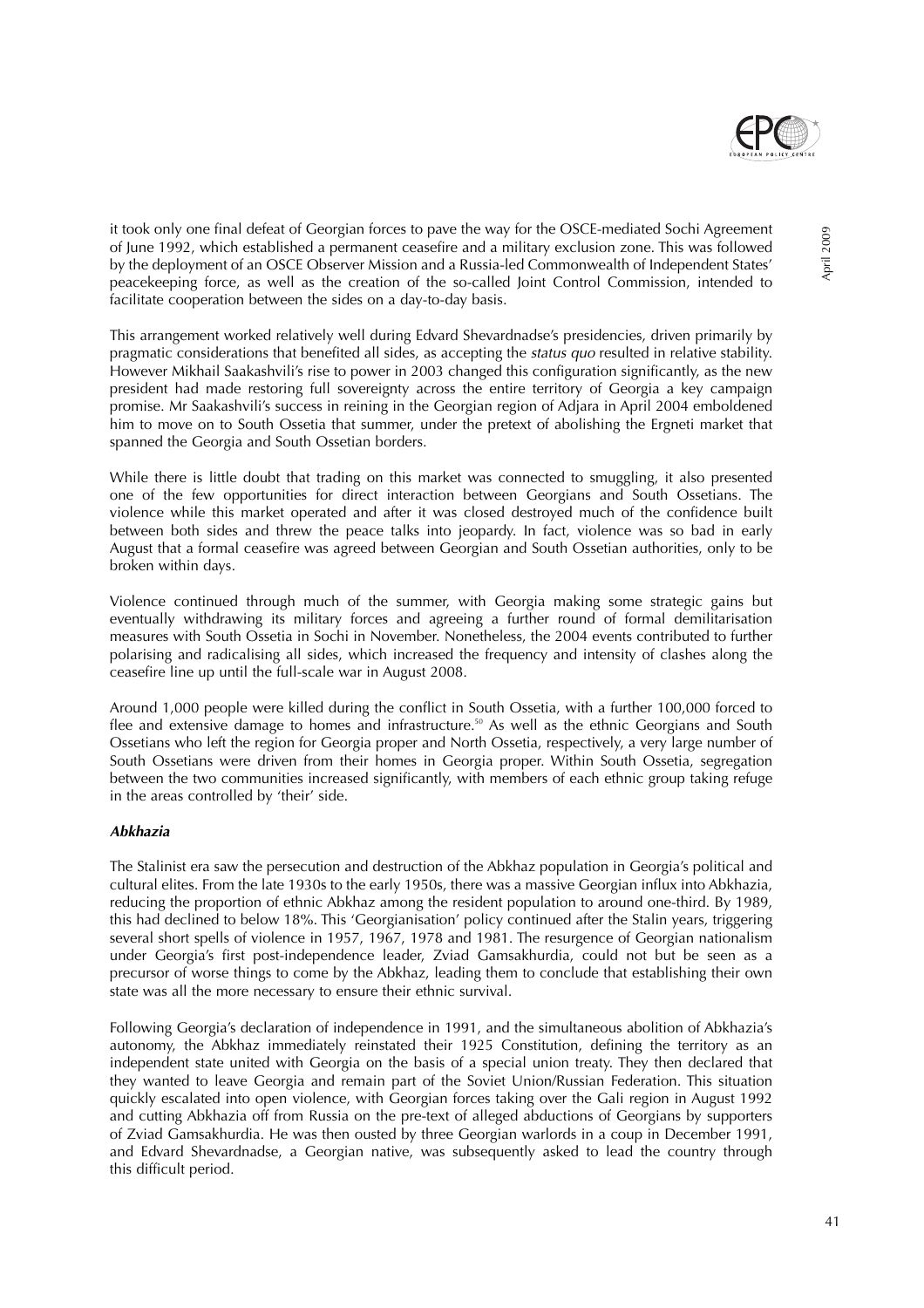it took only one final defeat of Georgian forces to pave the way for the OSCE-mediated Sochi Agreement of June 1992, which established a permanent ceasefire and a military exclusion zone. This was followed by the deployment of an OSCE Observer Mission and a Russia-led Commonwealth of Independent States' peacekeeping force, as well as the creation of the so-called Joint Control Commission, intended to facilitate cooperation between the sides on a day-to-day basis.

This arrangement worked relatively well during Edvard Shevardnadse's presidencies, driven primarily by pragmatic considerations that benefited all sides, as accepting the *status quo* resulted in relative stability. However Mikhail Saakashvili's rise to power in 2003 changed this configuration significantly, as the new president had made restoring full sovereignty across the entire territory of Georgia a key campaign promise. Mr Saakashvili's success in reining in the Georgian region of Adjara in April 2004 emboldened him to move on to South Ossetia that summer, under the pretext of abolishing the Ergneti market that spanned the Georgia and South Ossetian borders.

While there is little doubt that trading on this market was connected to smuggling, it also presented one of the few opportunities for direct interaction between Georgians and South Ossetians. The violence while this market operated and after it was closed destroyed much of the confidence built between both sides and threw the peace talks into jeopardy. In fact, violence was so bad in early August that a formal ceasefire was agreed between Georgian and South Ossetian authorities, only to be broken within days.

Violence continued through much of the summer, with Georgia making some strategic gains but eventually withdrawing its military forces and agreeing a further round of formal demilitarisation measures with South Ossetia in Sochi in November. Nonetheless, the 2004 events contributed to further polarising and radicalising all sides, which increased the frequency and intensity of clashes along the ceasefire line up until the full-scale war in August 2008.

Around 1,000 people were killed during the conflict in South Ossetia, with a further 100,000 forced to flee and extensive damage to homes and infrastructure.[50] As well as the ethnic Georgians and South Ossetians who left the region for Georgia proper and North Ossetia, respectively, a very large number of South Ossetians were driven from their homes in Georgia proper. Within South Ossetia, segregation between the two communities increased significantly, with members of each ethnic group taking refuge in the areas controlled by 'their' side.

### *Abkhazia*

The Stalinist era saw the persecution and destruction of the Abkhaz population in Georgia's political and cultural elites. From the late 1930s to the early 1950s, there was a massive Georgian influx into Abkhazia, reducing the proportion of ethnic Abkhaz among the resident population to around one-third. By 1989, this had declined to below 18%. This 'Georgianisation' policy continued after the Stalin years, triggering several short spells of violence in 1957, 1967, 1978 and 1981. The resurgence of Georgian nationalism under Georgia's first post-independence leader, Zviad Gamsakhurdia, could not but be seen as a precursor of worse things to come by the Abkhaz, leading them to conclude that establishing their own state was all the more necessary to ensure their ethnic survival.

Following Georgia's declaration of independence in 1991, and the simultaneous abolition of Abkhazia's autonomy, the Abkhaz immediately reinstated their 1925 Constitution, defining the territory as an independent state united with Georgia on the basis of a special union treaty. They then declared that they wanted to leave Georgia and remain part of the Soviet Union/Russian Federation. This situation quickly escalated into open violence, with Georgian forces taking over the Gali region in August 1992 and cutting Abkhazia off from Russia on the pre-text of alleged abductions of Georgians by supporters of Zviad Gamsakhurdia. He was then ousted by three Georgian warlords in a coup in December 1991, and Edvard Shevardnadse, a Georgian native, was subsequently asked to lead the country through this difficult period.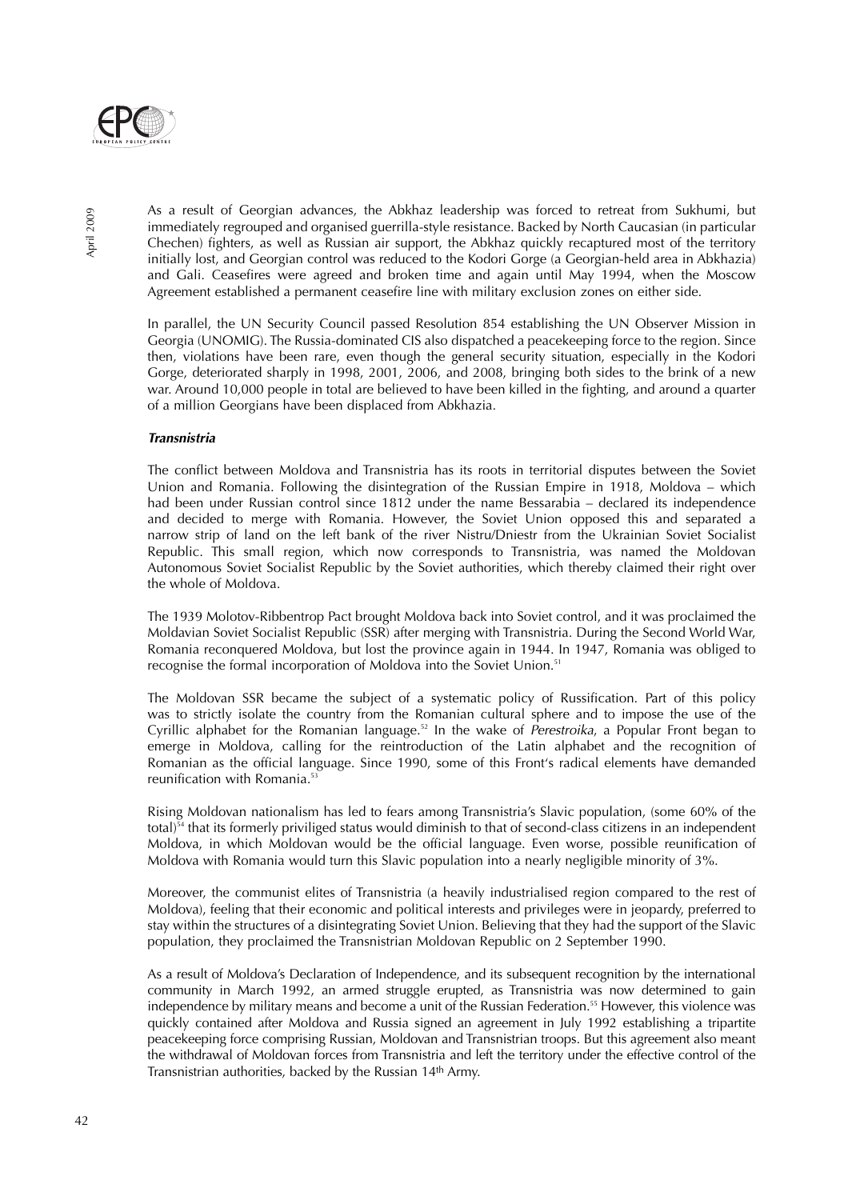As a result of Georgian advances, the Abkhaz leadership was forced to retreat from Sukhumi, but immediately regrouped and organised guerrilla-style resistance. Backed by North Caucasian (in particular Chechen) fighters, as well as Russian air support, the Abkhaz quickly recaptured most of the territory initially lost, and Georgian control was reduced to the Kodori Gorge (a Georgian-held area in Abkhazia) and Gali. Ceasefires were agreed and broken time and again until May 1994, when the Moscow Agreement established a permanent ceasefire line with military exclusion zones on either side.

In parallel, the UN Security Council passed Resolution 854 establishing the UN Observer Mission in Georgia (UNOMIG). The Russia-dominated CIS also dispatched a peacekeeping force to the region. Since then, violations have been rare, even though the general security situation, especially in the Kodori Gorge, deteriorated sharply in 1998, 2001, 2006, and 2008, bringing both sides to the brink of a new war. Around 10,000 people in total are believed to have been killed in the fighting, and around a quarter of a million Georgians have been displaced from Abkhazia.

***Transnistria***

The conflict between Moldova and Transnistria has its roots in territorial disputes between the Soviet Union and Romania. Following the disintegration of the Russian Empire in 1918, Moldova – which had been under Russian control since 1812 under the name Bessarabia – declared its independence and decided to merge with Romania. However, the Soviet Union opposed this and separated a narrow strip of land on the left bank of the river Nistru/Dniestr from the Ukrainian Soviet Socialist Republic. This small region, which now corresponds to Transnistria, was named the Moldovan Autonomous Soviet Socialist Republic by the Soviet authorities, which thereby claimed their right over the whole of Moldova.

The 1939 Molotov-Ribbentrop Pact brought Moldova back into Soviet control, and it was proclaimed the Moldavian Soviet Socialist Republic (SSR) after merging with Transnistria. During the Second World War, Romania reconquered Moldova, but lost the province again in 1944. In 1947, Romania was obliged to recognise the formal incorporation of Moldova into the Soviet Union.[51]

The Moldovan SSR became the subject of a systematic policy of Russification. Part of this policy was to strictly isolate the country from the Romanian cultural sphere and to impose the use of the Cyrillic alphabet for the Romanian language.[52] In the wake of *Perestroika*, a Popular Front began to emerge in Moldova, calling for the reintroduction of the Latin alphabet and the recognition of Romanian as the official language. Since 1990, some of this Front's radical elements have demanded reunification with Romania.[53]

Rising Moldovan nationalism has led to fears among Transnistria's Slavic population, (some 60% of the total)[54] that its formerly priviliged status would diminish to that of second-class citizens in an independent Moldova, in which Moldovan would be the official language. Even worse, possible reunification of Moldova with Romania would turn this Slavic population into a nearly negligible minority of 3%.

Moreover, the communist elites of Transnistria (a heavily industrialised region compared to the rest of Moldova), feeling that their economic and political interests and privileges were in jeopardy, preferred to stay within the structures of a disintegrating Soviet Union. Believing that they had the support of the Slavic population, they proclaimed the Transnistrian Moldovan Republic on 2 September 1990.

As a result of Moldova's Declaration of Independence, and its subsequent recognition by the international community in March 1992, an armed struggle erupted, as Transnistria was now determined to gain independence by military means and become a unit of the Russian Federation.[55] However, this violence was quickly contained after Moldova and Russia signed an agreement in July 1992 establishing a tripartite peacekeeping force comprising Russian, Moldovan and Transnistrian troops. But this agreement also meant the withdrawal of Moldovan forces from Transnistria and left the territory under the effective control of the Transnistrian authorities, backed by the Russian 14th Army.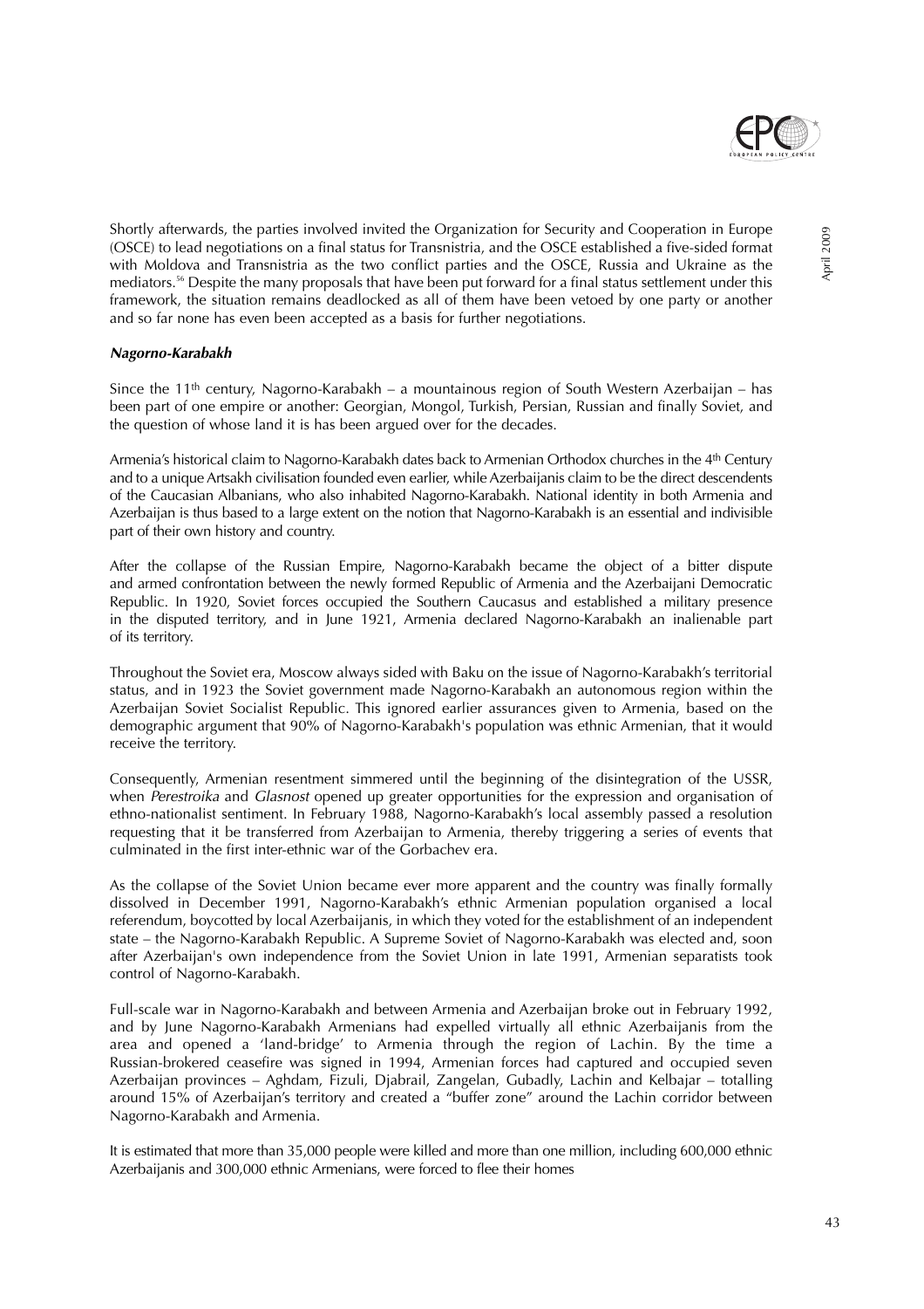Shortly afterwards, the parties involved invited the Organization for Security and Cooperation in Europe (OSCE) to lead negotiations on a final status for Transnistria, and the OSCE established a five-sided format with Moldova and Transnistria as the two conflict parties and the OSCE, Russia and Ukraine as the mediators.[56] Despite the many proposals that have been put forward for a final status settlement under this framework, the situation remains deadlocked as all of them have been vetoed by one party or another and so far none has even been accepted as a basis for further negotiations.

***Nagorno-Karabakh***

Since the 11th century, Nagorno-Karabakh – a mountainous region of South Western Azerbaijan – has been part of one empire or another: Georgian, Mongol, Turkish, Persian, Russian and finally Soviet, and the question of whose land it is has been argued over for the decades.

Armenia's historical claim to Nagorno-Karabakh dates back to Armenian Orthodox churches in the 4th Century and to a unique Artsakh civilisation founded even earlier, while Azerbaijanis claim to be the direct descendents of the Caucasian Albanians, who also inhabited Nagorno-Karabakh. National identity in both Armenia and Azerbaijan is thus based to a large extent on the notion that Nagorno-Karabakh is an essential and indivisible part of their own history and country.

After the collapse of the Russian Empire, Nagorno-Karabakh became the object of a bitter dispute and armed confrontation between the newly formed Republic of Armenia and the Azerbaijani Democratic Republic. In 1920, Soviet forces occupied the Southern Caucasus and established a military presence in the disputed territory, and in June 1921, Armenia declared Nagorno-Karabakh an inalienable part of its territory.

Throughout the Soviet era, Moscow always sided with Baku on the issue of Nagorno-Karabakh's territorial status, and in 1923 the Soviet government made Nagorno-Karabakh an autonomous region within the Azerbaijan Soviet Socialist Republic. This ignored earlier assurances given to Armenia, based on the demographic argument that 90% of Nagorno-Karabakh's population was ethnic Armenian, that it would receive the territory.

Consequently, Armenian resentment simmered until the beginning of the disintegration of the USSR, when *Perestroika* and *Glasnost* opened up greater opportunities for the expression and organisation of ethno-nationalist sentiment. In February 1988, Nagorno-Karabakh's local assembly passed a resolution requesting that it be transferred from Azerbaijan to Armenia, thereby triggering a series of events that culminated in the first inter-ethnic war of the Gorbachev era.

As the collapse of the Soviet Union became ever more apparent and the country was finally formally dissolved in December 1991, Nagorno-Karabakh's ethnic Armenian population organised a local referendum, boycotted by local Azerbaijanis, in which they voted for the establishment of an independent state – the Nagorno-Karabakh Republic. A Supreme Soviet of Nagorno-Karabakh was elected and, soon after Azerbaijan's own independence from the Soviet Union in late 1991, Armenian separatists took control of Nagorno-Karabakh.

Full-scale war in Nagorno-Karabakh and between Armenia and Azerbaijan broke out in February 1992, and by June Nagorno-Karabakh Armenians had expelled virtually all ethnic Azerbaijanis from the area and opened a 'land-bridge' to Armenia through the region of Lachin. By the time a Russian-brokered ceasefire was signed in 1994, Armenian forces had captured and occupied seven Azerbaijan provinces – Aghdam, Fizuli, Djabrail, Zangelan, Gubadly, Lachin and Kelbajar – totalling around 15% of Azerbaijan's territory and created a "buffer zone" around the Lachin corridor between Nagorno-Karabakh and Armenia.

It is estimated that more than 35,000 people were killed and more than one million, including 600,000 ethnic Azerbaijanis and 300,000 ethnic Armenians, were forced to flee their homes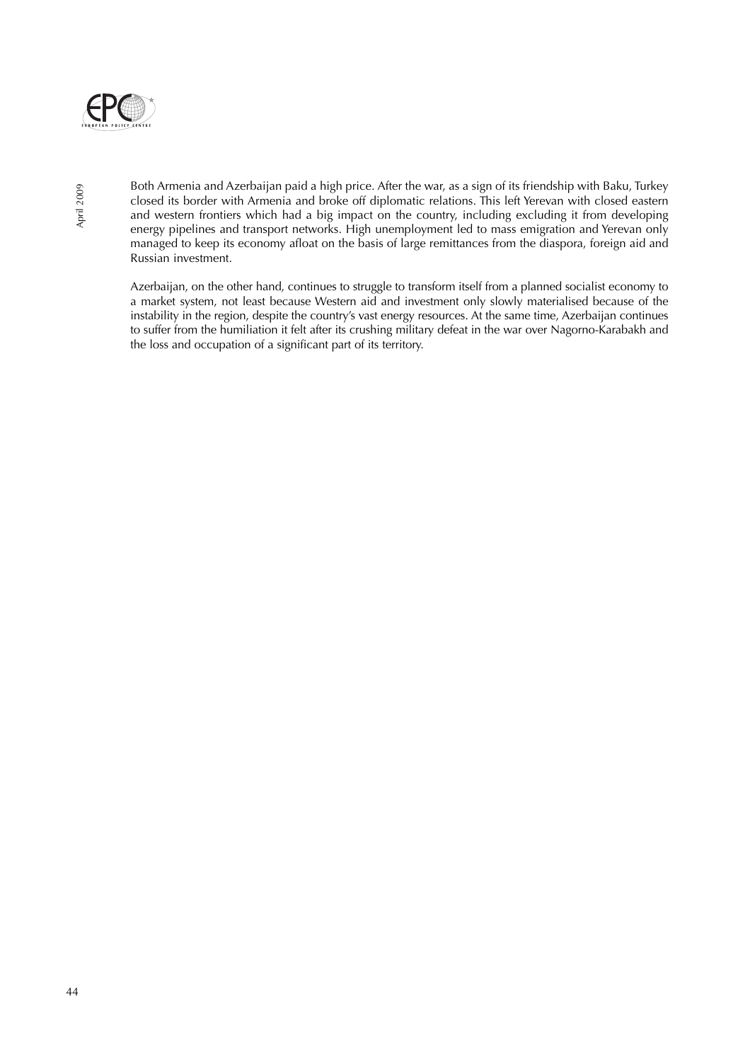Both Armenia and Azerbaijan paid a high price. After the war, as a sign of its friendship with Baku, Turkey closed its border with Armenia and broke off diplomatic relations. This left Yerevan with closed eastern and western frontiers which had a big impact on the country, including excluding it from developing energy pipelines and transport networks. High unemployment led to mass emigration and Yerevan only managed to keep its economy afloat on the basis of large remittances from the diaspora, foreign aid and Russian investment.

Azerbaijan, on the other hand, continues to struggle to transform itself from a planned socialist economy to a market system, not least because Western aid and investment only slowly materialised because of the instability in the region, despite the country's vast energy resources. At the same time, Azerbaijan continues to suffer from the humiliation it felt after its crushing military defeat in the war over Nagorno-Karabakh and the loss and occupation of a significant part of its territory.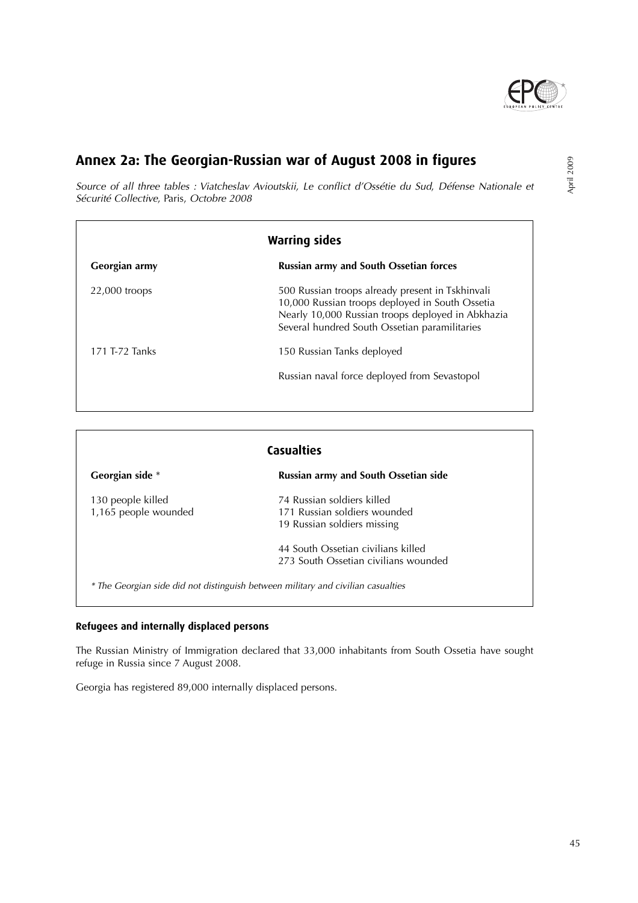## Annex 2a: The Georgian-Russian war of August 2008 in figures

*Source of all three tables : Viatcheslav Avioutskii, Le conflict d'Ossétie du Sud, Défense Nationale et Sécurité Collective,* Paris, *Octobre 2008*

### Warring sides

| Georgian army | Russian army and South Ossetian forces |
|---|---|
| 22,000 troops | 500 Russian troops already present in Tskhinvali<br>10,000 Russian troops deployed in South Ossetia<br>Nearly 10,000 Russian troops deployed in Abkhazia<br>Several hundred South Ossetian paramilitaries |
| 171 T-72 Tanks | 150 Russian Tanks deployed |
| | Russian naval force deployed from Sevastopol |

### Casualties

| Georgian side * | Russian army and South Ossetian side |
|---|---|
| 130 people killed<br>1,165 people wounded | 74 Russian soldiers killed<br>171 Russian soldiers wounded<br>19 Russian soldiers missing |
| | 44 South Ossetian civilians killed<br>273 South Ossetian civilians wounded |

*\* The Georgian side did not distinguish between military and civilian casualties*

**Refugees and internally displaced persons**

The Russian Ministry of Immigration declared that 33,000 inhabitants from South Ossetia have sought refuge in Russia since 7 August 2008.

Georgia has registered 89,000 internally displaced persons.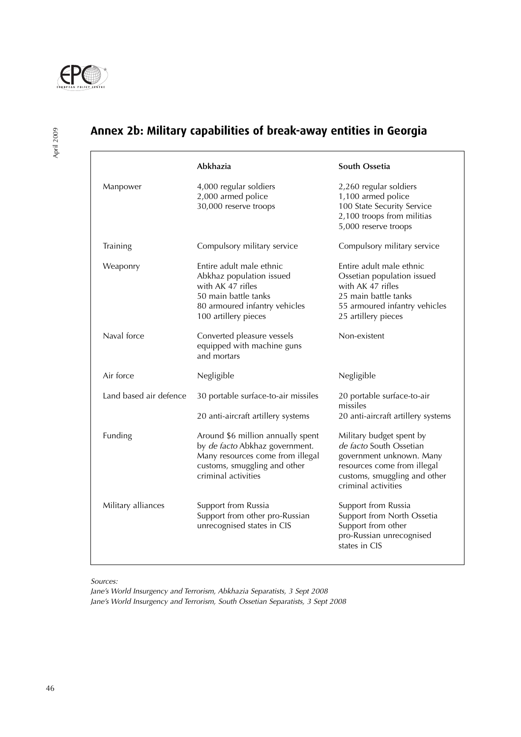## Annex 2b: Military capabilities of break-away entities in Georgia

| | Abkhazia | South Ossetia |
|---|---|---|
| Manpower | 4,000 regular soldiers<br>2,000 armed police<br>30,000 reserve troops | 2,260 regular soldiers<br>1,100 armed police<br>100 State Security Service<br>2,100 troops from militias<br>5,000 reserve troops |
| Training | Compulsory military service | Compulsory military service |
| Weaponry | Entire adult male ethnic Abkhaz population issued with AK 47 rifles<br>50 main battle tanks<br>80 armoured infantry vehicles<br>100 artillery pieces | Entire adult male ethnic Ossetian population issued with AK 47 rifles<br>25 main battle tanks<br>55 armoured infantry vehicles<br>25 artillery pieces |
| Naval force | Converted pleasure vessels equipped with machine guns and mortars | Non-existent |
| Air force | Negligible | Negligible |
| Land based air defence | 30 portable surface-to-air missiles<br>20 anti-aircraft artillery systems | 20 portable surface-to-air missiles<br>20 anti-aircraft artillery systems |
| Funding | Around $6 million annually spent by *de facto* Abkhaz government. Many resources come from illegal customs, smuggling and other criminal activities | Military budget spent by *de facto* South Ossetian government unknown. Many resources come from illegal customs, smuggling and other criminal activities |
| Military alliances | Support from Russia<br>Support from other pro-Russian unrecognised states in CIS | Support from Russia<br>Support from North Ossetia<br>Support from other pro-Russian unrecognised states in CIS |

*Sources:*
*Jane's World Insurgency and Terrorism, Abkhazia Separatists, 3 Sept 2008*
*Jane's World Insurgency and Terrorism, South Ossetian Separatists, 3 Sept 2008*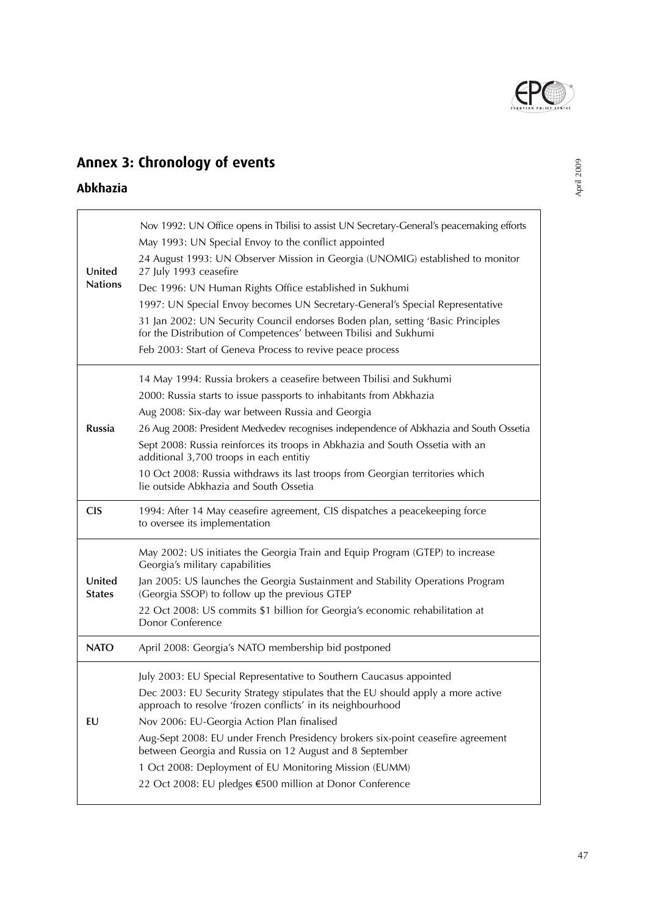## Annex 3: Chronology of events

### Abkhazia

| | |
|---|---|
| **United Nations** | Nov 1992: UN Office opens in Tbilisi to assist UN Secretary-General's peacemaking efforts<br>May 1993: UN Special Envoy to the conflict appointed<br>24 August 1993: UN Observer Mission in Georgia (UNOMIG) established to monitor 27 July 1993 ceasefire<br>Dec 1996: UN Human Rights Office established in Sukhumi<br>1997: UN Special Envoy becomes UN Secretary-General's Special Representative<br>31 Jan 2002: UN Security Council endorses Boden plan, setting 'Basic Principles for the Distribution of Competences' between Tbilisi and Sukhumi<br>Feb 2003: Start of Geneva Process to revive peace process |
| **Russia** | 14 May 1994: Russia brokers a ceasefire between Tbilisi and Sukhumi<br>2000: Russia starts to issue passports to inhabitants from Abkhazia<br>Aug 2008: Six-day war between Russia and Georgia<br>26 Aug 2008: President Medvedev recognises independence of Abkhazia and South Ossetia<br>Sept 2008: Russia reinforces its troops in Abkhazia and South Ossetia with an additional 3,700 troops in each entitiy<br>10 Oct 2008: Russia withdraws its last troops from Georgian territories which lie outside Abkhazia and South Ossetia |
| **CIS** | 1994: After 14 May ceasefire agreement, CIS dispatches a peacekeeping force to oversee its implementation |
| **United States** | May 2002: US initiates the Georgia Train and Equip Program (GTEP) to increase Georgia's military capabilities<br>Jan 2005: US launches the Georgia Sustainment and Stability Operations Program (Georgia SSOP) to follow up the previous GTEP<br>22 Oct 2008: US commits $1 billion for Georgia's economic rehabilitation at Donor Conference |
| **NATO** | April 2008: Georgia's NATO membership bid postponed |
| **EU** | July 2003: EU Special Representative to Southern Caucasus appointed<br>Dec 2003: EU Security Strategy stipulates that the EU should apply a more active approach to resolve 'frozen conflicts' in its neighbourhood<br>Nov 2006: EU-Georgia Action Plan finalised<br>Aug-Sept 2008: EU under French Presidency brokers six-point ceasefire agreement between Georgia and Russia on 12 August and 8 September<br>1 Oct 2008: Deployment of EU Monitoring Mission (EUMM)<br>22 Oct 2008: EU pledges €500 million at Donor Conference |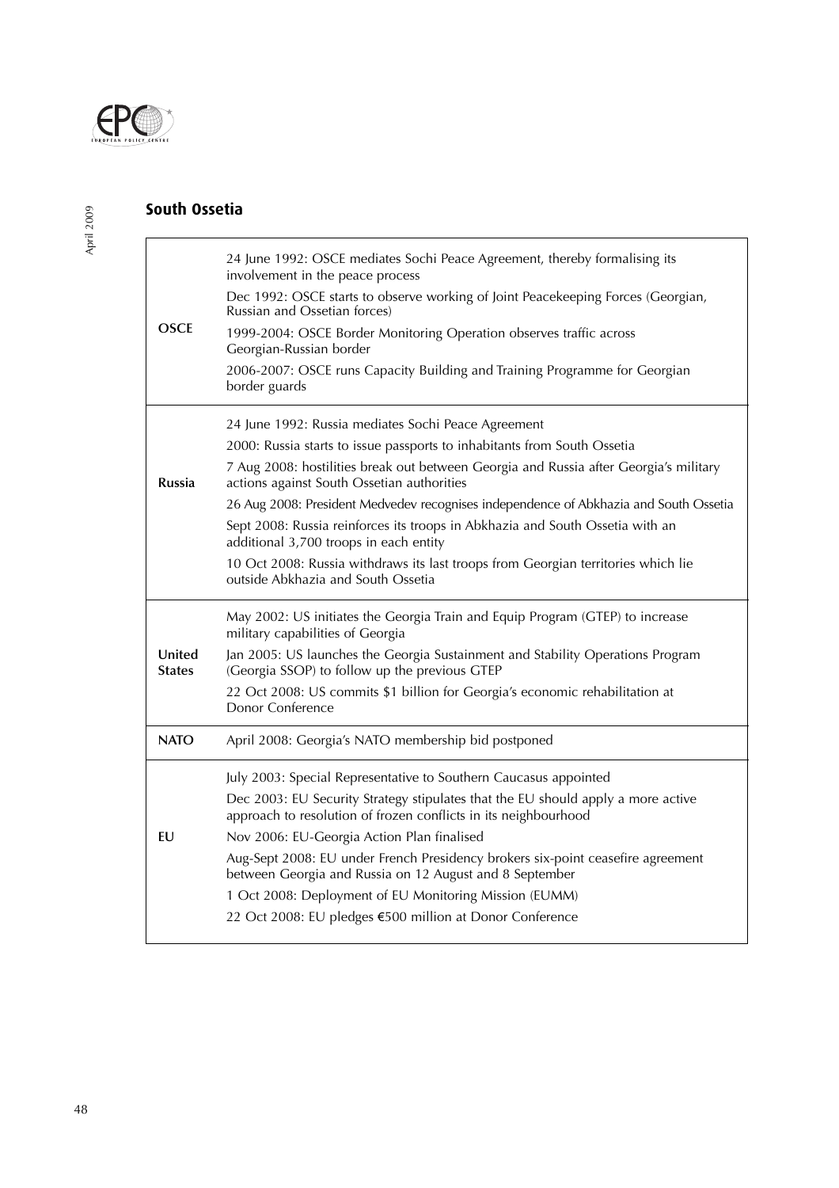## South Ossetia

| | |
|---|---|
| **OSCE** | 24 June 1992: OSCE mediates Sochi Peace Agreement, thereby formalising its involvement in the peace process<br>Dec 1992: OSCE starts to observe working of Joint Peacekeeping Forces (Georgian, Russian and Ossetian forces)<br>1999-2004: OSCE Border Monitoring Operation observes traffic across Georgian-Russian border<br>2006-2007: OSCE runs Capacity Building and Training Programme for Georgian border guards |
| **Russia** | 24 June 1992: Russia mediates Sochi Peace Agreement<br>2000: Russia starts to issue passports to inhabitants from South Ossetia<br>7 Aug 2008: hostilities break out between Georgia and Russia after Georgia's military actions against South Ossetian authorities<br>26 Aug 2008: President Medvedev recognises independence of Abkhazia and South Ossetia<br>Sept 2008: Russia reinforces its troops in Abkhazia and South Ossetia with an additional 3,700 troops in each entity<br>10 Oct 2008: Russia withdraws its last troops from Georgian territories which lie outside Abkhazia and South Ossetia |
| **United States** | May 2002: US initiates the Georgia Train and Equip Program (GTEP) to increase military capabilities of Georgia<br>Jan 2005: US launches the Georgia Sustainment and Stability Operations Program (Georgia SSOP) to follow up the previous GTEP<br>22 Oct 2008: US commits $1 billion for Georgia's economic rehabilitation at Donor Conference |
| **NATO** | April 2008: Georgia's NATO membership bid postponed |
| **EU** | July 2003: Special Representative to Southern Caucasus appointed<br>Dec 2003: EU Security Strategy stipulates that the EU should apply a more active approach to resolution of frozen conflicts in its neighbourhood<br>Nov 2006: EU-Georgia Action Plan finalised<br>Aug-Sept 2008: EU under French Presidency brokers six-point ceasefire agreement between Georgia and Russia on 12 August and 8 September<br>1 Oct 2008: Deployment of EU Monitoring Mission (EUMM)<br>22 Oct 2008: EU pledges €500 million at Donor Conference |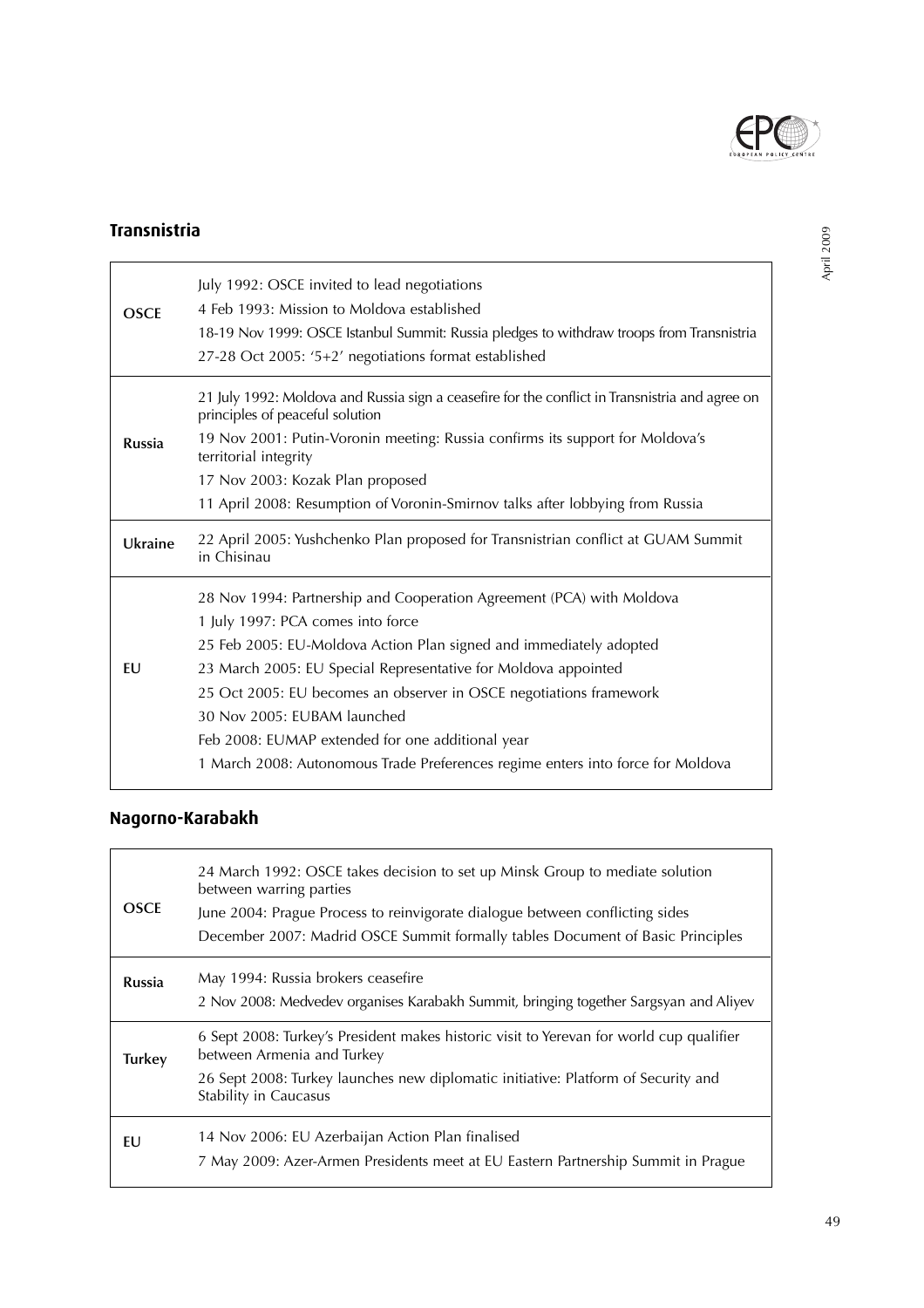## Transnistria

| | |
|---|---|
| **OSCE** | July 1992: OSCE invited to lead negotiations<br>4 Feb 1993: Mission to Moldova established<br>18-19 Nov 1999: OSCE Istanbul Summit: Russia pledges to withdraw troops from Transnistria<br>27-28 Oct 2005: '5+2' negotiations format established |
| **Russia** | 21 July 1992: Moldova and Russia sign a ceasefire for the conflict in Transnistria and agree on principles of peaceful solution<br>19 Nov 2001: Putin-Voronin meeting: Russia confirms its support for Moldova's territorial integrity<br>17 Nov 2003: Kozak Plan proposed<br>11 April 2008: Resumption of Voronin-Smirnov talks after lobbying from Russia |
| **Ukraine** | 22 April 2005: Yushchenko Plan proposed for Transnistrian conflict at GUAM Summit in Chisinau |
| **EU** | 28 Nov 1994: Partnership and Cooperation Agreement (PCA) with Moldova<br>1 July 1997: PCA comes into force<br>25 Feb 2005: EU-Moldova Action Plan signed and immediately adopted<br>23 March 2005: EU Special Representative for Moldova appointed<br>25 Oct 2005: EU becomes an observer in OSCE negotiations framework<br>30 Nov 2005: EUBAM launched<br>Feb 2008: EUMAP extended for one additional year<br>1 March 2008: Autonomous Trade Preferences regime enters into force for Moldova |

## Nagorno-Karabakh

| | |
|---|---|
| **OSCE** | 24 March 1992: OSCE takes decision to set up Minsk Group to mediate solution between warring parties<br>June 2004: Prague Process to reinvigorate dialogue between conflicting sides<br>December 2007: Madrid OSCE Summit formally tables Document of Basic Principles |
| **Russia** | May 1994: Russia brokers ceasefire<br>2 Nov 2008: Medvedev organises Karabakh Summit, bringing together Sargsyan and Aliyev |
| **Turkey** | 6 Sept 2008: Turkey's President makes historic visit to Yerevan for world cup qualifier between Armenia and Turkey<br>26 Sept 2008: Turkey launches new diplomatic initiative: Platform of Security and Stability in Caucasus |
| **EU** | 14 Nov 2006: EU Azerbaijan Action Plan finalised<br>7 May 2009: Azer-Armen Presidents meet at EU Eastern Partnership Summit in Prague |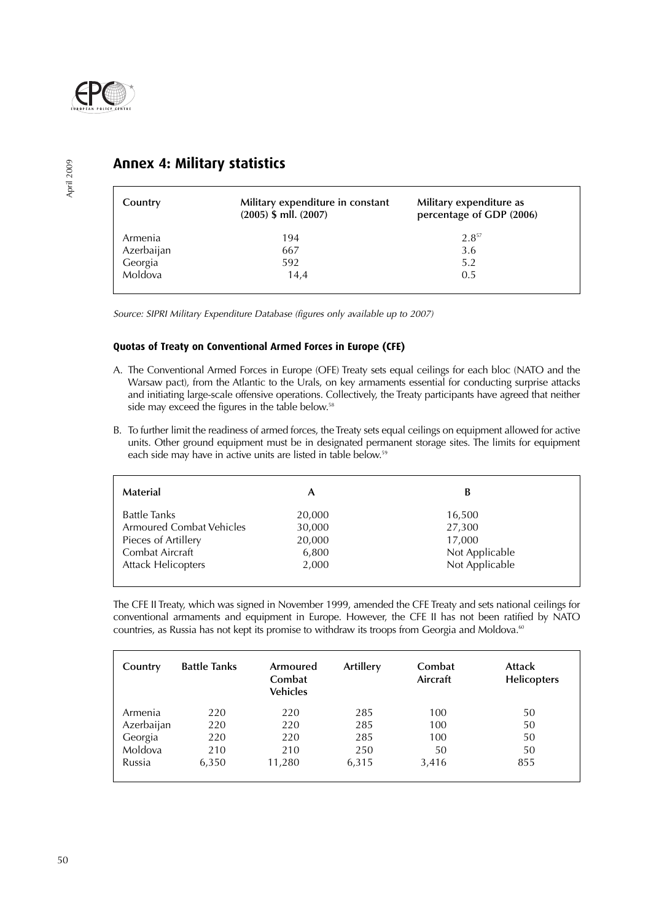## Annex 4: Military statistics

| Country | Military expenditure in constant (2005) $ mll. (2007) | Military expenditure as percentage of GDP (2006) |
|---|---|---|
| Armenia | 194 | 2.8[57] |
| Azerbaijan | 667 | 3.6 |
| Georgia | 592 | 5.2 |
| Moldova | 14,4 | 0.5 |

*Source: SIPRI Military Expenditure Database (figures only available up to 2007)*

### Quotas of Treaty on Conventional Armed Forces in Europe (CFE)

A. The Conventional Armed Forces in Europe (OFE) Treaty sets equal ceilings for each bloc (NATO and the Warsaw pact), from the Atlantic to the Urals, on key armaments essential for conducting surprise attacks and initiating large-scale offensive operations. Collectively, the Treaty participants have agreed that neither side may exceed the figures in the table below.[58]

B. To further limit the readiness of armed forces, the Treaty sets equal ceilings on equipment allowed for active units. Other ground equipment must be in designated permanent storage sites. The limits for equipment each side may have in active units are listed in table below.[59]

| Material | A | B |
|---|---|---|
| Battle Tanks | 20,000 | 16,500 |
| Armoured Combat Vehicles | 30,000 | 27,300 |
| Pieces of Artillery | 20,000 | 17,000 |
| Combat Aircraft | 6,800 | Not Applicable |
| Attack Helicopters | 2,000 | Not Applicable |

The CFE II Treaty, which was signed in November 1999, amended the CFE Treaty and sets national ceilings for conventional armaments and equipment in Europe. However, the CFE II has not been ratified by NATO countries, as Russia has not kept its promise to withdraw its troops from Georgia and Moldova.[60]

| Country | Battle Tanks | Armoured Combat Vehicles | Artillery | Combat Aircraft | Attack Helicopters |
|---|---|---|---|---|---|
| Armenia | 220 | 220 | 285 | 100 | 50 |
| Azerbaijan | 220 | 220 | 285 | 100 | 50 |
| Georgia | 220 | 220 | 285 | 100 | 50 |
| Moldova | 210 | 210 | 250 | 50 | 50 |
| Russia | 6,350 | 11,280 | 6,315 | 3,416 | 855 |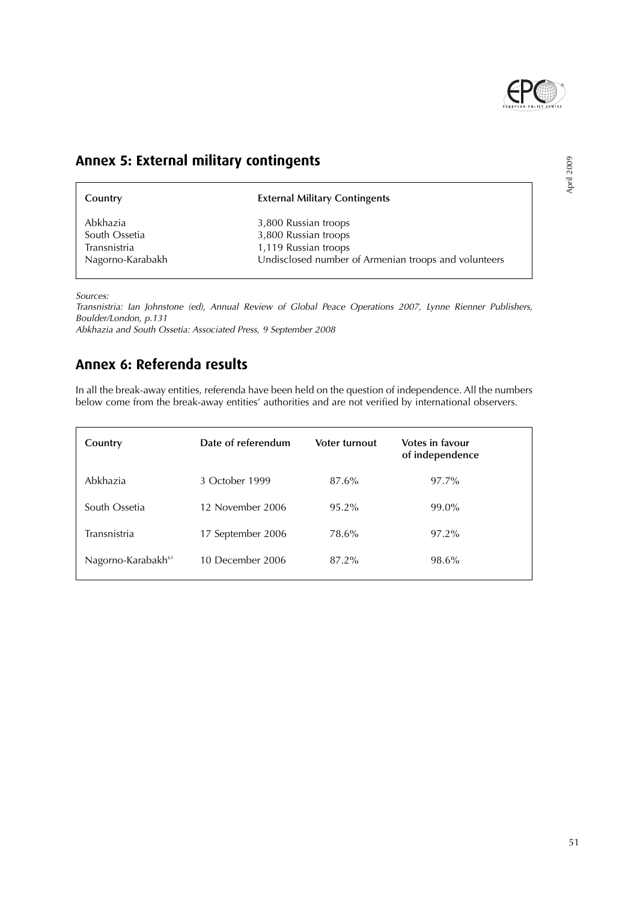## Annex 5: External military contingents

| Country | External Military Contingents |
|---|---|
| Abkhazia | 3,800 Russian troops |
| South Ossetia | 3,800 Russian troops |
| Transnistria | 1,119 Russian troops |
| Nagorno-Karabakh | Undisclosed number of Armenian troops and volunteers |

*Sources:*
*Transnistria: Ian Johnstone (ed), Annual Review of Global Peace Operations 2007, Lynne Rienner Publishers, Boulder/London, p.131*
*Abkhazia and South Ossetia: Associated Press, 9 September 2008*

## Annex 6: Referenda results

In all the break-away entities, referenda have been held on the question of independence. All the numbers below come from the break-away entities' authorities and are not verified by international observers.

| Country | Date of referendum | Voter turnout | Votes in favour of independence |
|---|---|---|---|
| Abkhazia | 3 October 1999 | 87.6% | 97.7% |
| South Ossetia | 12 November 2006 | 95.2% | 99.0% |
| Transnistria | 17 September 2006 | 78.6% | 97.2% |
| Nagorno-Karabakh[61] | 10 December 2006 | 87.2% | 98.6% |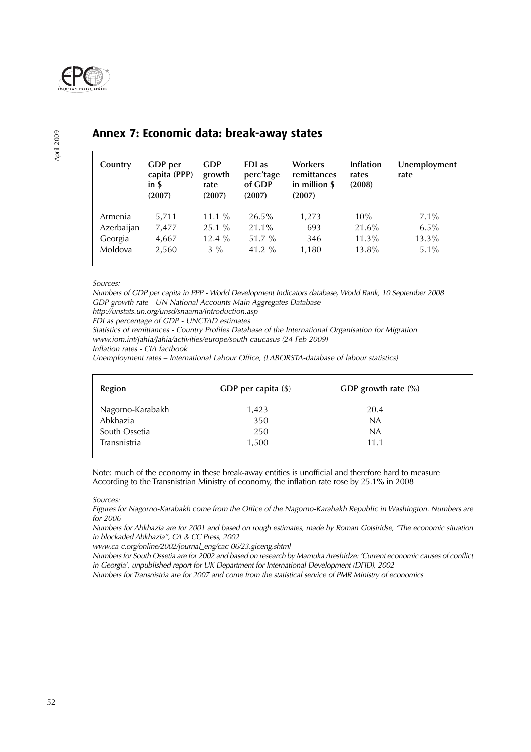## Annex 7: Economic data: break-away states

| Country | GDP per capita (PPP) in $ (2007) | GDP growth rate (2007) | FDI as perc'tage of GDP (2007) | Workers remittances in million $ (2007) | Inflation rates (2008) | Unemployment rate |
|---|---|---|---|---|---|---|
| Armenia | 5,711 | 11.1 % | 26.5% | 1,273 | 10% | 7.1% |
| Azerbaijan | 7,477 | 25.1 % | 21.1% | 693 | 21.6% | 6.5% |
| Georgia | 4,667 | 12.4 % | 51.7 % | 346 | 11.3% | 13.3% |
| Moldova | 2,560 | 3 % | 41.2 % | 1,180 | 13.8% | 5.1% |

*Sources:*

*Numbers of GDP per capita in PPP - World Development Indicators database, World Bank, 10 September 2008*

*GDP growth rate - UN National Accounts Main Aggregates Database*

*http://unstats.un.org/unsd/snaama/introduction.asp*

*FDI as percentage of GDP - UNCTAD estimates*

*Statistics of remittances - Country Profiles Database of the International Organisation for Migration*

*www.iom.int/jahia/Jahia/activities/europe/south-caucasus (24 Feb 2009)*

*Inflation rates - CIA factbook*

*Unemployment rates – International Labour Office, (LABORSTA-database of labour statistics)*

| Region | GDP per capita ($) | GDP growth rate (%) |
|---|---|---|
| Nagorno-Karabakh | 1,423 | 20.4 |
| Abkhazia | 350 | NA |
| South Ossetia | 250 | NA |
| Transnistria | 1,500 | 11.1 |

Note: much of the economy in these break-away entities is unofficial and therefore hard to measure
According to the Transnistrian Ministry of economy, the inflation rate rose by 25.1% in 2008

*Sources:*

*Figures for Nagorno-Karabakh come from the Office of the Nagorno-Karabakh Republic in Washington. Numbers are for 2006*

*Numbers for Abkhazia are for 2001 and based on rough estimates, made by Roman Gotsiridse, "The economic situation in blockaded Abkhazia", CA & CC Press, 2002*

*www.ca-c.org/online/2002/journal_eng/cac-06/23.giceng.shtml*

*Numbers for South Ossetia are for 2002 and based on research by Mamuka Areshidze: 'Current economic causes of conflict in Georgia', unpublished report for UK Department for International Development (DFID), 2002*

*Numbers for Transnistria are for 2007 and come from the statistical service of PMR Ministry of economics*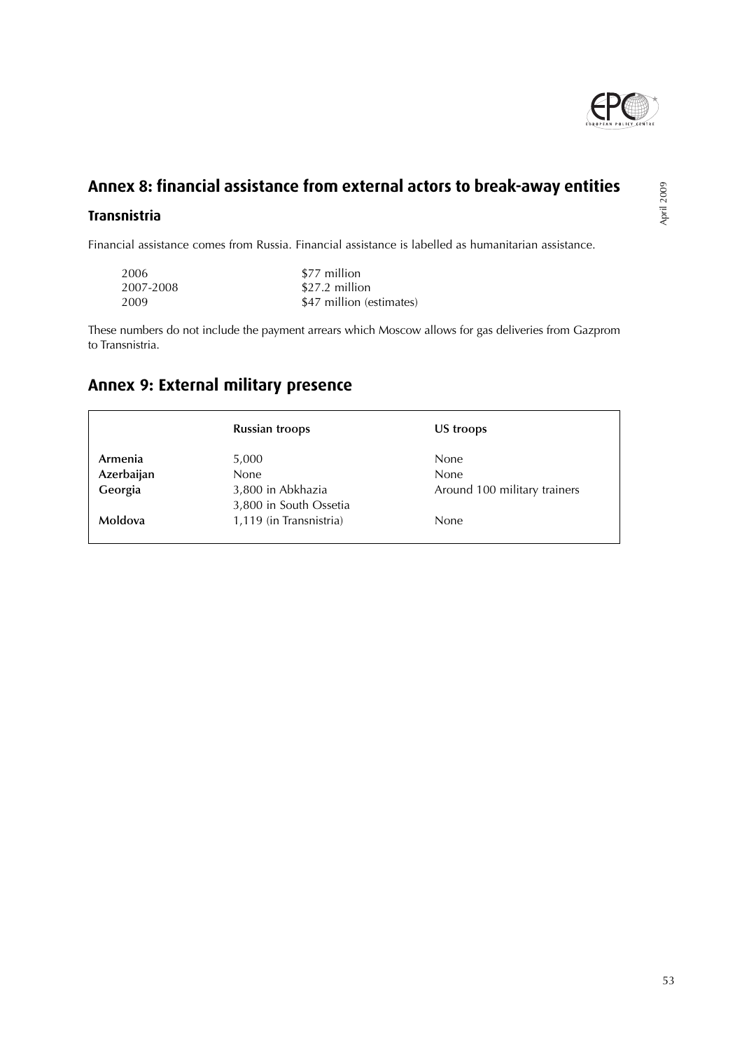## Annex 8: financial assistance from external actors to break-away entities

### Transnistria

Financial assistance comes from Russia. Financial assistance is labelled as humanitarian assistance.

| | |
|---|---|
| 2006 | $77 million |
| 2007-2008 | $27.2 million |
| 2009 | $47 million (estimates) |

These numbers do not include the payment arrears which Moscow allows for gas deliveries from Gazprom to Transnistria.

## Annex 9: External military presence

| | Russian troops | US troops |
|---|---|---|
| **Armenia** | 5,000 | None |
| **Azerbaijan** | None | None |
| **Georgia** | 3,800 in Abkhazia<br>3,800 in South Ossetia | Around 100 military trainers |
| **Moldova** | 1,119 (in Transnistria) | None |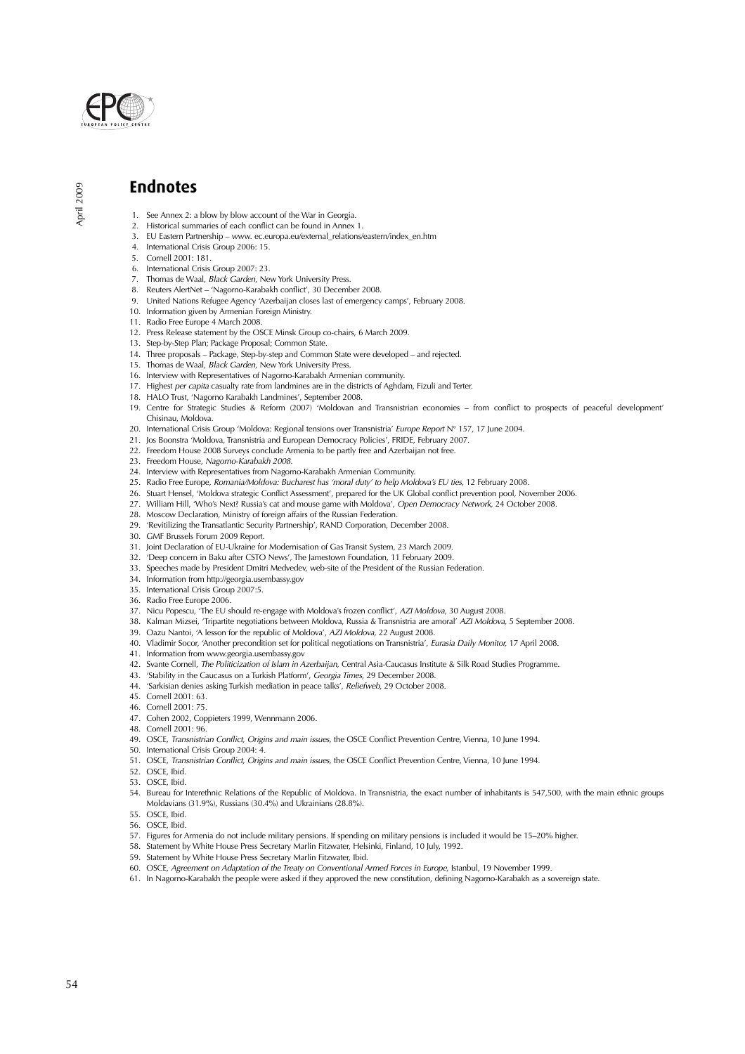## Endnotes

1. See Annex 2: a blow by blow account of the War in Georgia.
2. Historical summaries of each conflict can be found in Annex 1.
3. EU Eastern Partnership – www. ec.europa.eu/external_relations/eastern/index_en.htm
4. International Crisis Group 2006: 15.
5. Cornell 2001: 181.
6. International Crisis Group 2007: 23.
7. Thomas de Waal, *Black Garden*, New York University Press.
8. Reuters AlertNet – 'Nagorno-Karabakh conflict', 30 December 2008.
9. United Nations Refugee Agency 'Azerbaijan closes last of emergency camps', February 2008.
10. Information given by Armenian Foreign Ministry.
11. Radio Free Europe 4 March 2008.
12. Press Release statement by the OSCE Minsk Group co-chairs, 6 March 2009.
13. Step-by-Step Plan; Package Proposal; Common State.
14. Three proposals – Package, Step-by-step and Common State were developed – and rejected.
15. Thomas de Waal, *Black Garden*, New York University Press.
16. Interview with Representatives of Nagorno-Karabakh Armenian community.
17. Highest *per capita* casualty rate from landmines are in the districts of Aghdam, Fizuli and Terter.
18. HALO Trust, 'Nagorno Karabakh Landmines', September 2008.
19. Centre for Strategic Studies & Reform (2007) 'Moldovan and Transnistrian economies – from conflict to prospects of peaceful development' Chisinau, Moldova.
20. International Crisis Group 'Moldova: Regional tensions over Transnistria' *Europe Report* N° 157, 17 June 2004.
21. Jos Boonstra 'Moldova, Transnistria and European Democracy Policies', FRIDE, February 2007.
22. Freedom House 2008 Surveys conclude Armenia to be partly free and Azerbaijan not free.
23. Freedom House, *Nagorno-Karabakh 2008*.
24. Interview with Representatives from Nagorno-Karabakh Armenian Community.
25. Radio Free Europe, *Romania/Moldova: Bucharest has 'moral duty' to help Moldova's EU ties*, 12 February 2008.
26. Stuart Hensel, 'Moldova strategic Conflict Assessment', prepared for the UK Global conflict prevention pool, November 2006.
27. William Hill, 'Who's Next? Russia's cat and mouse game with Moldova', *Open Democracy Network*, 24 October 2008.
28. Moscow Declaration, Ministry of foreign affairs of the Russian Federation.
29. 'Revitilizing the Transatlantic Security Partnership', RAND Corporation, December 2008.
30. GMF Brussels Forum 2009 Report.
31. Joint Declaration of EU-Ukraine for Modernisation of Gas Transit System, 23 March 2009.
32. 'Deep concern in Baku after CSTO News', The Jamestown Foundation, 11 February 2009.
33. Speeches made by President Dmitri Medvedev, web-site of the President of the Russian Federation.
34. Information from http://georgia.usembassy.gov
35. International Crisis Group 2007:5.
36. Radio Free Europe 2006.
37. Nicu Popescu, 'The EU should re-engage with Moldova's frozen conflict', *AZI Moldova*, 30 August 2008.
38. Kalman Mizsei, 'Tripartite negotiations between Moldova, Russia & Transnistria are amoral' *AZI Moldova*, 5 September 2008.
39. Oazu Nantoi, 'A lesson for the republic of Moldova', *AZI Moldova*, 22 August 2008.
40. Vladimir Socor, 'Another precondition set for political negotiations on Transnistria', *Eurasia Daily Monitor*, 17 April 2008.
41. Information from www.georgia.usembassy.gov
42. Svante Cornell, *The Politicization of Islam in Azerbaijan*, Central Asia-Caucasus Institute & Silk Road Studies Programme.
43. 'Stability in the Caucasus on a Turkish Platform', *Georgia Times*, 29 December 2008.
44. 'Sarkisian denies asking Turkish mediation in peace talks', *Reliefweb*, 29 October 2008.
45. Cornell 2001: 63.
46. Cornell 2001: 75.
47. Cohen 2002, Coppieters 1999, Wennmann 2006.
48. Cornell 2001: 96.
49. OSCE, *Transnistrian Conflict, Origins and main issues*, the OSCE Conflict Prevention Centre, Vienna, 10 June 1994.
50. International Crisis Group 2004: 4.
51. OSCE, *Transnistrian Conflict, Origins and main issues*, the OSCE Conflict Prevention Centre, Vienna, 10 June 1994.
52. OSCE, Ibid.
53. OSCE, Ibid.
54. Bureau for Interethnic Relations of the Republic of Moldova. In Transnistria, the exact number of inhabitants is 547,500, with the main ethnic groups Moldavians (31.9%), Russians (30.4%) and Ukrainians (28.8%).
55. OSCE, Ibid.
56. OSCE, Ibid.
57. Figures for Armenia do not include military pensions. If spending on military pensions is included it would be 15–20% higher.
58. Statement by White House Press Secretary Marlin Fitzwater, Helsinki, Finland, 10 July, 1992.
59. Statement by White House Press Secretary Marlin Fitzwater, Ibid.
60. OSCE, *Agreement on Adaptation of the Treaty on Conventional Armed Forces in Europe*, Istanbul, 19 November 1999.
61. In Nagorno-Karabakh the people were asked if they approved the new constitution, defining Nagorno-Karabakh as a sovereign state.